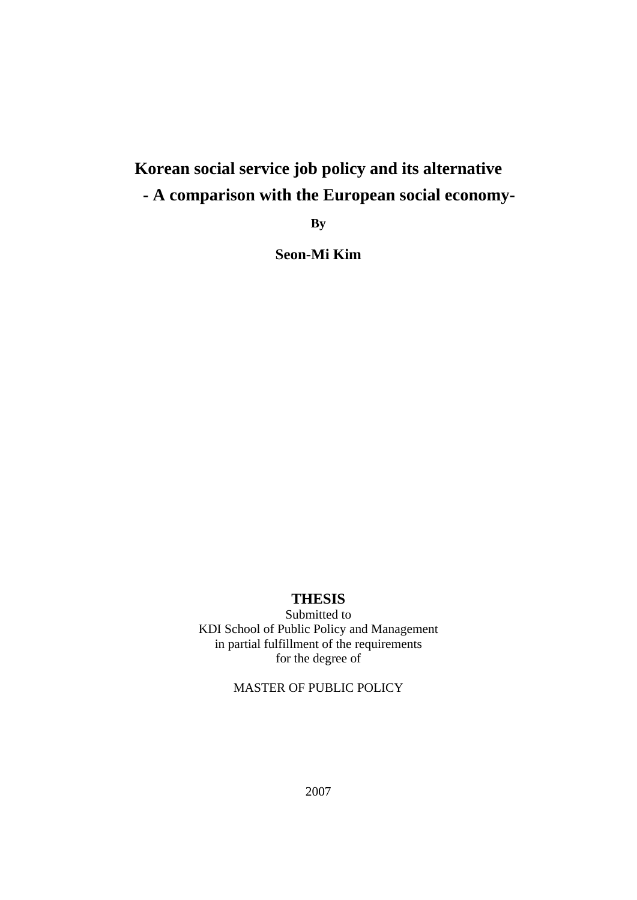# Korean social service job policy and its alternative

## - A comparison with the European social economy-

**By**

**Seon-Mi Kim**

**THESIS**

Submitted to
KDI School of Public Policy and Management
in partial fulfillment of the requirements
for the degree of

MASTER OF PUBLIC POLICY

2007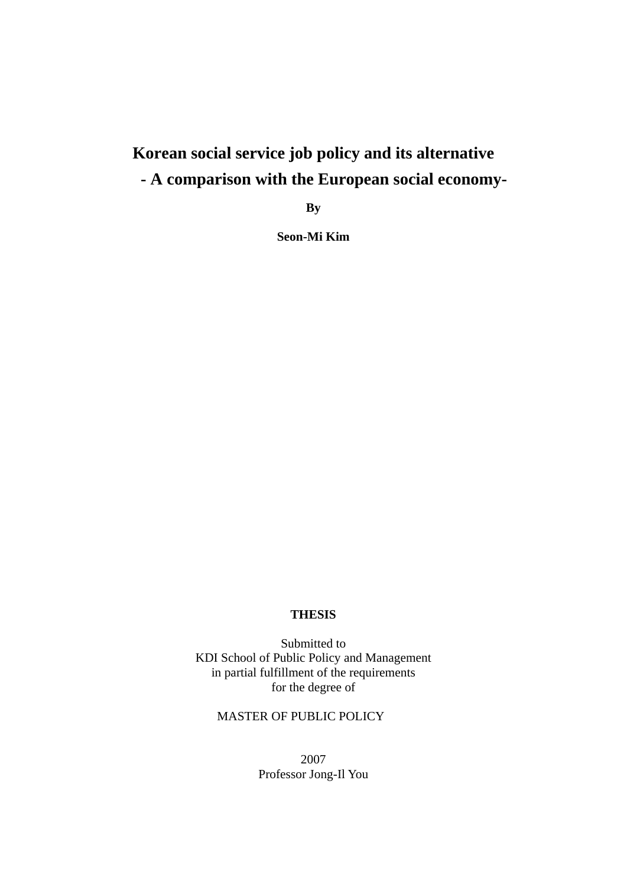# Korean social service job policy and its alternative

## - A comparison with the European social economy-

**By**

**Seon-Mi Kim**

**THESIS**

Submitted to
KDI School of Public Policy and Management
in partial fulfillment of the requirements
for the degree of

MASTER OF PUBLIC POLICY

2007
Professor Jong-Il You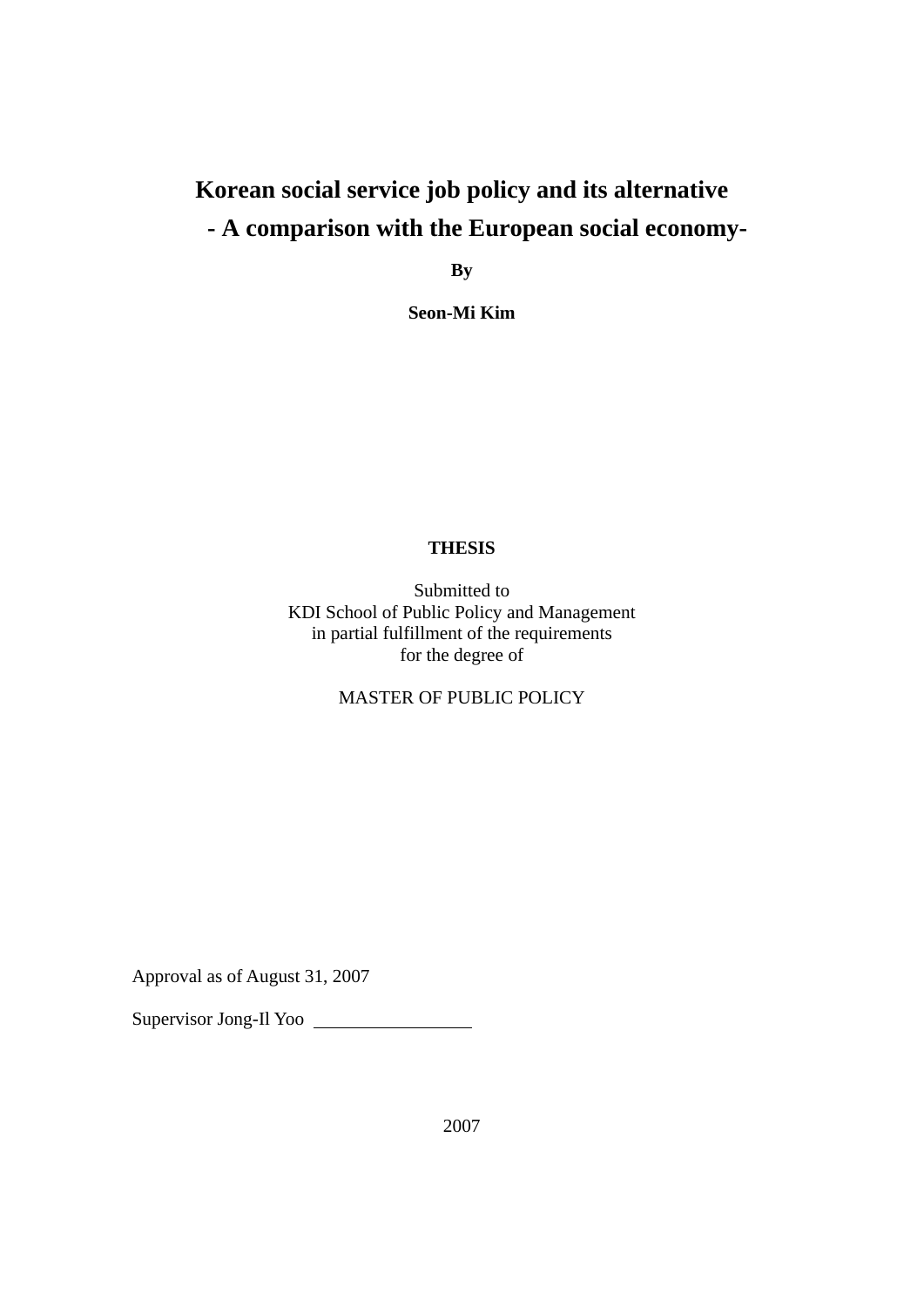# Korean social service job policy and its alternative
# - A comparison with the European social economy-

**By**

**Seon-Mi Kim**

**THESIS**

Submitted to
KDI School of Public Policy and Management
in partial fulfillment of the requirements
for the degree of

MASTER OF PUBLIC POLICY

Approval as of August 31, 2007

Supervisor Jong-Il Yoo \_\_\_\_\_\_\_\_\_\_\_\_\_\_\_\_\_\_

2007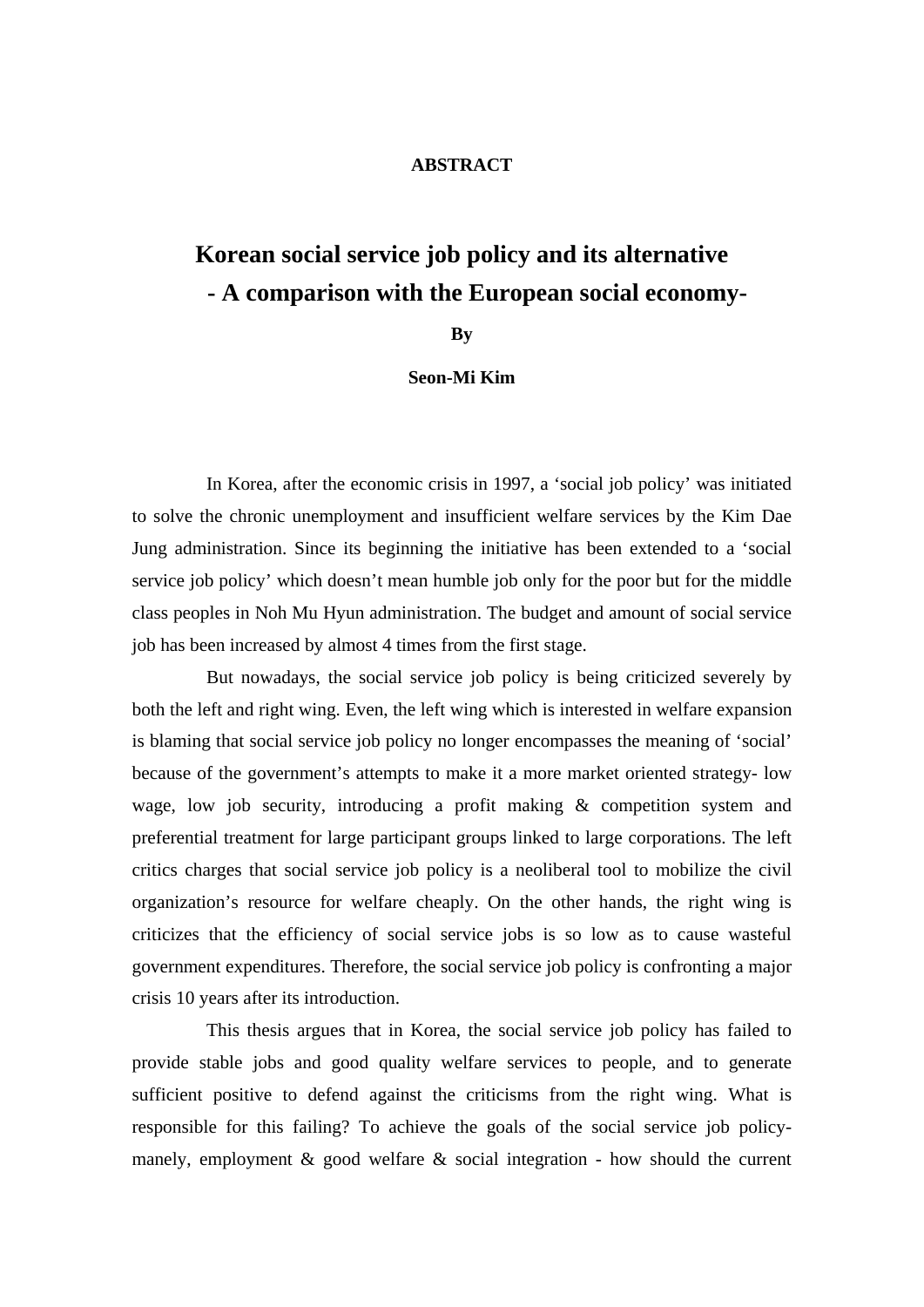# ABSTRACT

## Korean social service job policy and its alternative
## - A comparison with the European social economy-

**By**

**Seon-Mi Kim**

In Korea, after the economic crisis in 1997, a 'social job policy' was initiated to solve the chronic unemployment and insufficient welfare services by the Kim Dae Jung administration. Since its beginning the initiative has been extended to a 'social service job policy' which doesn't mean humble job only for the poor but for the middle class peoples in Noh Mu Hyun administration. The budget and amount of social service job has been increased by almost 4 times from the first stage.

But nowadays, the social service job policy is being criticized severely by both the left and right wing. Even, the left wing which is interested in welfare expansion is blaming that social service job policy no longer encompasses the meaning of 'social' because of the government's attempts to make it a more market oriented strategy- low wage, low job security, introducing a profit making & competition system and preferential treatment for large participant groups linked to large corporations. The left critics charges that social service job policy is a neoliberal tool to mobilize the civil organization's resource for welfare cheaply. On the other hands, the right wing is criticizes that the efficiency of social service jobs is so low as to cause wasteful government expenditures. Therefore, the social service job policy is confronting a major crisis 10 years after its introduction.

This thesis argues that in Korea, the social service job policy has failed to provide stable jobs and good quality welfare services to people, and to generate sufficient positive to defend against the criticisms from the right wing. What is responsible for this failing? To achieve the goals of the social service job policy- manely, employment & good welfare & social integration - how should the current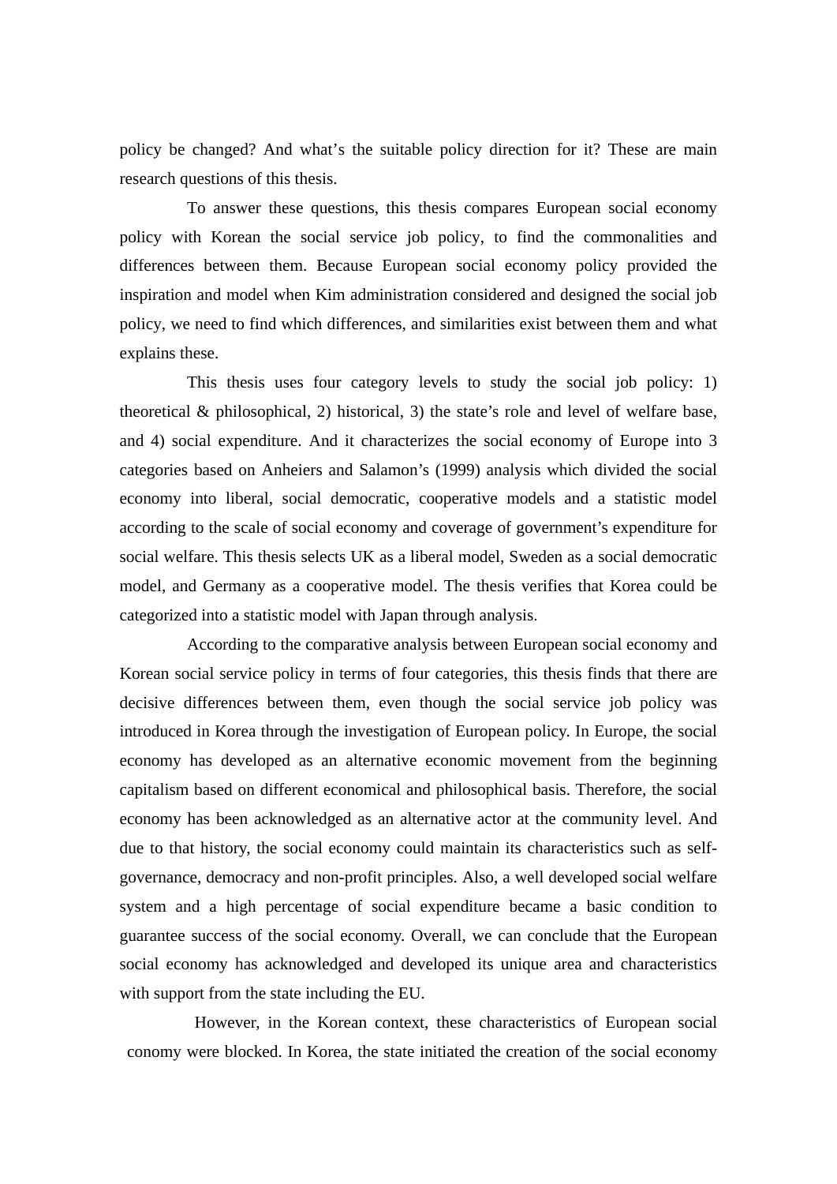policy be changed? And what's the suitable policy direction for it? These are main research questions of this thesis.

To answer these questions, this thesis compares European social economy policy with Korean the social service job policy, to find the commonalities and differences between them. Because European social economy policy provided the inspiration and model when Kim administration considered and designed the social job policy, we need to find which differences, and similarities exist between them and what explains these.

This thesis uses four category levels to study the social job policy: 1) theoretical & philosophical, 2) historical, 3) the state's role and level of welfare base, and 4) social expenditure. And it characterizes the social economy of Europe into 3 categories based on Anheiers and Salamon's (1999) analysis which divided the social economy into liberal, social democratic, cooperative models and a statistic model according to the scale of social economy and coverage of government's expenditure for social welfare. This thesis selects UK as a liberal model, Sweden as a social democratic model, and Germany as a cooperative model. The thesis verifies that Korea could be categorized into a statistic model with Japan through analysis.

According to the comparative analysis between European social economy and Korean social service policy in terms of four categories, this thesis finds that there are decisive differences between them, even though the social service job policy was introduced in Korea through the investigation of European policy. In Europe, the social economy has developed as an alternative economic movement from the beginning capitalism based on different economical and philosophical basis. Therefore, the social economy has been acknowledged as an alternative actor at the community level. And due to that history, the social economy could maintain its characteristics such as self-governance, democracy and non-profit principles. Also, a well developed social welfare system and a high percentage of social expenditure became a basic condition to guarantee success of the social economy. Overall, we can conclude that the European social economy has acknowledged and developed its unique area and characteristics with support from the state including the EU.

However, in the Korean context, these characteristics of European social conomy were blocked. In Korea, the state initiated the creation of the social economy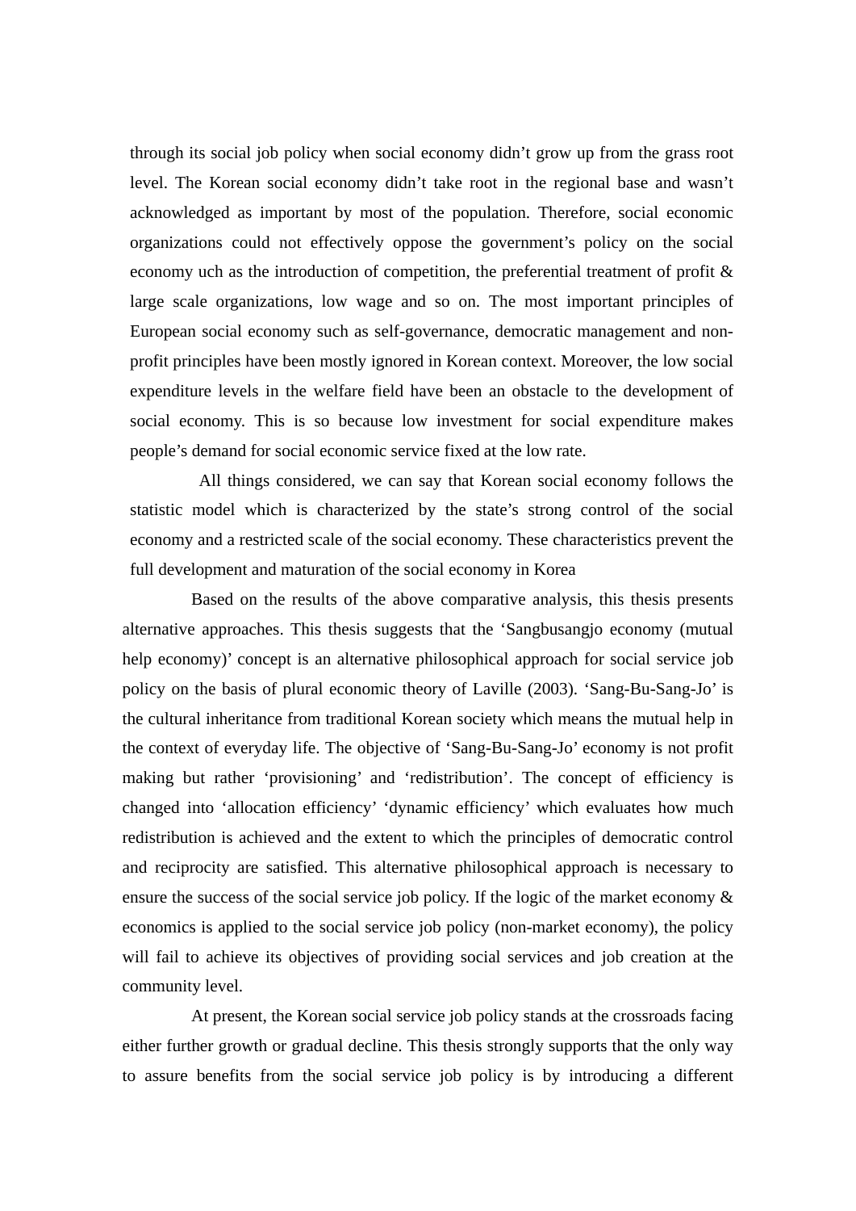through its social job policy when social economy didn't grow up from the grass root level. The Korean social economy didn't take root in the regional base and wasn't acknowledged as important by most of the population. Therefore, social economic organizations could not effectively oppose the government's policy on the social economy uch as the introduction of competition, the preferential treatment of profit & large scale organizations, low wage and so on. The most important principles of European social economy such as self-governance, democratic management and non-profit principles have been mostly ignored in Korean context. Moreover, the low social expenditure levels in the welfare field have been an obstacle to the development of social economy. This is so because low investment for social expenditure makes people's demand for social economic service fixed at the low rate.

All things considered, we can say that Korean social economy follows the statistic model which is characterized by the state's strong control of the social economy and a restricted scale of the social economy. These characteristics prevent the full development and maturation of the social economy in Korea

Based on the results of the above comparative analysis, this thesis presents alternative approaches. This thesis suggests that the 'Sangbusangjo economy (mutual help economy)' concept is an alternative philosophical approach for social service job policy on the basis of plural economic theory of Laville (2003). 'Sang-Bu-Sang-Jo' is the cultural inheritance from traditional Korean society which means the mutual help in the context of everyday life. The objective of 'Sang-Bu-Sang-Jo' economy is not profit making but rather 'provisioning' and 'redistribution'. The concept of efficiency is changed into 'allocation efficiency' 'dynamic efficiency' which evaluates how much redistribution is achieved and the extent to which the principles of democratic control and reciprocity are satisfied. This alternative philosophical approach is necessary to ensure the success of the social service job policy. If the logic of the market economy & economics is applied to the social service job policy (non-market economy), the policy will fail to achieve its objectives of providing social services and job creation at the community level.

At present, the Korean social service job policy stands at the crossroads facing either further growth or gradual decline. This thesis strongly supports that the only way to assure benefits from the social service job policy is by introducing a different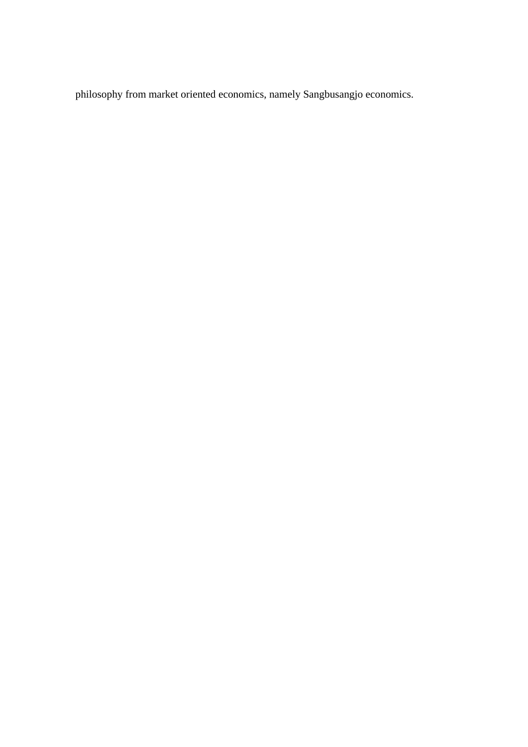philosophy from market oriented economics, namely Sangbusangjo economics.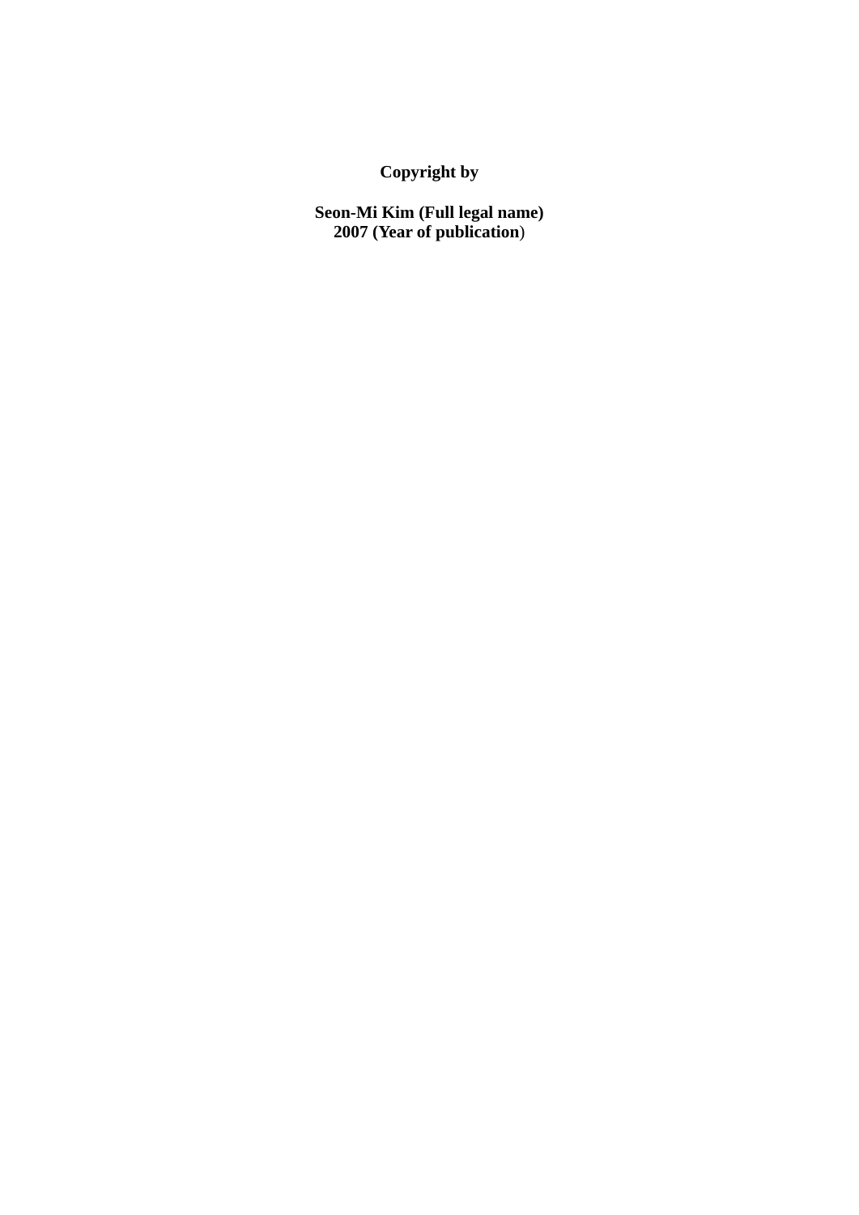**Copyright by**

**Seon-Mi Kim (Full legal name)**
**2007 (Year of publication**)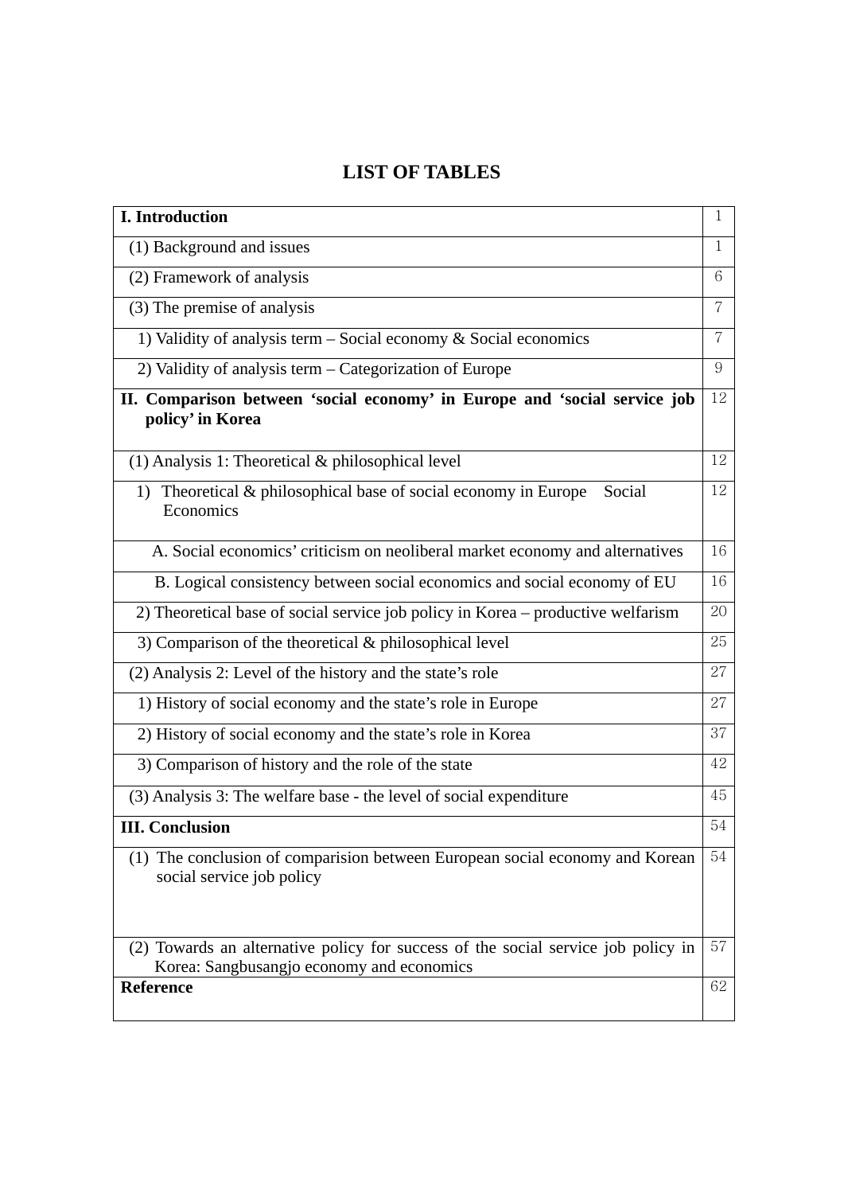# LIST OF TABLES

| I. Introduction | 1 |
|---|---|
| (1) Background and issues | 1 |
| (2) Framework of analysis | 6 |
| (3) The premise of analysis | 7 |
| 1) Validity of analysis term – Social economy & Social economics | 7 |
| 2) Validity of analysis term – Categorization of Europe | 9 |
| **II. Comparison between 'social economy' in Europe and 'social service job policy' in Korea** | 12 |
| (1) Analysis 1: Theoretical & philosophical level | 12 |
| 1) Theoretical & philosophical base of social economy in Europe Social Economics | 12 |
| A. Social economics' criticism on neoliberal market economy and alternatives | 16 |
| B. Logical consistency between social economics and social economy of EU | 16 |
| 2) Theoretical base of social service job policy in Korea – productive welfarism | 20 |
| 3) Comparison of the theoretical & philosophical level | 25 |
| (2) Analysis 2: Level of the history and the state's role | 27 |
| 1) History of social economy and the state's role in Europe | 27 |
| 2) History of social economy and the state's role in Korea | 37 |
| 3) Comparison of history and the role of the state | 42 |
| (3) Analysis 3: The welfare base - the level of social expenditure | 45 |
| **III. Conclusion** | 54 |
| (1) The conclusion of comparision between European social economy and Korean social service job policy | 54 |
| (2) Towards an alternative policy for success of the social service job policy in Korea: Sangbusangjo economy and economics | 57 |
| **Reference** | 62 |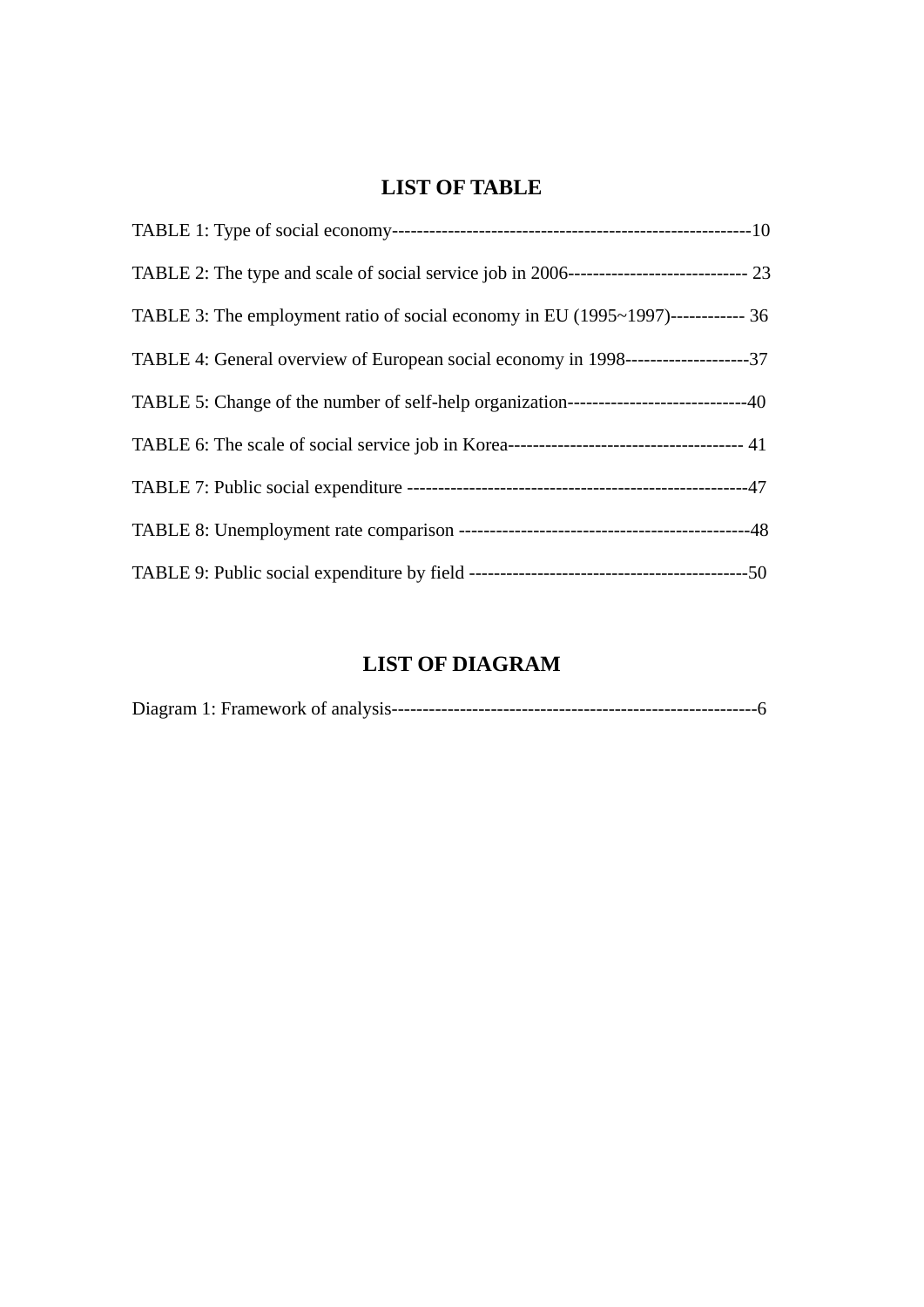## LIST OF TABLE

TABLE 1: Type of social economy---------------------------------------------------------10

TABLE 2: The type and scale of social service job in 2006----------------------------- 23

TABLE 3: The employment ratio of social economy in EU (1995~1997)------------ 36

TABLE 4: General overview of European social economy in 1998--------------------37

TABLE 5: Change of the number of self-help organization-----------------------------40

TABLE 6: The scale of social service job in Korea-------------------------------------- 41

TABLE 7: Public social expenditure -------------------------------------------------------47

TABLE 8: Unemployment rate comparison -----------------------------------------------48

TABLE 9: Public social expenditure by field ---------------------------------------------50

## LIST OF DIAGRAM

Diagram 1: Framework of analysis----------------------------------------------------------6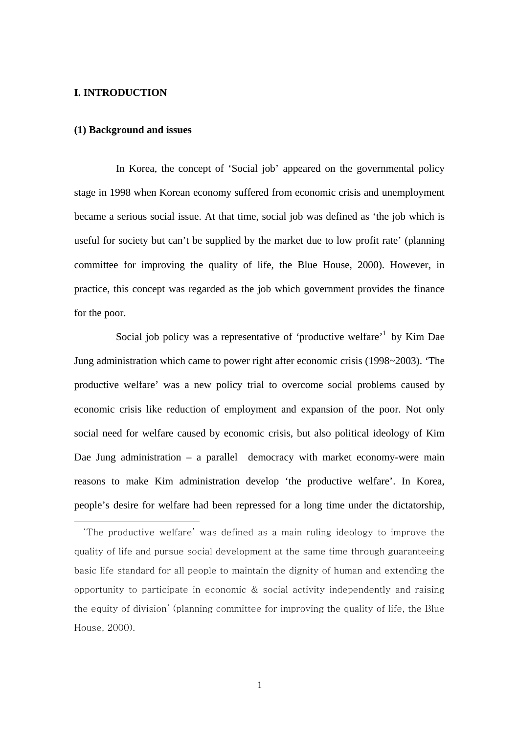# I. INTRODUCTION

## (1) Background and issues

In Korea, the concept of 'Social job' appeared on the governmental policy stage in 1998 when Korean economy suffered from economic crisis and unemployment became a serious social issue. At that time, social job was defined as 'the job which is useful for society but can't be supplied by the market due to low profit rate' (planning committee for improving the quality of life, the Blue House, 2000). However, in practice, this concept was regarded as the job which government provides the finance for the poor.

Social job policy was a representative of 'productive welfare'[1] by Kim Dae Jung administration which came to power right after economic crisis (1998~2003). 'The productive welfare' was a new policy trial to overcome social problems caused by economic crisis like reduction of employment and expansion of the poor. Not only social need for welfare caused by economic crisis, but also political ideology of Kim Dae Jung administration – a parallel democracy with market economy-were main reasons to make Kim administration develop 'the productive welfare'. In Korea, people's desire for welfare had been repressed for a long time under the dictatorship,

---

'The productive welfare' was defined as a main ruling ideology to improve the quality of life and pursue social development at the same time through guaranteeing basic life standard for all people to maintain the dignity of human and extending the opportunity to participate in economic & social activity independently and raising the equity of division' (planning committee for improving the quality of life, the Blue House, 2000).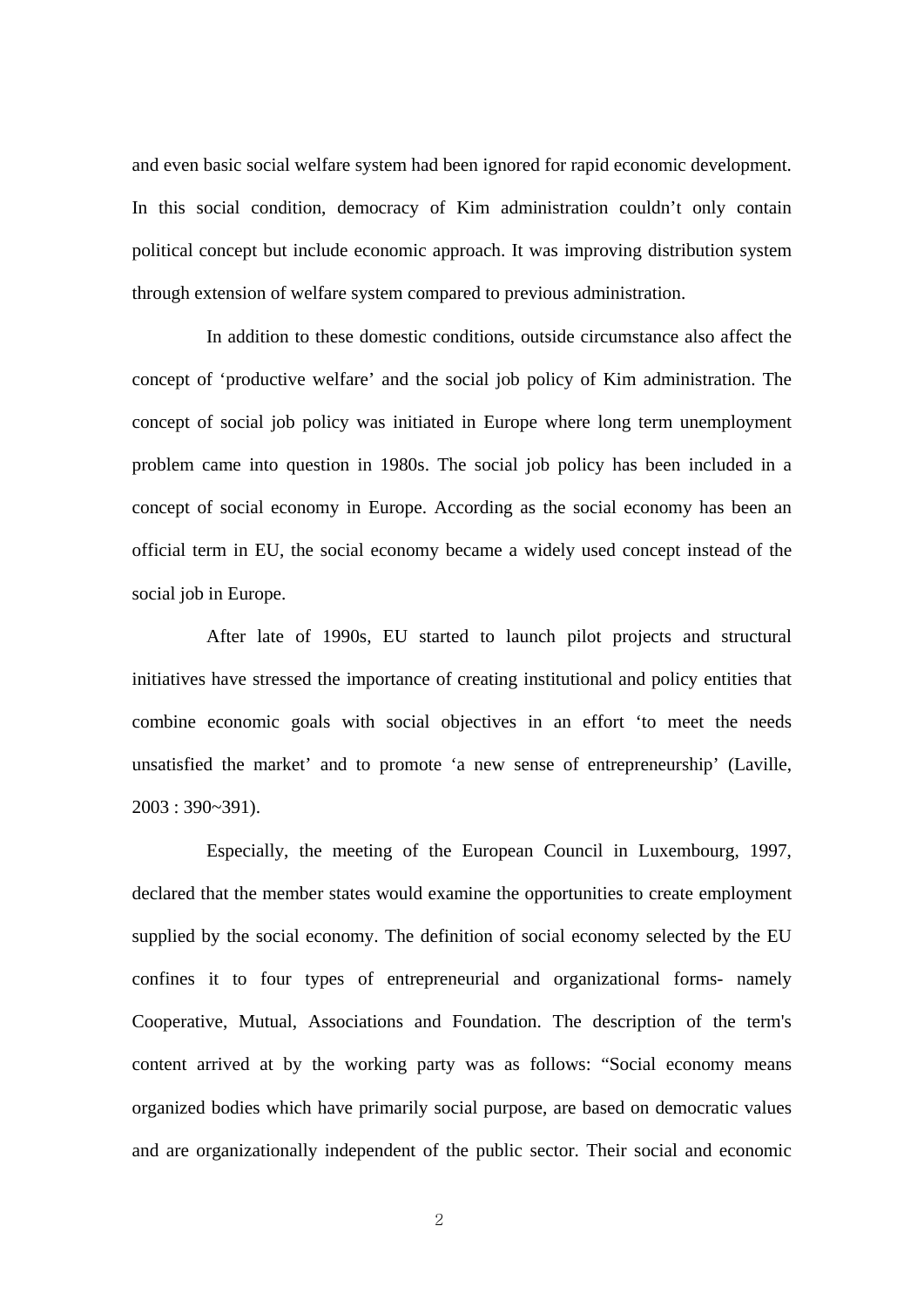and even basic social welfare system had been ignored for rapid economic development. In this social condition, democracy of Kim administration couldn't only contain political concept but include economic approach. It was improving distribution system through extension of welfare system compared to previous administration.

In addition to these domestic conditions, outside circumstance also affect the concept of 'productive welfare' and the social job policy of Kim administration. The concept of social job policy was initiated in Europe where long term unemployment problem came into question in 1980s. The social job policy has been included in a concept of social economy in Europe. According as the social economy has been an official term in EU, the social economy became a widely used concept instead of the social job in Europe.

After late of 1990s, EU started to launch pilot projects and structural initiatives have stressed the importance of creating institutional and policy entities that combine economic goals with social objectives in an effort 'to meet the needs unsatisfied the market' and to promote 'a new sense of entrepreneurship' (Laville, 2003 : 390~391).

Especially, the meeting of the European Council in Luxembourg, 1997, declared that the member states would examine the opportunities to create employment supplied by the social economy. The definition of social economy selected by the EU confines it to four types of entrepreneurial and organizational forms- namely Cooperative, Mutual, Associations and Foundation. The description of the term's content arrived at by the working party was as follows: "Social economy means organized bodies which have primarily social purpose, are based on democratic values and are organizationally independent of the public sector. Their social and economic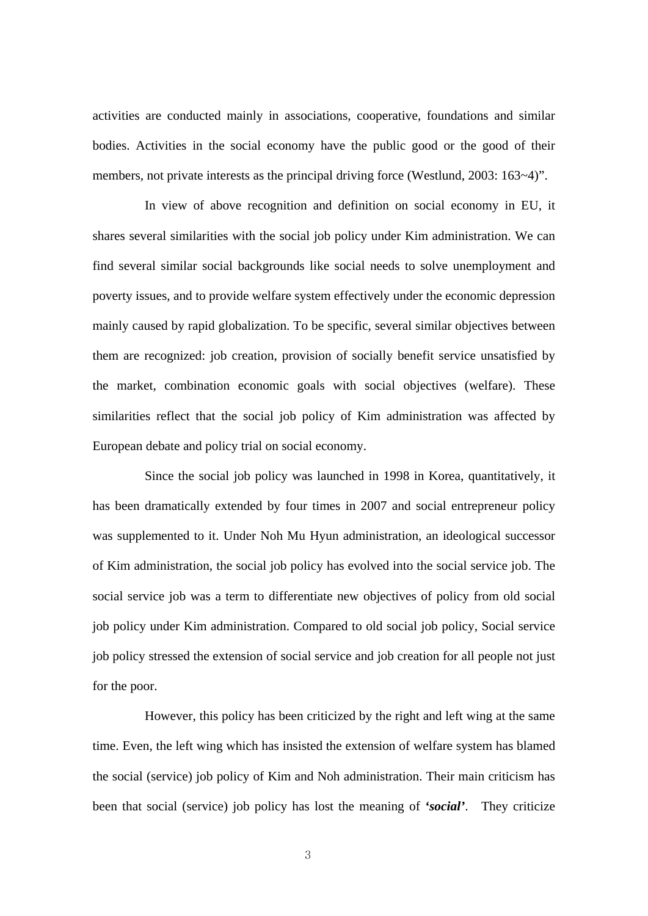activities are conducted mainly in associations, cooperative, foundations and similar bodies. Activities in the social economy have the public good or the good of their members, not private interests as the principal driving force (Westlund, 2003: 163~4)".

In view of above recognition and definition on social economy in EU, it shares several similarities with the social job policy under Kim administration. We can find several similar social backgrounds like social needs to solve unemployment and poverty issues, and to provide welfare system effectively under the economic depression mainly caused by rapid globalization. To be specific, several similar objectives between them are recognized: job creation, provision of socially benefit service unsatisfied by the market, combination economic goals with social objectives (welfare). These similarities reflect that the social job policy of Kim administration was affected by European debate and policy trial on social economy.

Since the social job policy was launched in 1998 in Korea, quantitatively, it has been dramatically extended by four times in 2007 and social entrepreneur policy was supplemented to it. Under Noh Mu Hyun administration, an ideological successor of Kim administration, the social job policy has evolved into the social service job. The social service job was a term to differentiate new objectives of policy from old social job policy under Kim administration. Compared to old social job policy, Social service job policy stressed the extension of social service and job creation for all people not just for the poor.

However, this policy has been criticized by the right and left wing at the same time. Even, the left wing which has insisted the extension of welfare system has blamed the social (service) job policy of Kim and Noh administration. Their main criticism has been that social (service) job policy has lost the meaning of ***'social'***. They criticize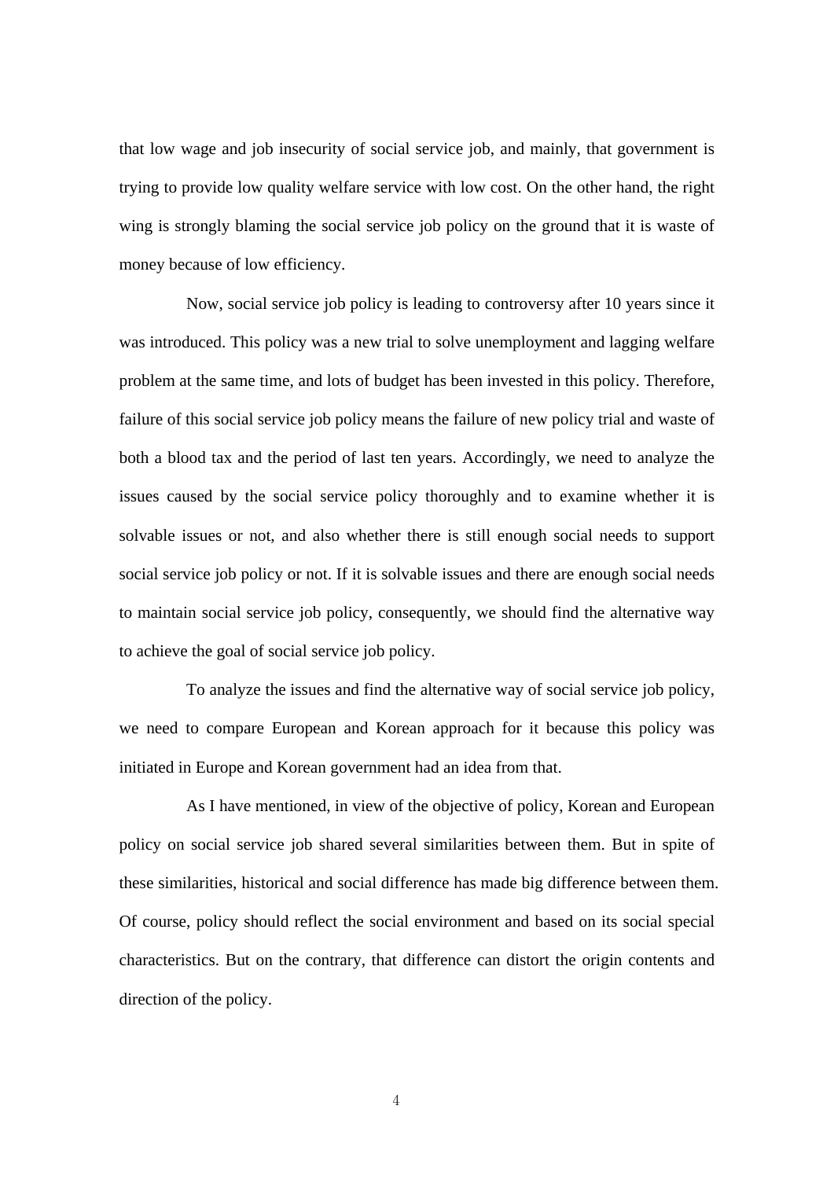that low wage and job insecurity of social service job, and mainly, that government is trying to provide low quality welfare service with low cost. On the other hand, the right wing is strongly blaming the social service job policy on the ground that it is waste of money because of low efficiency.

Now, social service job policy is leading to controversy after 10 years since it was introduced. This policy was a new trial to solve unemployment and lagging welfare problem at the same time, and lots of budget has been invested in this policy. Therefore, failure of this social service job policy means the failure of new policy trial and waste of both a blood tax and the period of last ten years. Accordingly, we need to analyze the issues caused by the social service policy thoroughly and to examine whether it is solvable issues or not, and also whether there is still enough social needs to support social service job policy or not. If it is solvable issues and there are enough social needs to maintain social service job policy, consequently, we should find the alternative way to achieve the goal of social service job policy.

To analyze the issues and find the alternative way of social service job policy, we need to compare European and Korean approach for it because this policy was initiated in Europe and Korean government had an idea from that.

As I have mentioned, in view of the objective of policy, Korean and European policy on social service job shared several similarities between them. But in spite of these similarities, historical and social difference has made big difference between them. Of course, policy should reflect the social environment and based on its social special characteristics. But on the contrary, that difference can distort the origin contents and direction of the policy.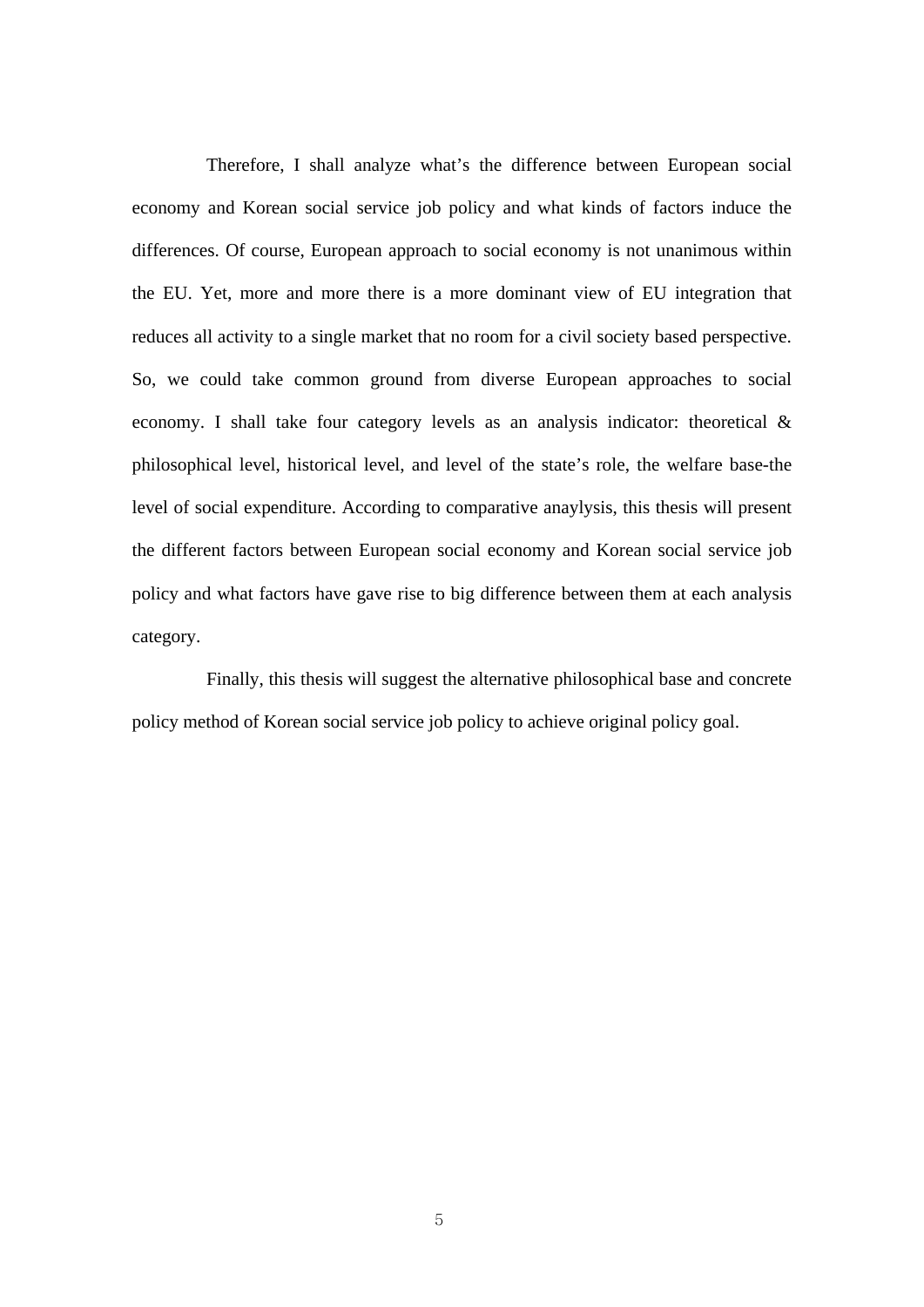Therefore, I shall analyze what's the difference between European social economy and Korean social service job policy and what kinds of factors induce the differences. Of course, European approach to social economy is not unanimous within the EU. Yet, more and more there is a more dominant view of EU integration that reduces all activity to a single market that no room for a civil society based perspective. So, we could take common ground from diverse European approaches to social economy. I shall take four category levels as an analysis indicator: theoretical & philosophical level, historical level, and level of the state's role, the welfare base-the level of social expenditure. According to comparative anaylysis, this thesis will present the different factors between European social economy and Korean social service job policy and what factors have gave rise to big difference between them at each analysis category.

Finally, this thesis will suggest the alternative philosophical base and concrete policy method of Korean social service job policy to achieve original policy goal.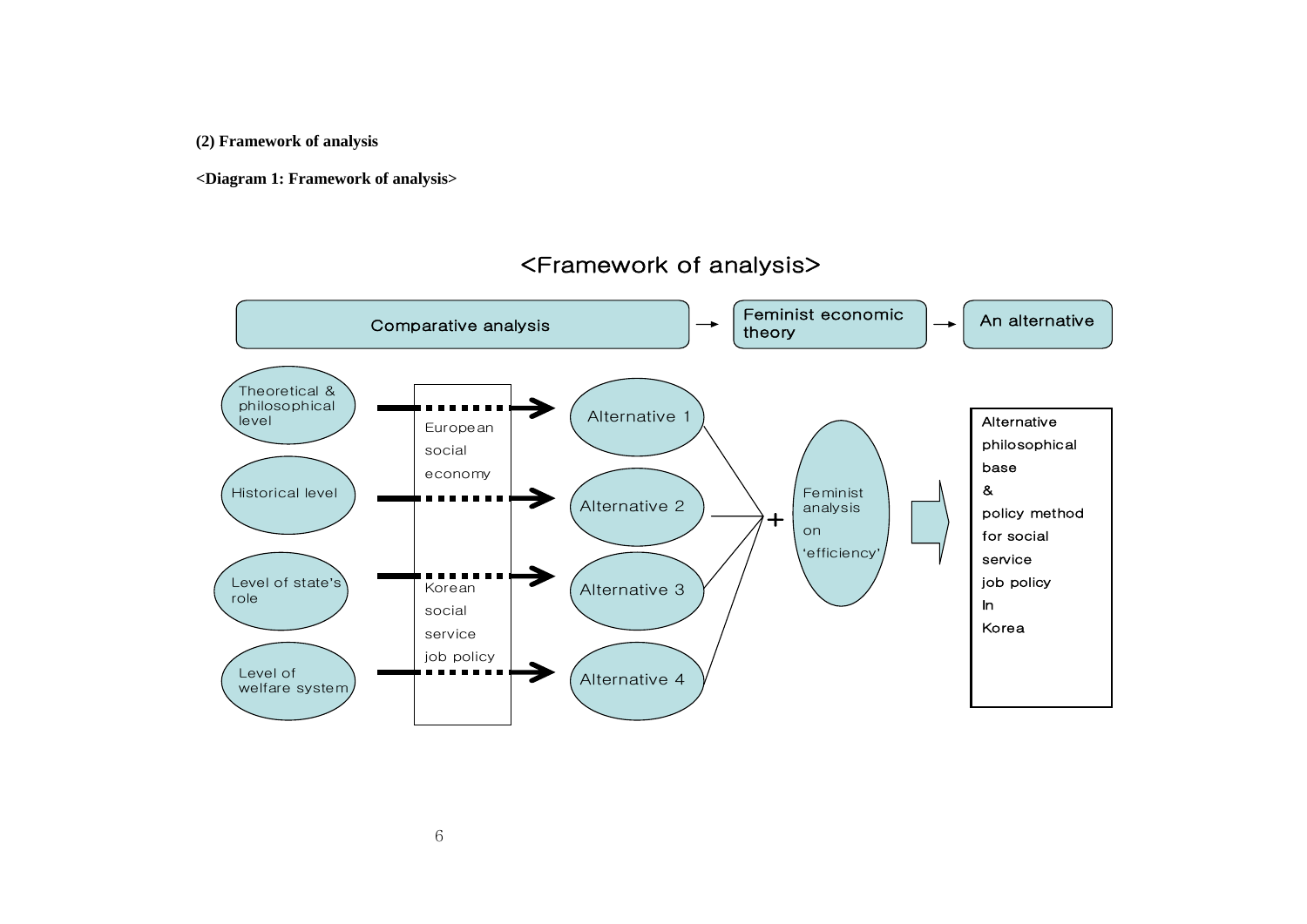**(2) Framework of analysis**

**<Diagram 1: Framework of analysis>**

<Framework of analysis>

Comparative analysis → Feminist economic theory → An alternative

Theoretical & philosophical level → Alternative 1

Historical level → Alternative 2

Level of state's role → Alternative 3

Level of welfare system → Alternative 4

European social economy

Korean social service job policy

+ Feminist analysis on 'efficiency'

Alternative philosophical base & policy method for social service job policy In Korea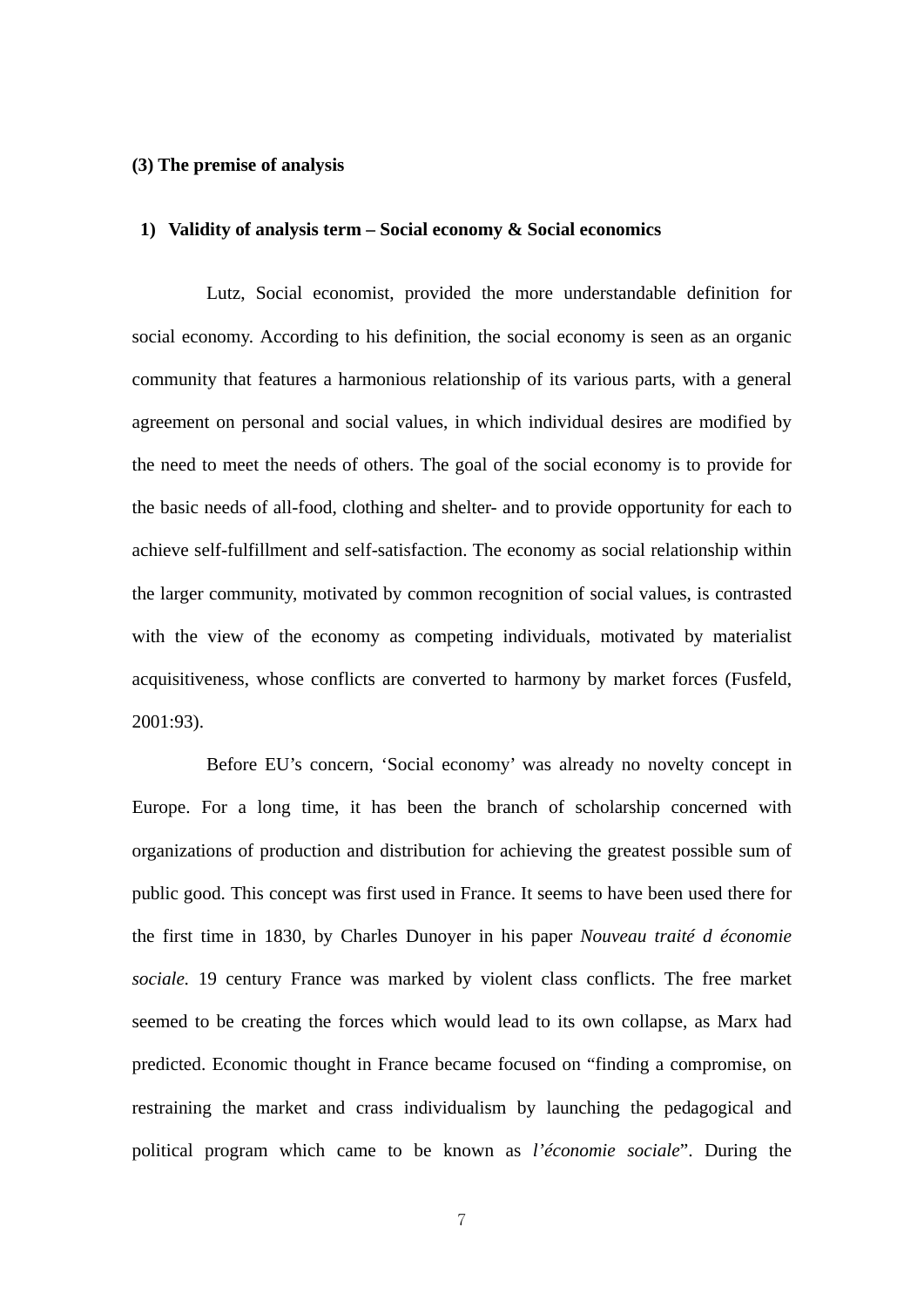### (3) The premise of analysis

#### 1) Validity of analysis term – Social economy & Social economics

Lutz, Social economist, provided the more understandable definition for social economy. According to his definition, the social economy is seen as an organic community that features a harmonious relationship of its various parts, with a general agreement on personal and social values, in which individual desires are modified by the need to meet the needs of others. The goal of the social economy is to provide for the basic needs of all-food, clothing and shelter- and to provide opportunity for each to achieve self-fulfillment and self-satisfaction. The economy as social relationship within the larger community, motivated by common recognition of social values, is contrasted with the view of the economy as competing individuals, motivated by materialist acquisitiveness, whose conflicts are converted to harmony by market forces (Fusfeld, 2001:93).

Before EU's concern, 'Social economy' was already no novelty concept in Europe. For a long time, it has been the branch of scholarship concerned with organizations of production and distribution for achieving the greatest possible sum of public good. This concept was first used in France. It seems to have been used there for the first time in 1830, by Charles Dunoyer in his paper *Nouveau traité d économie sociale.* 19 century France was marked by violent class conflicts. The free market seemed to be creating the forces which would lead to its own collapse, as Marx had predicted. Economic thought in France became focused on "finding a compromise, on restraining the market and crass individualism by launching the pedagogical and political program which came to be known as *l'économie sociale*". During the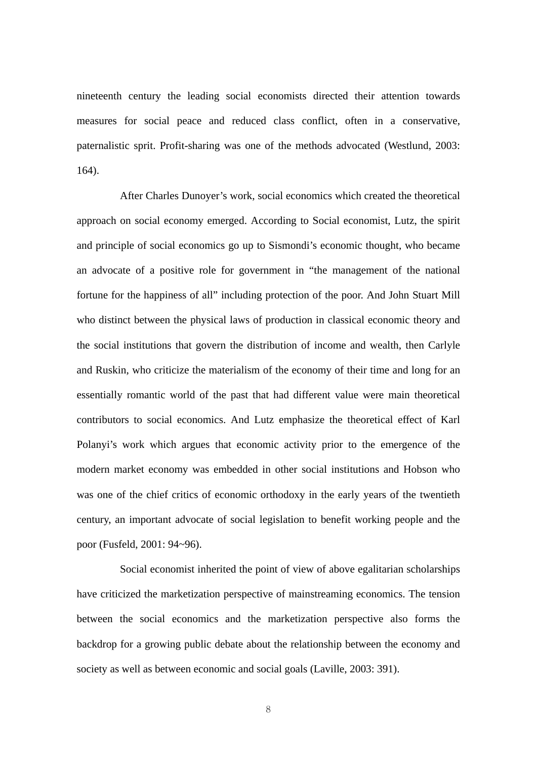nineteenth century the leading social economists directed their attention towards measures for social peace and reduced class conflict, often in a conservative, paternalistic sprit. Profit-sharing was one of the methods advocated (Westlund, 2003: 164).

After Charles Dunoyer’s work, social economics which created the theoretical approach on social economy emerged. According to Social economist, Lutz, the spirit and principle of social economics go up to Sismondi’s economic thought, who became an advocate of a positive role for government in “the management of the national fortune for the happiness of all” including protection of the poor. And John Stuart Mill who distinct between the physical laws of production in classical economic theory and the social institutions that govern the distribution of income and wealth, then Carlyle and Ruskin, who criticize the materialism of the economy of their time and long for an essentially romantic world of the past that had different value were main theoretical contributors to social economics. And Lutz emphasize the theoretical effect of Karl Polanyi’s work which argues that economic activity prior to the emergence of the modern market economy was embedded in other social institutions and Hobson who was one of the chief critics of economic orthodoxy in the early years of the twentieth century, an important advocate of social legislation to benefit working people and the poor (Fusfeld, 2001: 94~96).

Social economist inherited the point of view of above egalitarian scholarships have criticized the marketization perspective of mainstreaming economics. The tension between the social economics and the marketization perspective also forms the backdrop for a growing public debate about the relationship between the economy and society as well as between economic and social goals (Laville, 2003: 391).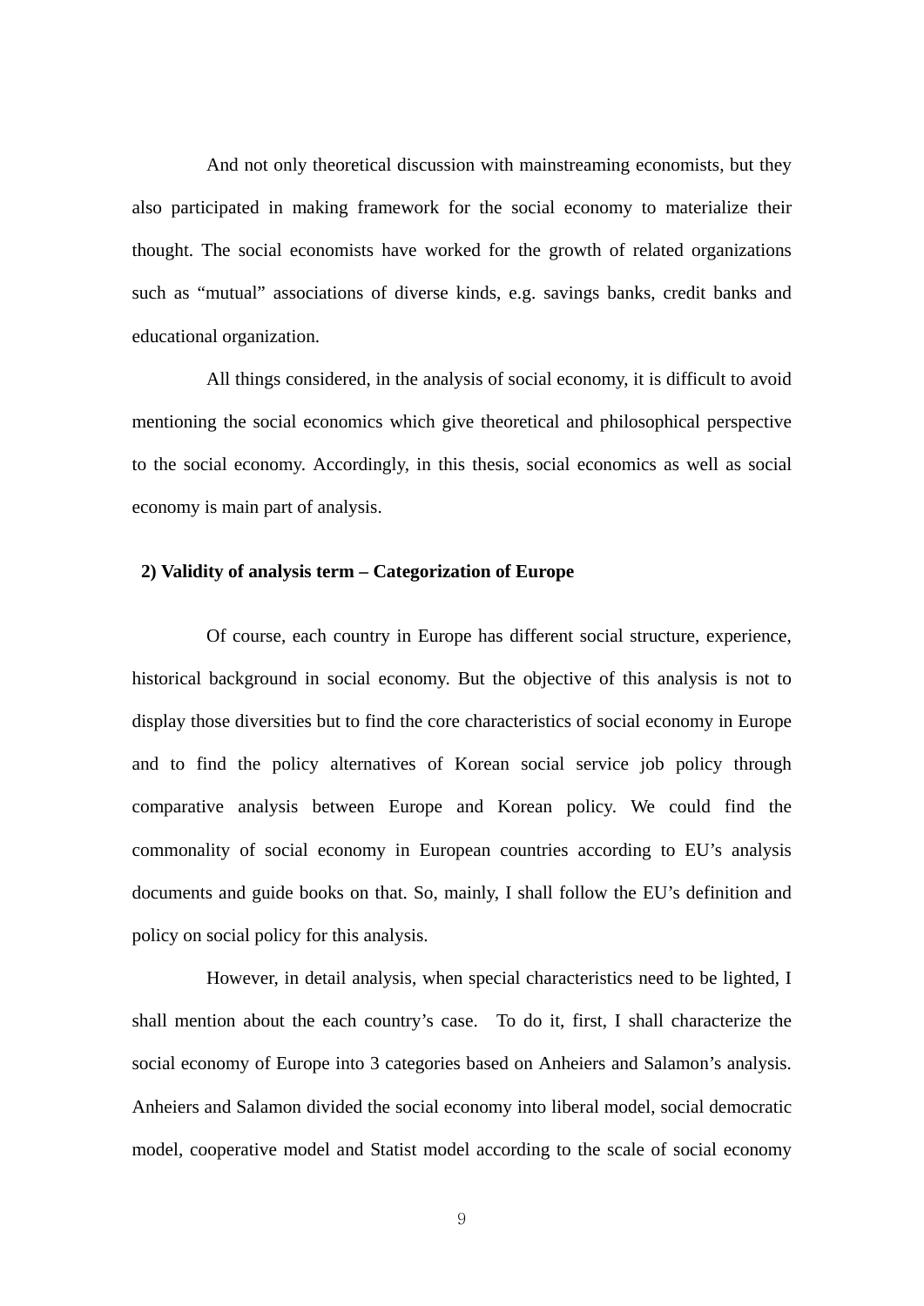And not only theoretical discussion with mainstreaming economists, but they also participated in making framework for the social economy to materialize their thought. The social economists have worked for the growth of related organizations such as “mutual” associations of diverse kinds, e.g. savings banks, credit banks and educational organization.

All things considered, in the analysis of social economy, it is difficult to avoid mentioning the social economics which give theoretical and philosophical perspective to the social economy. Accordingly, in this thesis, social economics as well as social economy is main part of analysis.

**2) Validity of analysis term – Categorization of Europe**

Of course, each country in Europe has different social structure, experience, historical background in social economy. But the objective of this analysis is not to display those diversities but to find the core characteristics of social economy in Europe and to find the policy alternatives of Korean social service job policy through comparative analysis between Europe and Korean policy. We could find the commonality of social economy in European countries according to EU’s analysis documents and guide books on that. So, mainly, I shall follow the EU’s definition and policy on social policy for this analysis.

However, in detail analysis, when special characteristics need to be lighted, I shall mention about the each country’s case. To do it, first, I shall characterize the social economy of Europe into 3 categories based on Anheiers and Salamon’s analysis. Anheiers and Salamon divided the social economy into liberal model, social democratic model, cooperative model and Statist model according to the scale of social economy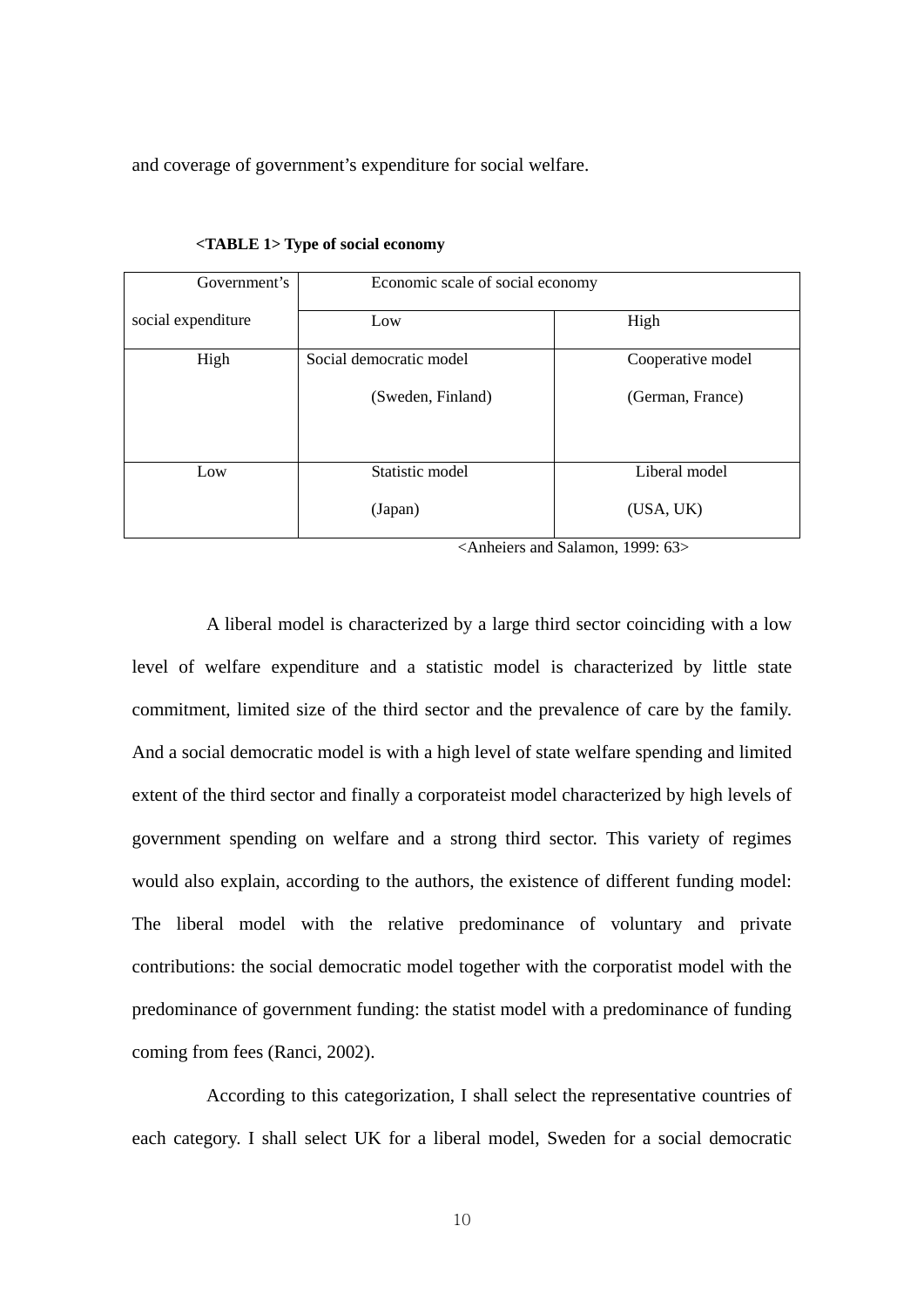and coverage of government's expenditure for social welfare.

**<TABLE 1> Type of social economy**

| Government's social expenditure | Economic scale of social economy | |
|---|---|---|
| | Low | High |
| High | Social democratic model (Sweden, Finland) | Cooperative model (German, France) |
| Low | Statistic model (Japan) | Liberal model (USA, UK) |

<Anheiers and Salamon, 1999: 63>

A liberal model is characterized by a large third sector coinciding with a low level of welfare expenditure and a statistic model is characterized by little state commitment, limited size of the third sector and the prevalence of care by the family. And a social democratic model is with a high level of state welfare spending and limited extent of the third sector and finally a corporateist model characterized by high levels of government spending on welfare and a strong third sector. This variety of regimes would also explain, according to the authors, the existence of different funding model: The liberal model with the relative predominance of voluntary and private contributions: the social democratic model together with the corporatist model with the predominance of government funding: the statist model with a predominance of funding coming from fees (Ranci, 2002).

According to this categorization, I shall select the representative countries of each category. I shall select UK for a liberal model, Sweden for a social democratic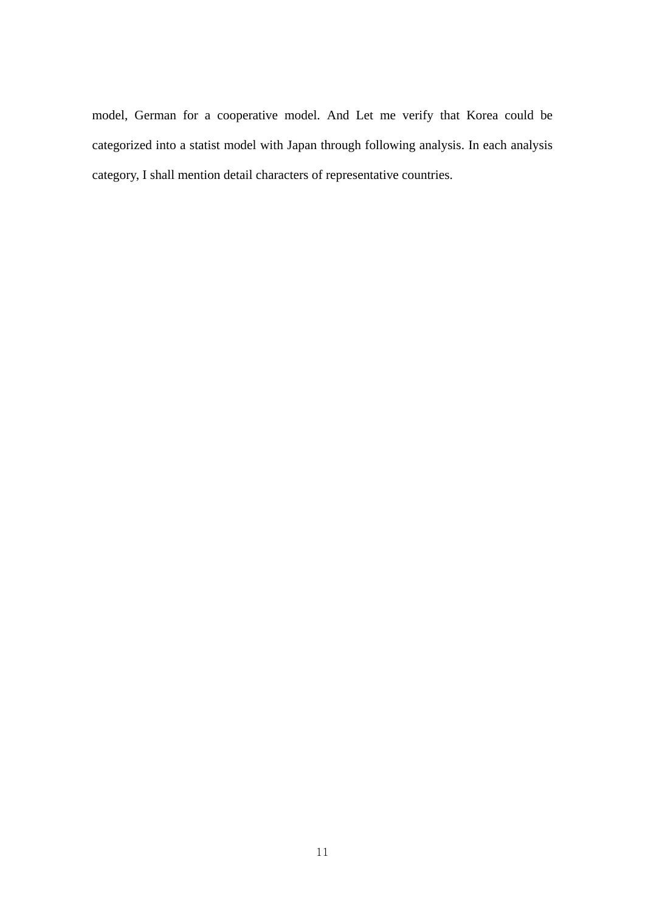model, German for a cooperative model. And Let me verify that Korea could be categorized into a statist model with Japan through following analysis. In each analysis category, I shall mention detail characters of representative countries.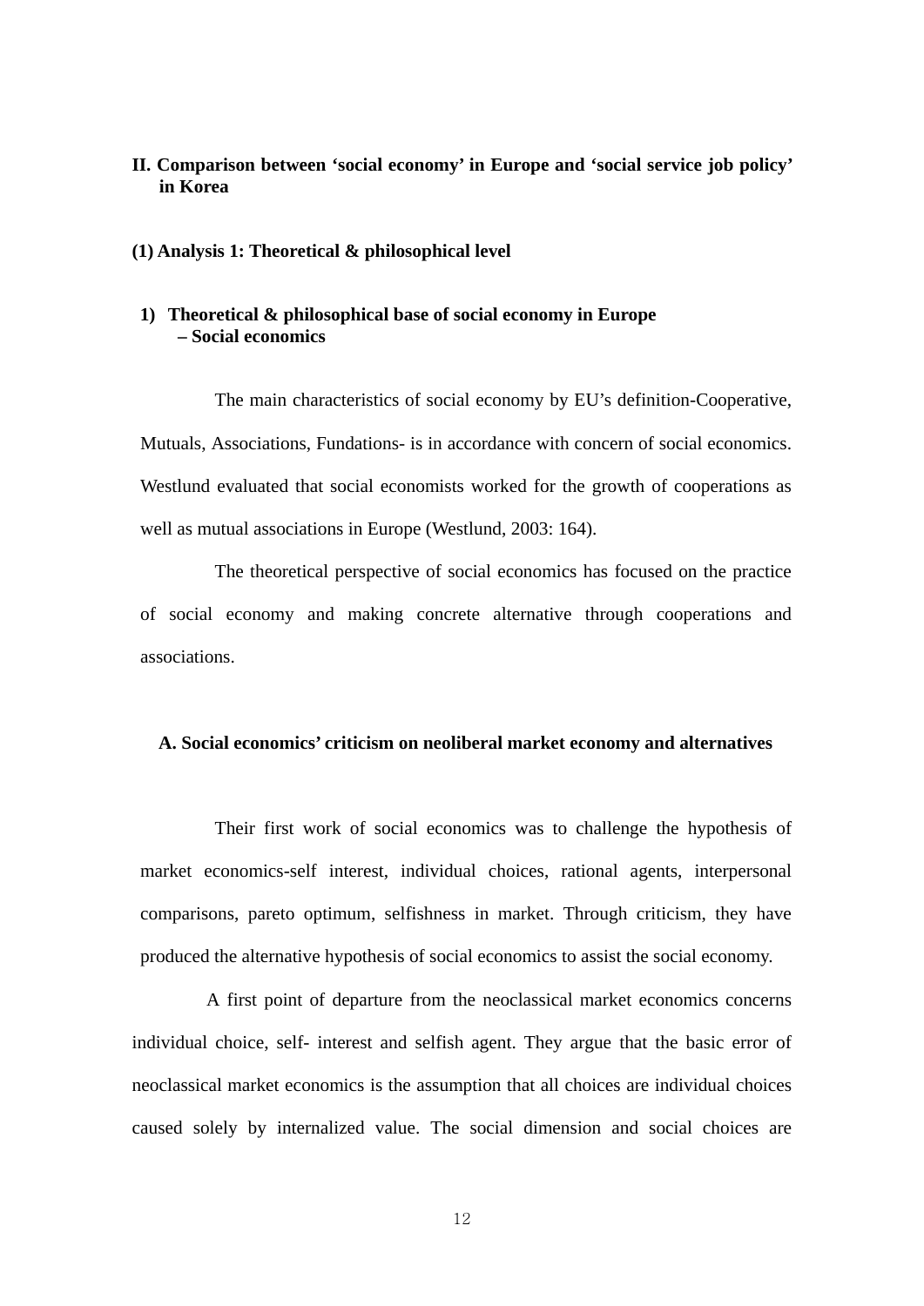## II. Comparison between 'social economy' in Europe and 'social service job policy' in Korea

### (1) Analysis 1: Theoretical & philosophical level

#### 1) Theoretical & philosophical base of social economy in Europe – Social economics

The main characteristics of social economy by EU's definition-Cooperative, Mutuals, Associations, Fundations- is in accordance with concern of social economics. Westlund evaluated that social economists worked for the growth of cooperations as well as mutual associations in Europe (Westlund, 2003: 164).

The theoretical perspective of social economics has focused on the practice of social economy and making concrete alternative through cooperations and associations.

##### A. Social economics' criticism on neoliberal market economy and alternatives

Their first work of social economics was to challenge the hypothesis of market economics-self interest, individual choices, rational agents, interpersonal comparisons, pareto optimum, selfishness in market. Through criticism, they have produced the alternative hypothesis of social economics to assist the social economy.

A first point of departure from the neoclassical market economics concerns individual choice, self- interest and selfish agent. They argue that the basic error of neoclassical market economics is the assumption that all choices are individual choices caused solely by internalized value. The social dimension and social choices are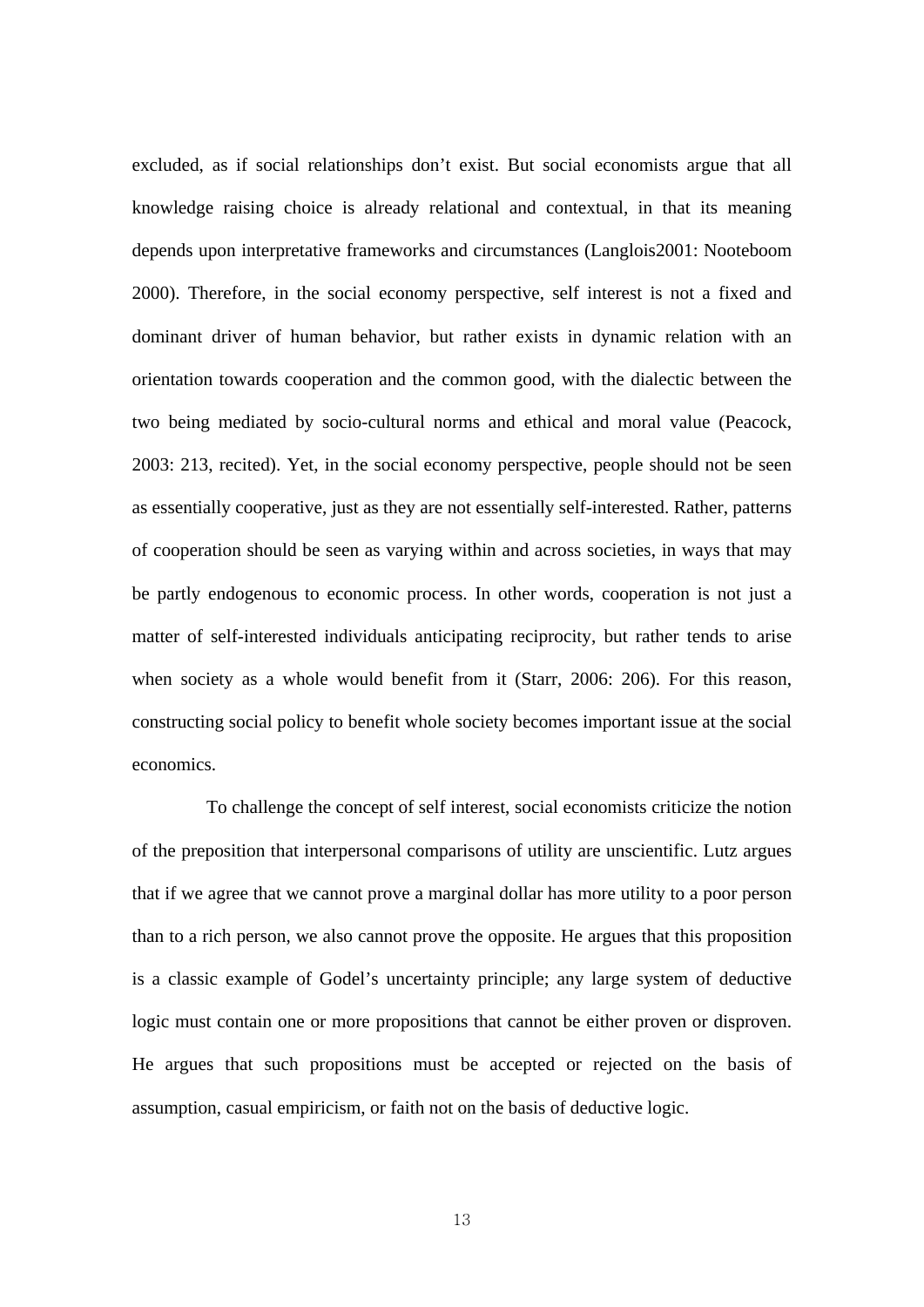excluded, as if social relationships don't exist. But social economists argue that all knowledge raising choice is already relational and contextual, in that its meaning depends upon interpretative frameworks and circumstances (Langlois2001: Nooteboom 2000). Therefore, in the social economy perspective, self interest is not a fixed and dominant driver of human behavior, but rather exists in dynamic relation with an orientation towards cooperation and the common good, with the dialectic between the two being mediated by socio-cultural norms and ethical and moral value (Peacock, 2003: 213, recited). Yet, in the social economy perspective, people should not be seen as essentially cooperative, just as they are not essentially self-interested. Rather, patterns of cooperation should be seen as varying within and across societies, in ways that may be partly endogenous to economic process. In other words, cooperation is not just a matter of self-interested individuals anticipating reciprocity, but rather tends to arise when society as a whole would benefit from it (Starr, 2006: 206). For this reason, constructing social policy to benefit whole society becomes important issue at the social economics.

To challenge the concept of self interest, social economists criticize the notion of the preposition that interpersonal comparisons of utility are unscientific. Lutz argues that if we agree that we cannot prove a marginal dollar has more utility to a poor person than to a rich person, we also cannot prove the opposite. He argues that this proposition is a classic example of Godel's uncertainty principle; any large system of deductive logic must contain one or more propositions that cannot be either proven or disproven. He argues that such propositions must be accepted or rejected on the basis of assumption, casual empiricism, or faith not on the basis of deductive logic.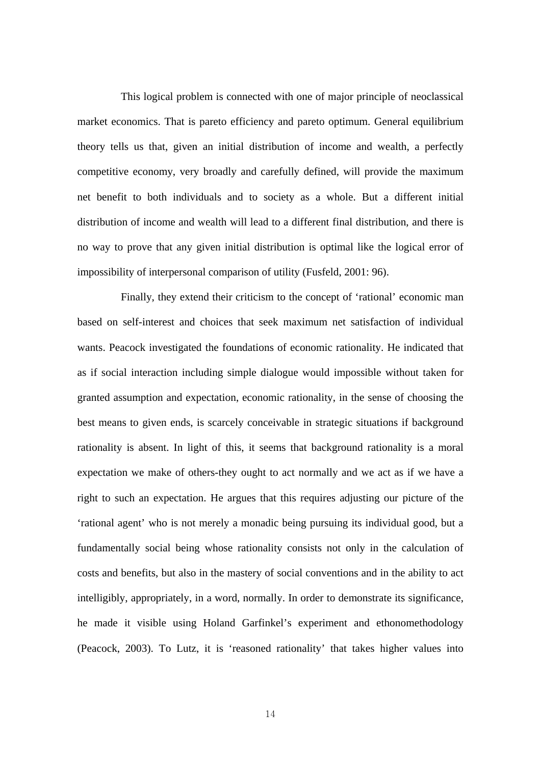This logical problem is connected with one of major principle of neoclassical market economics. That is pareto efficiency and pareto optimum. General equilibrium theory tells us that, given an initial distribution of income and wealth, a perfectly competitive economy, very broadly and carefully defined, will provide the maximum net benefit to both individuals and to society as a whole. But a different initial distribution of income and wealth will lead to a different final distribution, and there is no way to prove that any given initial distribution is optimal like the logical error of impossibility of interpersonal comparison of utility (Fusfeld, 2001: 96).

Finally, they extend their criticism to the concept of 'rational' economic man based on self-interest and choices that seek maximum net satisfaction of individual wants. Peacock investigated the foundations of economic rationality. He indicated that as if social interaction including simple dialogue would impossible without taken for granted assumption and expectation, economic rationality, in the sense of choosing the best means to given ends, is scarcely conceivable in strategic situations if background rationality is absent. In light of this, it seems that background rationality is a moral expectation we make of others-they ought to act normally and we act as if we have a right to such an expectation. He argues that this requires adjusting our picture of the 'rational agent' who is not merely a monadic being pursuing its individual good, but a fundamentally social being whose rationality consists not only in the calculation of costs and benefits, but also in the mastery of social conventions and in the ability to act intelligibly, appropriately, in a word, normally. In order to demonstrate its significance, he made it visible using Holand Garfinkel's experiment and ethonomethodology (Peacock, 2003). To Lutz, it is 'reasoned rationality' that takes higher values into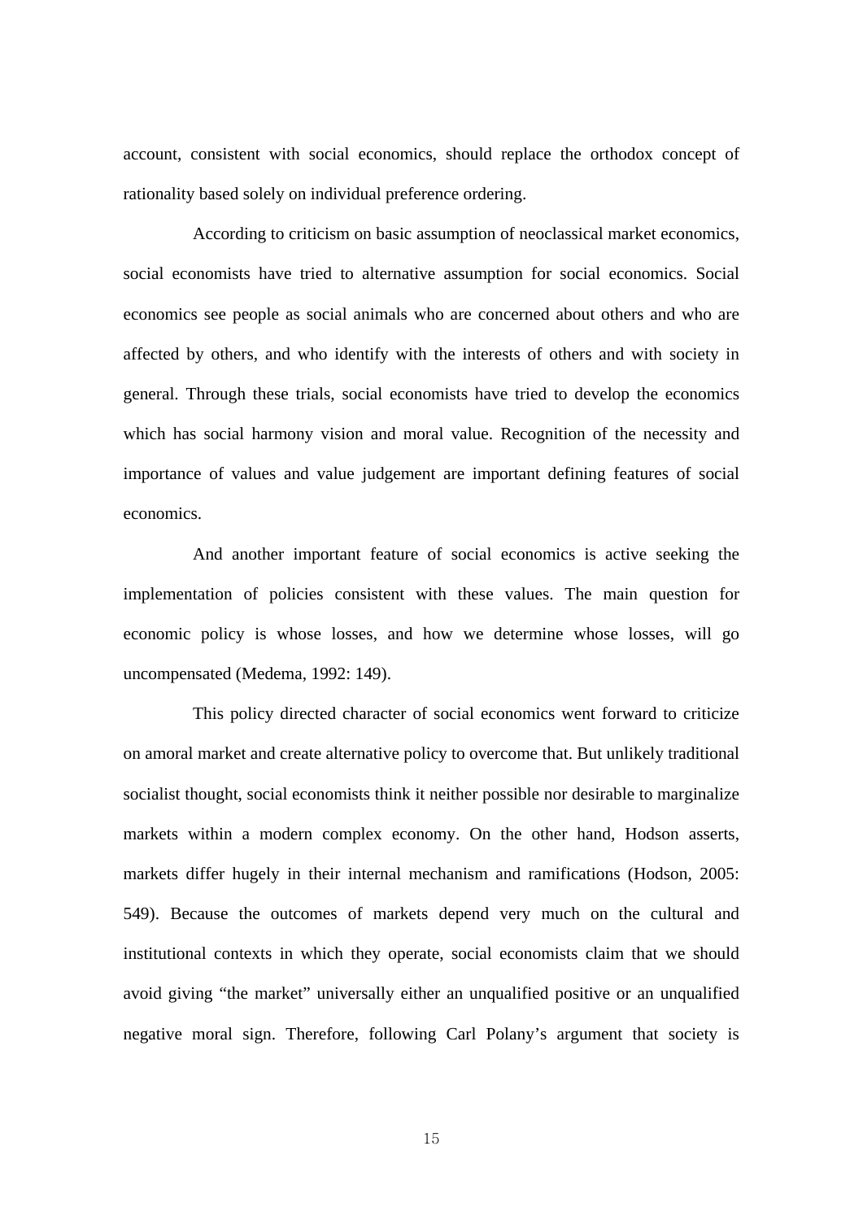account, consistent with social economics, should replace the orthodox concept of rationality based solely on individual preference ordering.

According to criticism on basic assumption of neoclassical market economics, social economists have tried to alternative assumption for social economics. Social economics see people as social animals who are concerned about others and who are affected by others, and who identify with the interests of others and with society in general. Through these trials, social economists have tried to develop the economics which has social harmony vision and moral value. Recognition of the necessity and importance of values and value judgement are important defining features of social economics.

And another important feature of social economics is active seeking the implementation of policies consistent with these values. The main question for economic policy is whose losses, and how we determine whose losses, will go uncompensated (Medema, 1992: 149).

This policy directed character of social economics went forward to criticize on amoral market and create alternative policy to overcome that. But unlikely traditional socialist thought, social economists think it neither possible nor desirable to marginalize markets within a modern complex economy. On the other hand, Hodson asserts, markets differ hugely in their internal mechanism and ramifications (Hodson, 2005: 549). Because the outcomes of markets depend very much on the cultural and institutional contexts in which they operate, social economists claim that we should avoid giving "the market" universally either an unqualified positive or an unqualified negative moral sign. Therefore, following Carl Polany's argument that society is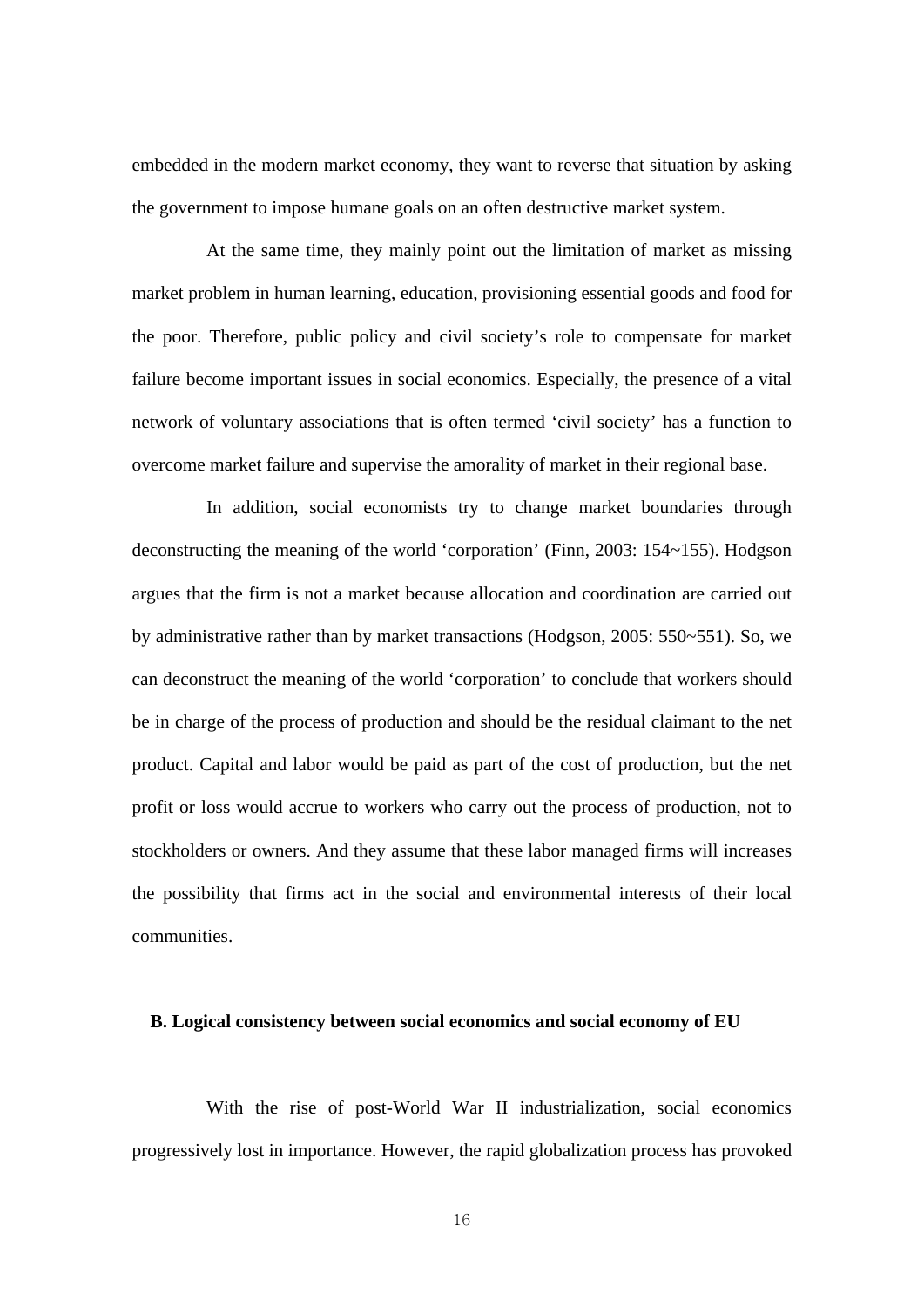embedded in the modern market economy, they want to reverse that situation by asking the government to impose humane goals on an often destructive market system.

At the same time, they mainly point out the limitation of market as missing market problem in human learning, education, provisioning essential goods and food for the poor. Therefore, public policy and civil society's role to compensate for market failure become important issues in social economics. Especially, the presence of a vital network of voluntary associations that is often termed 'civil society' has a function to overcome market failure and supervise the amorality of market in their regional base.

In addition, social economists try to change market boundaries through deconstructing the meaning of the world 'corporation' (Finn, 2003: 154~155). Hodgson argues that the firm is not a market because allocation and coordination are carried out by administrative rather than by market transactions (Hodgson, 2005: 550~551). So, we can deconstruct the meaning of the world 'corporation' to conclude that workers should be in charge of the process of production and should be the residual claimant to the net product. Capital and labor would be paid as part of the cost of production, but the net profit or loss would accrue to workers who carry out the process of production, not to stockholders or owners. And they assume that these labor managed firms will increases the possibility that firms act in the social and environmental interests of their local communities.

### B. Logical consistency between social economics and social economy of EU

With the rise of post-World War II industrialization, social economics progressively lost in importance. However, the rapid globalization process has provoked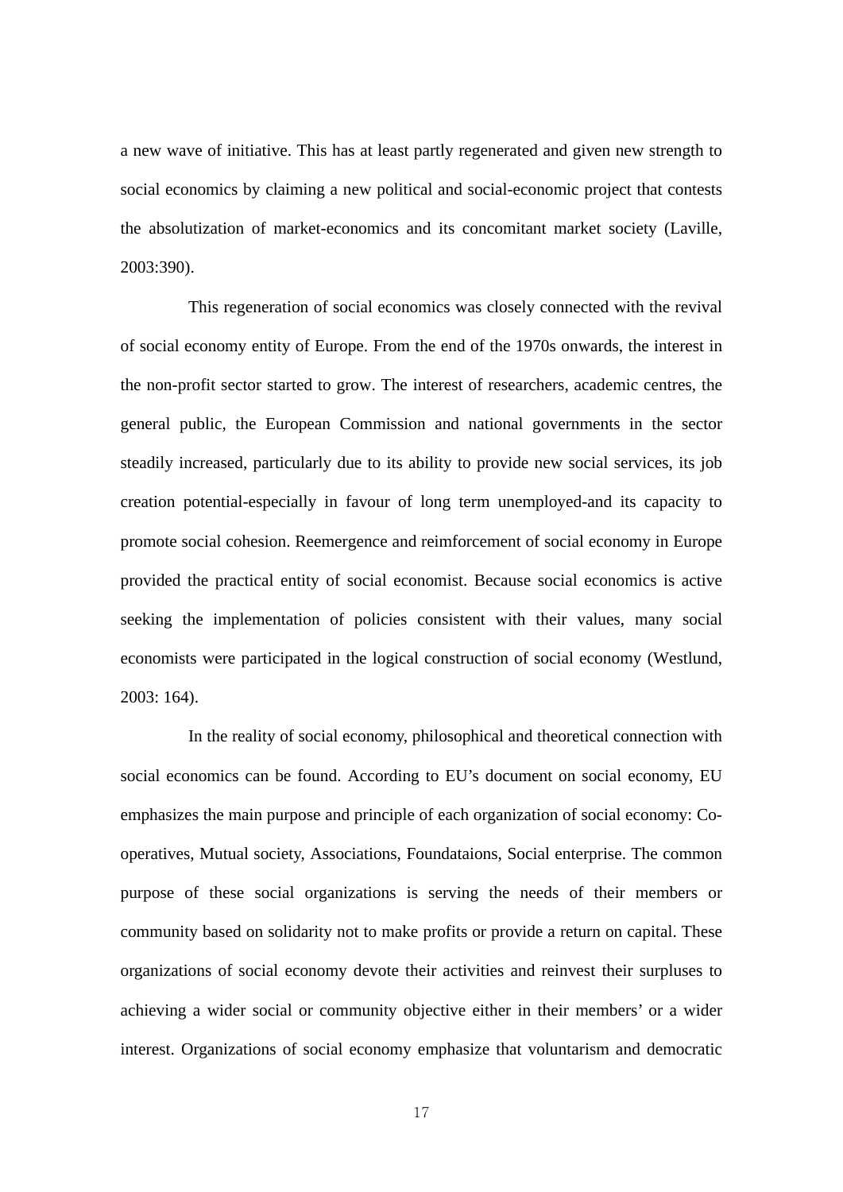a new wave of initiative. This has at least partly regenerated and given new strength to social economics by claiming a new political and social-economic project that contests the absolutization of market-economics and its concomitant market society (Laville, 2003:390).

This regeneration of social economics was closely connected with the revival of social economy entity of Europe. From the end of the 1970s onwards, the interest in the non-profit sector started to grow. The interest of researchers, academic centres, the general public, the European Commission and national governments in the sector steadily increased, particularly due to its ability to provide new social services, its job creation potential-especially in favour of long term unemployed-and its capacity to promote social cohesion. Reemergence and reimforcement of social economy in Europe provided the practical entity of social economist. Because social economics is active seeking the implementation of policies consistent with their values, many social economists were participated in the logical construction of social economy (Westlund, 2003: 164).

In the reality of social economy, philosophical and theoretical connection with social economics can be found. According to EU's document on social economy, EU emphasizes the main purpose and principle of each organization of social economy: Co-operatives, Mutual society, Associations, Foundataions, Social enterprise. The common purpose of these social organizations is serving the needs of their members or community based on solidarity not to make profits or provide a return on capital. These organizations of social economy devote their activities and reinvest their surpluses to achieving a wider social or community objective either in their members' or a wider interest. Organizations of social economy emphasize that voluntarism and democratic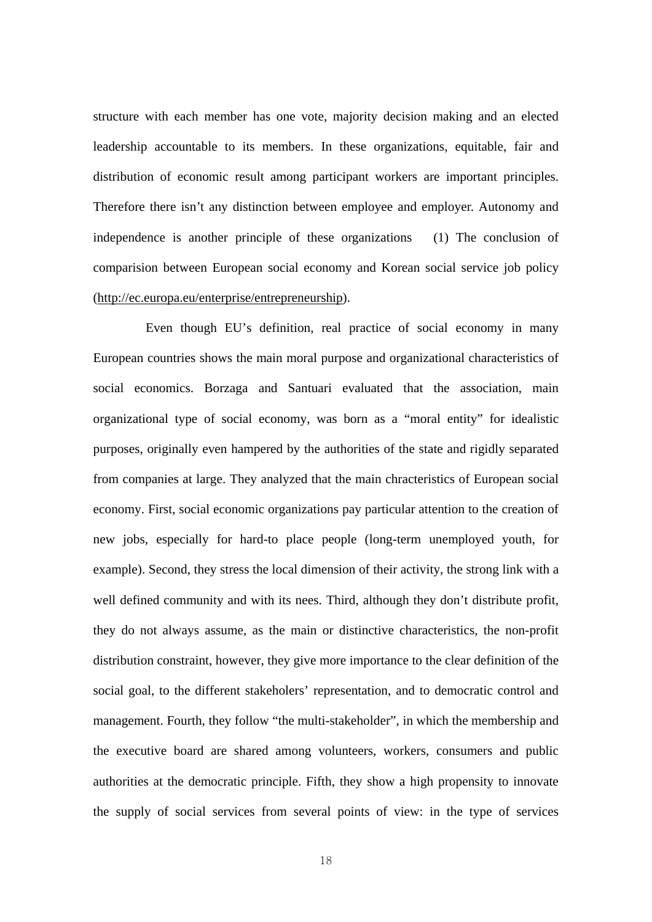structure with each member has one vote, majority decision making and an elected leadership accountable to its members. In these organizations, equitable, fair and distribution of economic result among participant workers are important principles. Therefore there isn't any distinction between employee and employer. Autonomy and independence is another principle of these organizations (1) The conclusion of comparision between European social economy and Korean social service job policy (http://ec.europa.eu/enterprise/entrepreneurship).

Even though EU's definition, real practice of social economy in many European countries shows the main moral purpose and organizational characteristics of social economics. Borzaga and Santuari evaluated that the association, main organizational type of social economy, was born as a "moral entity" for idealistic purposes, originally even hampered by the authorities of the state and rigidly separated from companies at large. They analyzed that the main chracteristics of European social economy. First, social economic organizations pay particular attention to the creation of new jobs, especially for hard-to place people (long-term unemployed youth, for example). Second, they stress the local dimension of their activity, the strong link with a well defined community and with its nees. Third, although they don't distribute profit, they do not always assume, as the main or distinctive characteristics, the non-profit distribution constraint, however, they give more importance to the clear definition of the social goal, to the different stakeholers' representation, and to democratic control and management. Fourth, they follow "the multi-stakeholder", in which the membership and the executive board are shared among volunteers, workers, consumers and public authorities at the democratic principle. Fifth, they show a high propensity to innovate the supply of social services from several points of view: in the type of services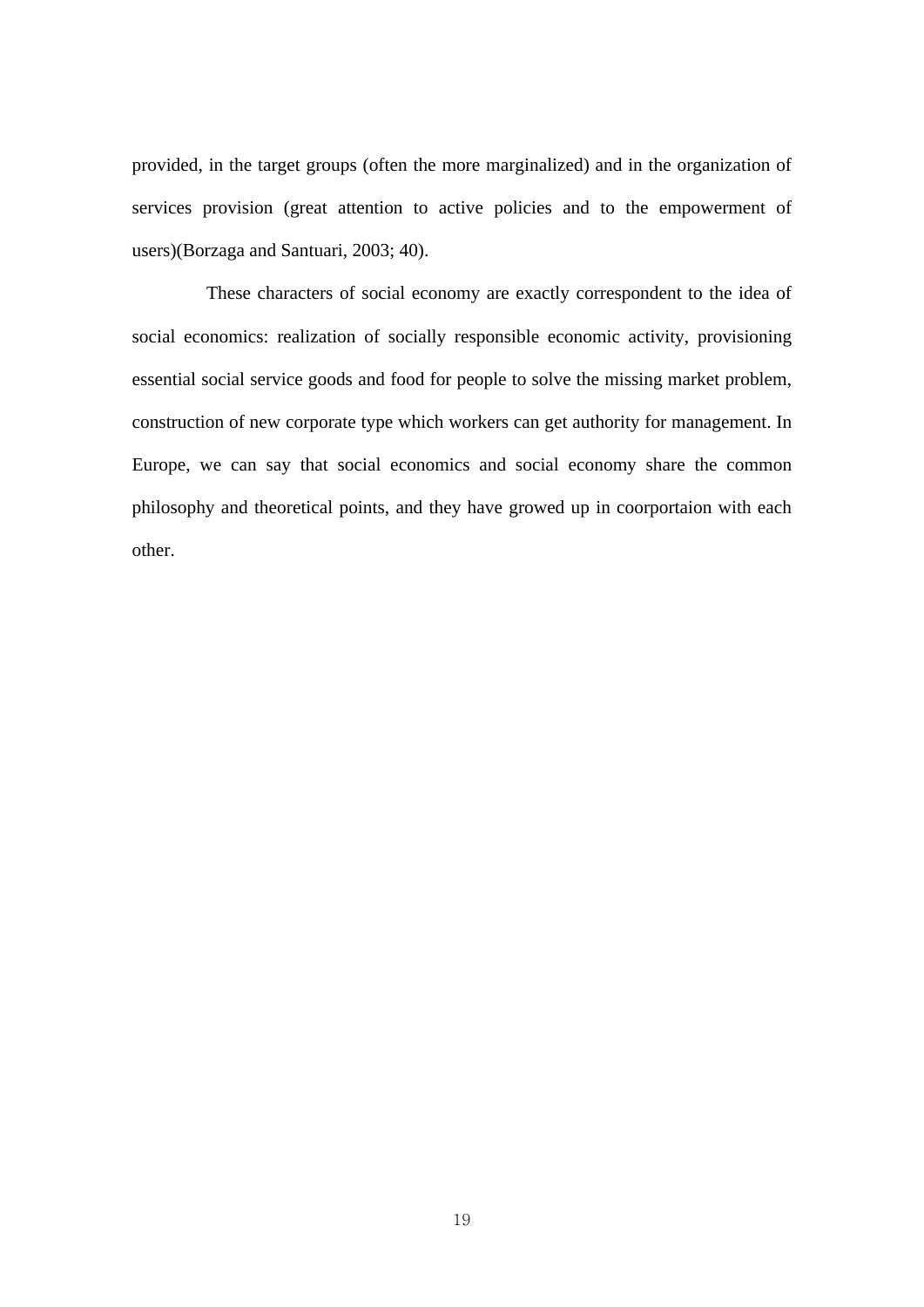provided, in the target groups (often the more marginalized) and in the organization of services provision (great attention to active policies and to the empowerment of users)(Borzaga and Santuari, 2003; 40).

These characters of social economy are exactly correspondent to the idea of social economics: realization of socially responsible economic activity, provisioning essential social service goods and food for people to solve the missing market problem, construction of new corporate type which workers can get authority for management. In Europe, we can say that social economics and social economy share the common philosophy and theoretical points, and they have growed up in coorportaion with each other.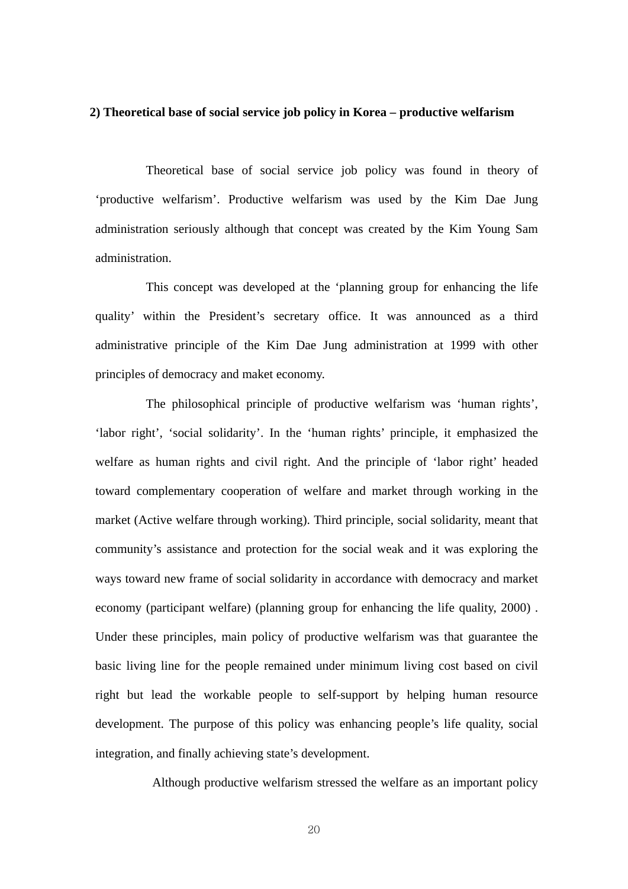### 2) Theoretical base of social service job policy in Korea – productive welfarism

Theoretical base of social service job policy was found in theory of 'productive welfarism'. Productive welfarism was used by the Kim Dae Jung administration seriously although that concept was created by the Kim Young Sam administration.

This concept was developed at the 'planning group for enhancing the life quality' within the President's secretary office. It was announced as a third administrative principle of the Kim Dae Jung administration at 1999 with other principles of democracy and maket economy.

The philosophical principle of productive welfarism was 'human rights', 'labor right', 'social solidarity'. In the 'human rights' principle, it emphasized the welfare as human rights and civil right. And the principle of 'labor right' headed toward complementary cooperation of welfare and market through working in the market (Active welfare through working). Third principle, social solidarity, meant that community's assistance and protection for the social weak and it was exploring the ways toward new frame of social solidarity in accordance with democracy and market economy (participant welfare) (planning group for enhancing the life quality, 2000) . Under these principles, main policy of productive welfarism was that guarantee the basic living line for the people remained under minimum living cost based on civil right but lead the workable people to self-support by helping human resource development. The purpose of this policy was enhancing people's life quality, social integration, and finally achieving state's development.

Although productive welfarism stressed the welfare as an important policy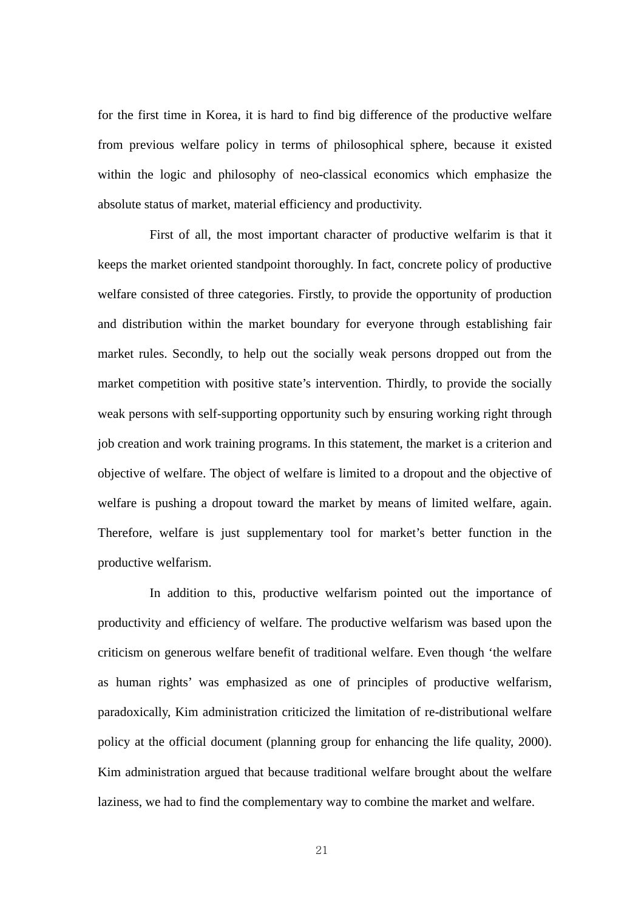for the first time in Korea, it is hard to find big difference of the productive welfare from previous welfare policy in terms of philosophical sphere, because it existed within the logic and philosophy of neo-classical economics which emphasize the absolute status of market, material efficiency and productivity.

First of all, the most important character of productive welfarim is that it keeps the market oriented standpoint thoroughly. In fact, concrete policy of productive welfare consisted of three categories. Firstly, to provide the opportunity of production and distribution within the market boundary for everyone through establishing fair market rules. Secondly, to help out the socially weak persons dropped out from the market competition with positive state's intervention. Thirdly, to provide the socially weak persons with self-supporting opportunity such by ensuring working right through job creation and work training programs. In this statement, the market is a criterion and objective of welfare. The object of welfare is limited to a dropout and the objective of welfare is pushing a dropout toward the market by means of limited welfare, again. Therefore, welfare is just supplementary tool for market's better function in the productive welfarism.

In addition to this, productive welfarism pointed out the importance of productivity and efficiency of welfare. The productive welfarism was based upon the criticism on generous welfare benefit of traditional welfare. Even though 'the welfare as human rights' was emphasized as one of principles of productive welfarism, paradoxically, Kim administration criticized the limitation of re-distributional welfare policy at the official document (planning group for enhancing the life quality, 2000). Kim administration argued that because traditional welfare brought about the welfare laziness, we had to find the complementary way to combine the market and welfare.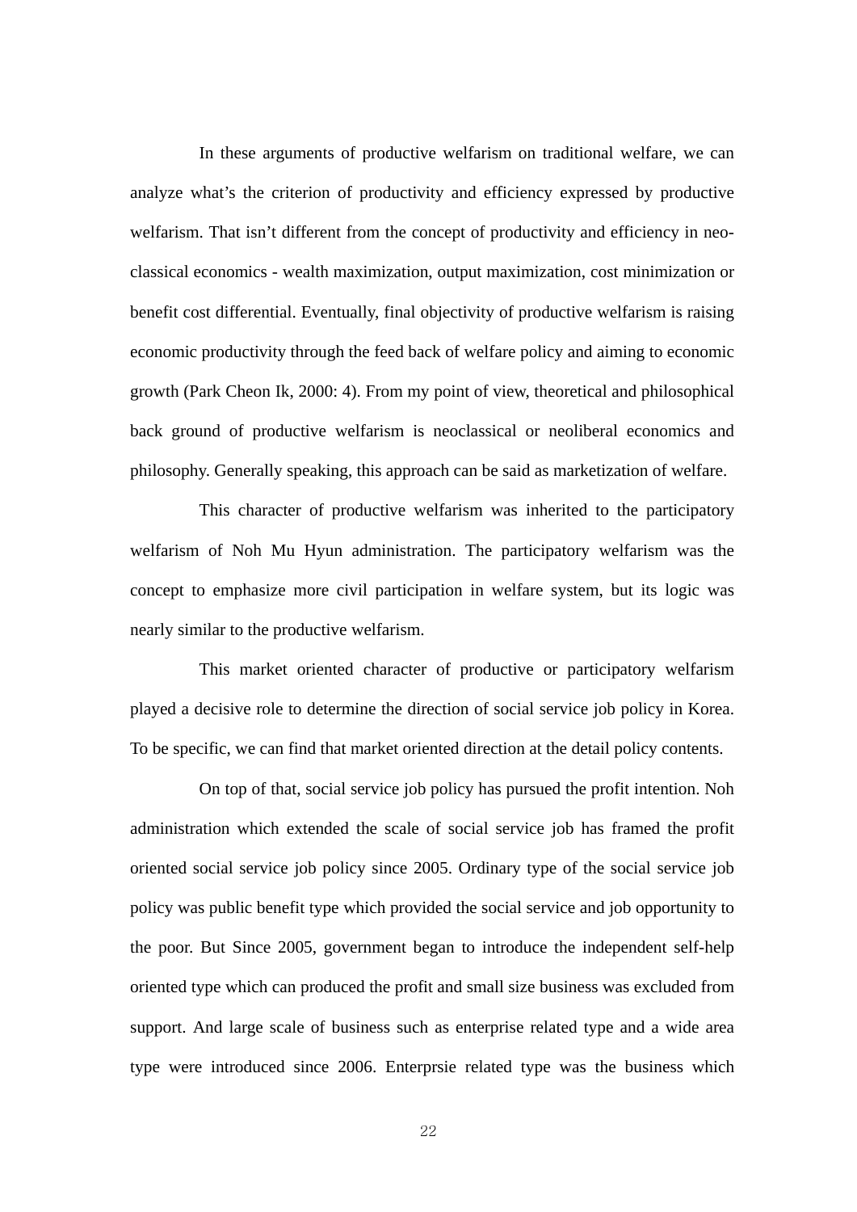In these arguments of productive welfarism on traditional welfare, we can analyze what's the criterion of productivity and efficiency expressed by productive welfarism. That isn't different from the concept of productivity and efficiency in neo-classical economics - wealth maximization, output maximization, cost minimization or benefit cost differential. Eventually, final objectivity of productive welfarism is raising economic productivity through the feed back of welfare policy and aiming to economic growth (Park Cheon Ik, 2000: 4). From my point of view, theoretical and philosophical back ground of productive welfarism is neoclassical or neoliberal economics and philosophy. Generally speaking, this approach can be said as marketization of welfare.

This character of productive welfarism was inherited to the participatory welfarism of Noh Mu Hyun administration. The participatory welfarism was the concept to emphasize more civil participation in welfare system, but its logic was nearly similar to the productive welfarism.

This market oriented character of productive or participatory welfarism played a decisive role to determine the direction of social service job policy in Korea. To be specific, we can find that market oriented direction at the detail policy contents.

On top of that, social service job policy has pursued the profit intention. Noh administration which extended the scale of social service job has framed the profit oriented social service job policy since 2005. Ordinary type of the social service job policy was public benefit type which provided the social service and job opportunity to the poor. But Since 2005, government began to introduce the independent self-help oriented type which can produced the profit and small size business was excluded from support. And large scale of business such as enterprise related type and a wide area type were introduced since 2006. Enterprsie related type was the business which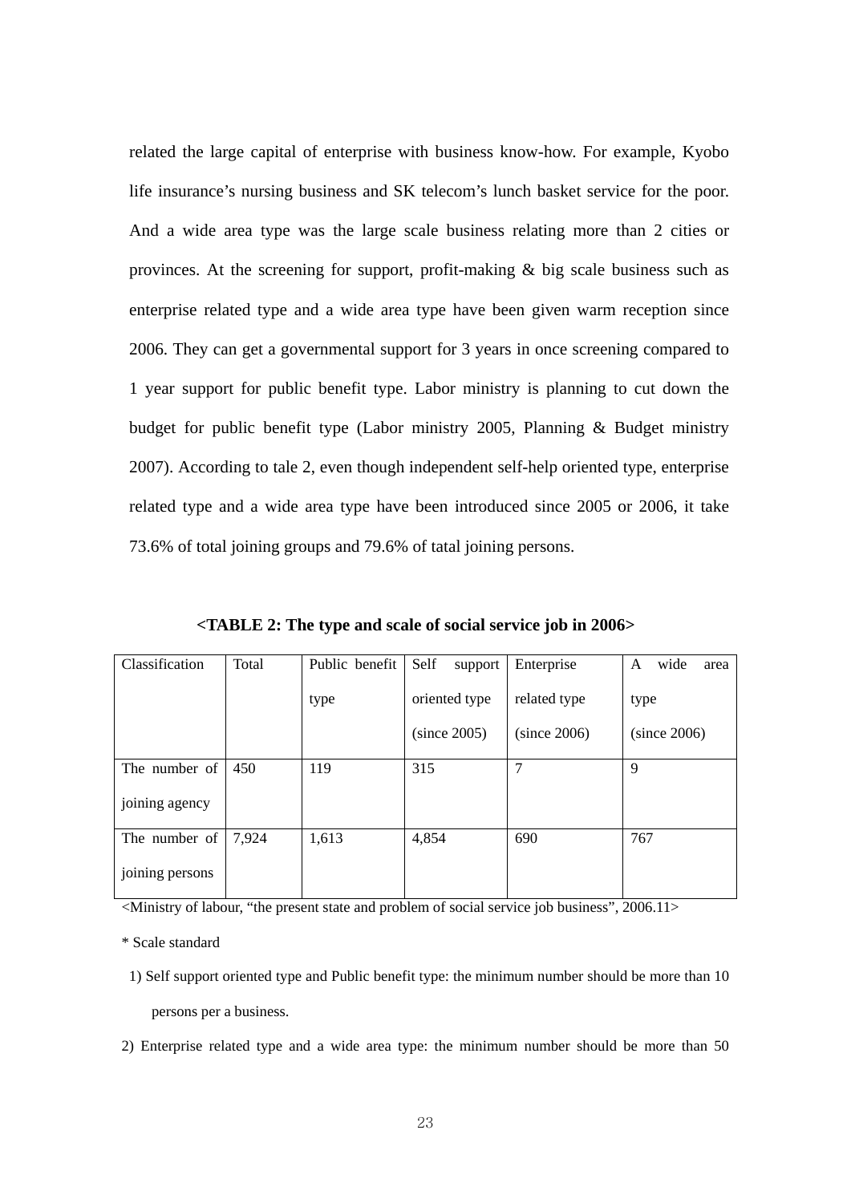related the large capital of enterprise with business know-how. For example, Kyobo life insurance's nursing business and SK telecom's lunch basket service for the poor. And a wide area type was the large scale business relating more than 2 cities or provinces. At the screening for support, profit-making & big scale business such as enterprise related type and a wide area type have been given warm reception since 2006. They can get a governmental support for 3 years in once screening compared to 1 year support for public benefit type. Labor ministry is planning to cut down the budget for public benefit type (Labor ministry 2005, Planning & Budget ministry 2007). According to tale 2, even though independent self-help oriented type, enterprise related type and a wide area type have been introduced since 2005 or 2006, it take 73.6% of total joining groups and 79.6% of tatal joining persons.

**<TABLE 2: The type and scale of social service job in 2006>**

| Classification | Total | Public benefit type | Self support oriented type (since 2005) | Enterprise related type (since 2006) | A wide area type (since 2006) |
|---|---|---|---|---|---|
| The number of joining agency | 450 | 119 | 315 | 7 | 9 |
| The number of joining persons | 7,924 | 1,613 | 4,854 | 690 | 767 |

<Ministry of labour, "the present state and problem of social service job business", 2006.11>

\* Scale standard

1) Self support oriented type and Public benefit type: the minimum number should be more than 10 persons per a business.

2) Enterprise related type and a wide area type: the minimum number should be more than 50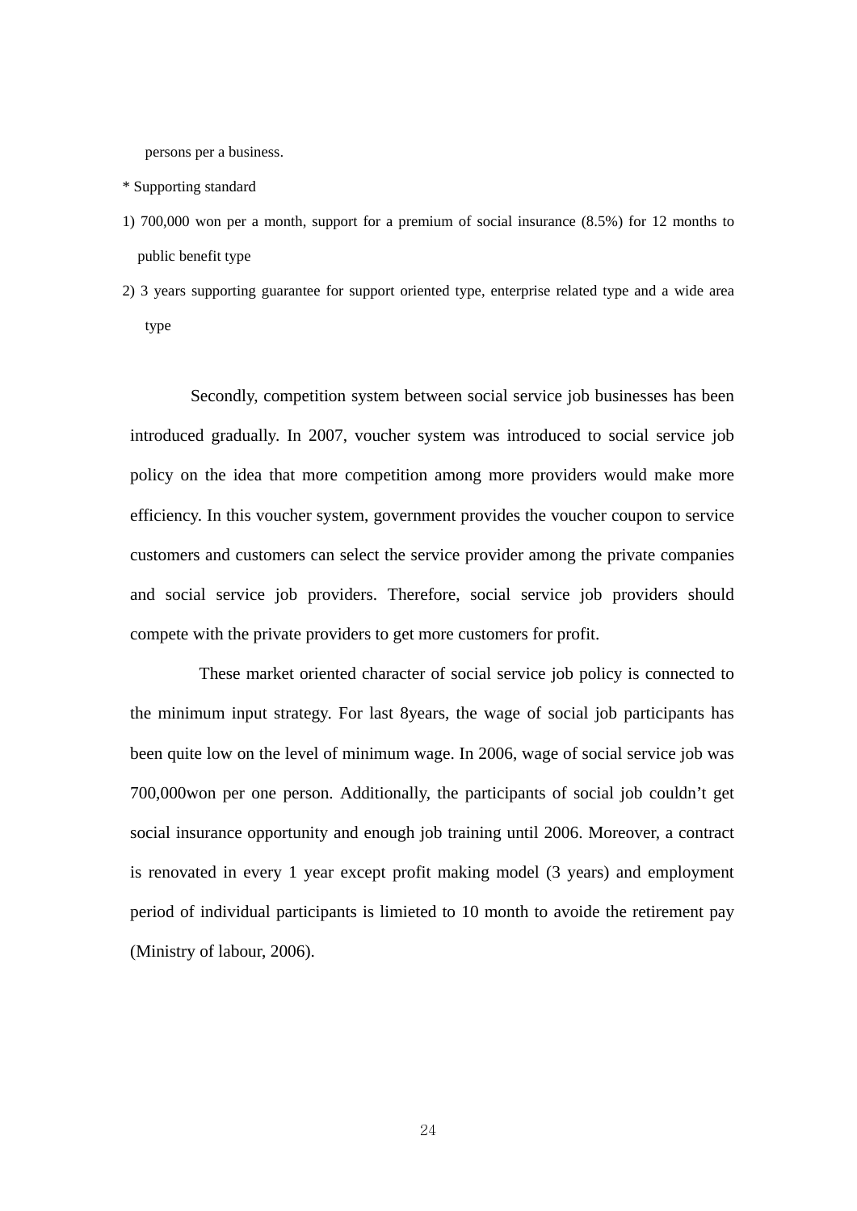persons per a business.

* Supporting standard

1) 700,000 won per a month, support for a premium of social insurance (8.5%) for 12 months to public benefit type

2) 3 years supporting guarantee for support oriented type, enterprise related type and a wide area type

Secondly, competition system between social service job businesses has been introduced gradually. In 2007, voucher system was introduced to social service job policy on the idea that more competition among more providers would make more efficiency. In this voucher system, government provides the voucher coupon to service customers and customers can select the service provider among the private companies and social service job providers. Therefore, social service job providers should compete with the private providers to get more customers for profit.

These market oriented character of social service job policy is connected to the minimum input strategy. For last 8years, the wage of social job participants has been quite low on the level of minimum wage. In 2006, wage of social service job was 700,000won per one person. Additionally, the participants of social job couldn't get social insurance opportunity and enough job training until 2006. Moreover, a contract is renovated in every 1 year except profit making model (3 years) and employment period of individual participants is limieted to 10 month to avoide the retirement pay (Ministry of labour, 2006).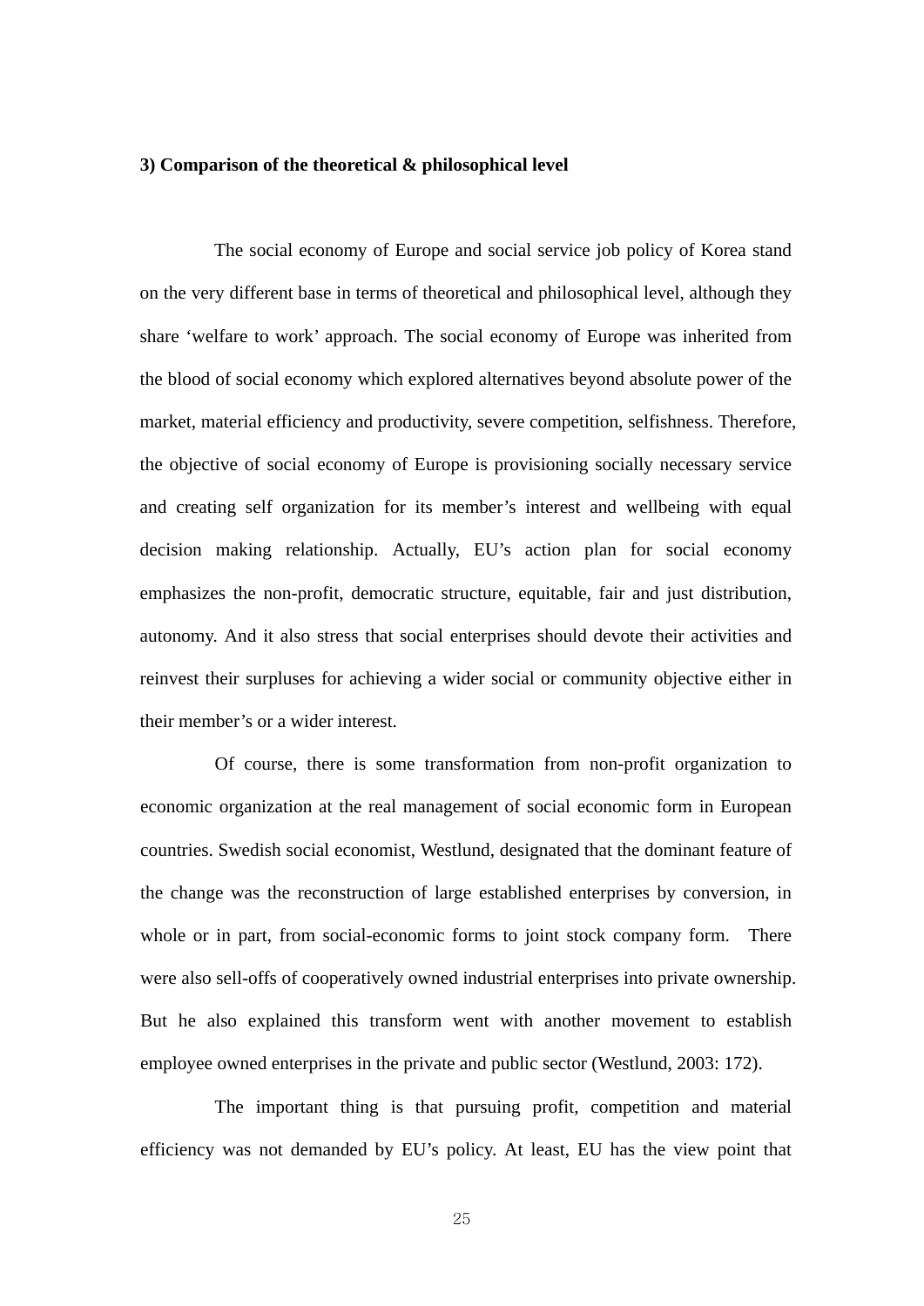**3) Comparison of the theoretical & philosophical level**

The social economy of Europe and social service job policy of Korea stand on the very different base in terms of theoretical and philosophical level, although they share 'welfare to work' approach. The social economy of Europe was inherited from the blood of social economy which explored alternatives beyond absolute power of the market, material efficiency and productivity, severe competition, selfishness. Therefore, the objective of social economy of Europe is provisioning socially necessary service and creating self organization for its member's interest and wellbeing with equal decision making relationship. Actually, EU's action plan for social economy emphasizes the non-profit, democratic structure, equitable, fair and just distribution, autonomy. And it also stress that social enterprises should devote their activities and reinvest their surpluses for achieving a wider social or community objective either in their member's or a wider interest.

Of course, there is some transformation from non-profit organization to economic organization at the real management of social economic form in European countries. Swedish social economist, Westlund, designated that the dominant feature of the change was the reconstruction of large established enterprises by conversion, in whole or in part, from social-economic forms to joint stock company form. There were also sell-offs of cooperatively owned industrial enterprises into private ownership. But he also explained this transform went with another movement to establish employee owned enterprises in the private and public sector (Westlund, 2003: 172).

The important thing is that pursuing profit, competition and material efficiency was not demanded by EU's policy. At least, EU has the view point that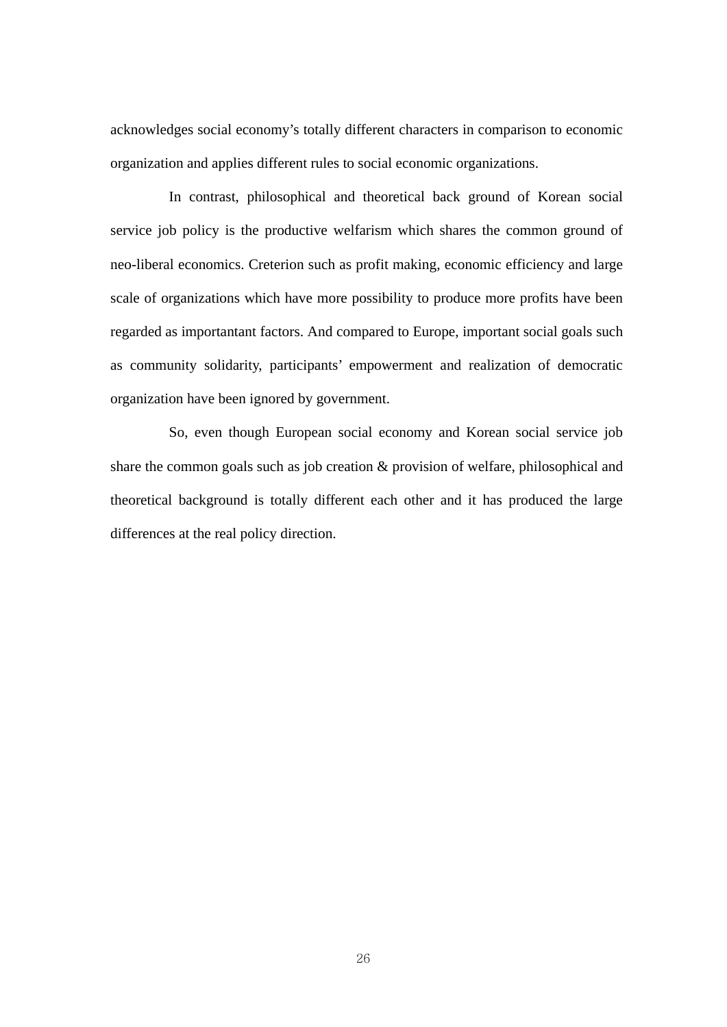acknowledges social economy's totally different characters in comparison to economic organization and applies different rules to social economic organizations.

In contrast, philosophical and theoretical back ground of Korean social service job policy is the productive welfarism which shares the common ground of neo-liberal economics. Creterion such as profit making, economic efficiency and large scale of organizations which have more possibility to produce more profits have been regarded as importantant factors. And compared to Europe, important social goals such as community solidarity, participants' empowerment and realization of democratic organization have been ignored by government.

So, even though European social economy and Korean social service job share the common goals such as job creation & provision of welfare, philosophical and theoretical background is totally different each other and it has produced the large differences at the real policy direction.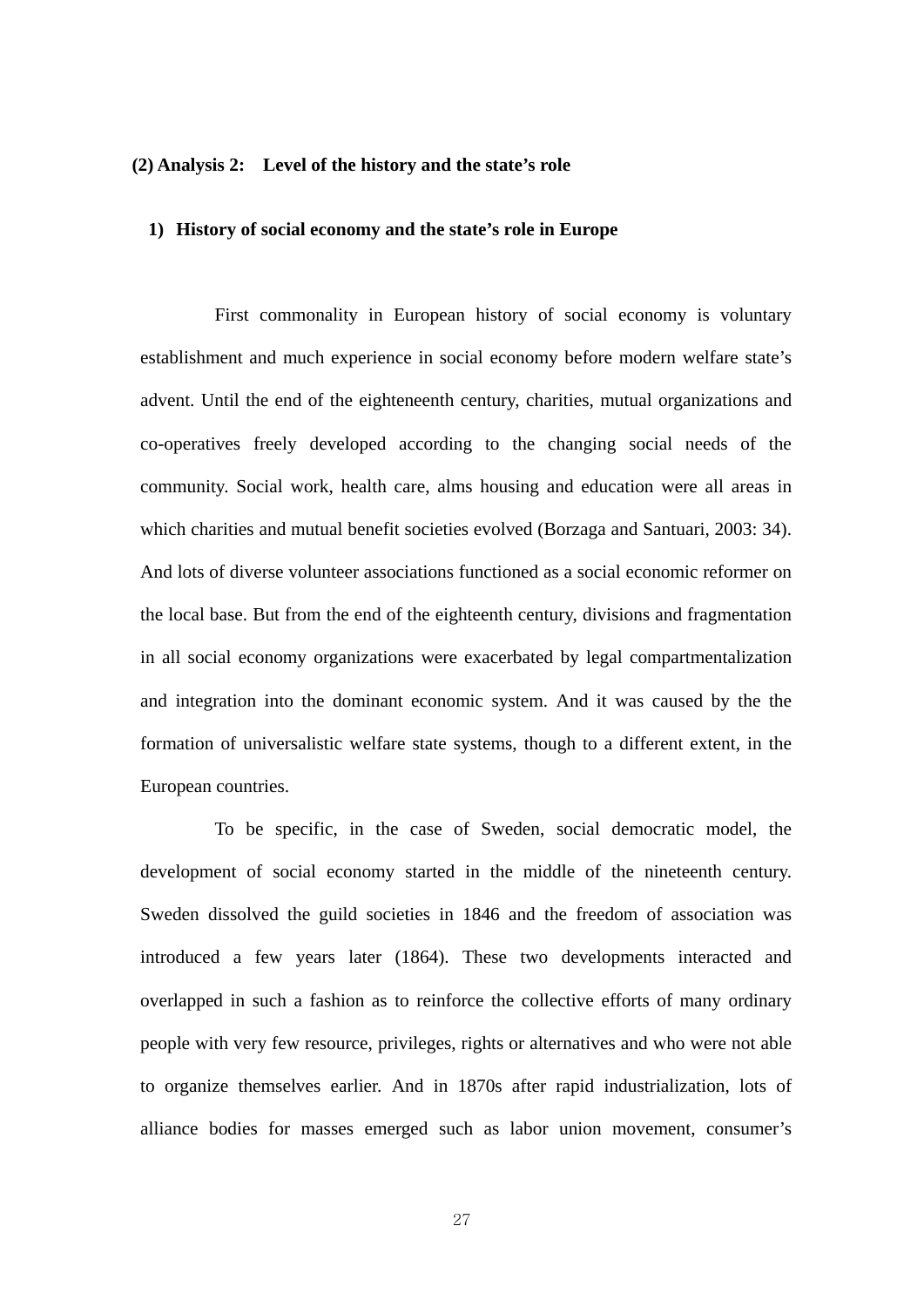### (2) Analysis 2: Level of the history and the state's role

#### 1) History of social economy and the state's role in Europe

First commonality in European history of social economy is voluntary establishment and much experience in social economy before modern welfare state's advent. Until the end of the eighteenth century, charities, mutual organizations and co-operatives freely developed according to the changing social needs of the community. Social work, health care, alms housing and education were all areas in which charities and mutual benefit societies evolved (Borzaga and Santuari, 2003: 34). And lots of diverse volunteer associations functioned as a social economic reformer on the local base. But from the end of the eighteenth century, divisions and fragmentation in all social economy organizations were exacerbated by legal compartmentalization and integration into the dominant economic system. And it was caused by the the formation of universalistic welfare state systems, though to a different extent, in the European countries.

To be specific, in the case of Sweden, social democratic model, the development of social economy started in the middle of the nineteenth century. Sweden dissolved the guild societies in 1846 and the freedom of association was introduced a few years later (1864). These two developments interacted and overlapped in such a fashion as to reinforce the collective efforts of many ordinary people with very few resource, privileges, rights or alternatives and who were not able to organize themselves earlier. And in 1870s after rapid industrialization, lots of alliance bodies for masses emerged such as labor union movement, consumer's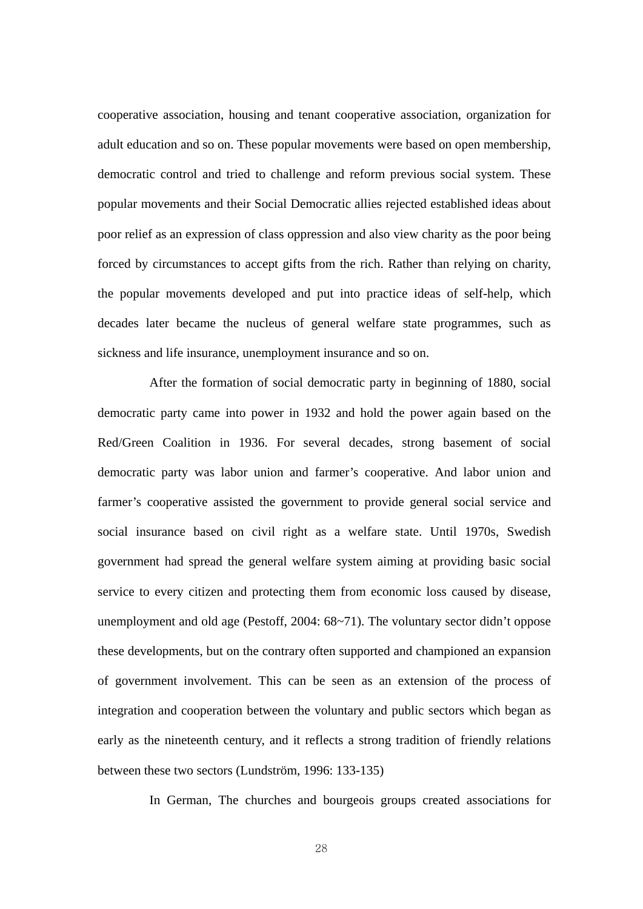cooperative association, housing and tenant cooperative association, organization for adult education and so on. These popular movements were based on open membership, democratic control and tried to challenge and reform previous social system. These popular movements and their Social Democratic allies rejected established ideas about poor relief as an expression of class oppression and also view charity as the poor being forced by circumstances to accept gifts from the rich. Rather than relying on charity, the popular movements developed and put into practice ideas of self-help, which decades later became the nucleus of general welfare state programmes, such as sickness and life insurance, unemployment insurance and so on.

After the formation of social democratic party in beginning of 1880, social democratic party came into power in 1932 and hold the power again based on the Red/Green Coalition in 1936. For several decades, strong basement of social democratic party was labor union and farmer's cooperative. And labor union and farmer's cooperative assisted the government to provide general social service and social insurance based on civil right as a welfare state. Until 1970s, Swedish government had spread the general welfare system aiming at providing basic social service to every citizen and protecting them from economic loss caused by disease, unemployment and old age (Pestoff, 2004: 68~71). The voluntary sector didn't oppose these developments, but on the contrary often supported and championed an expansion of government involvement. This can be seen as an extension of the process of integration and cooperation between the voluntary and public sectors which began as early as the nineteenth century, and it reflects a strong tradition of friendly relations between these two sectors (Lundström, 1996: 133-135)

In German, The churches and bourgeois groups created associations for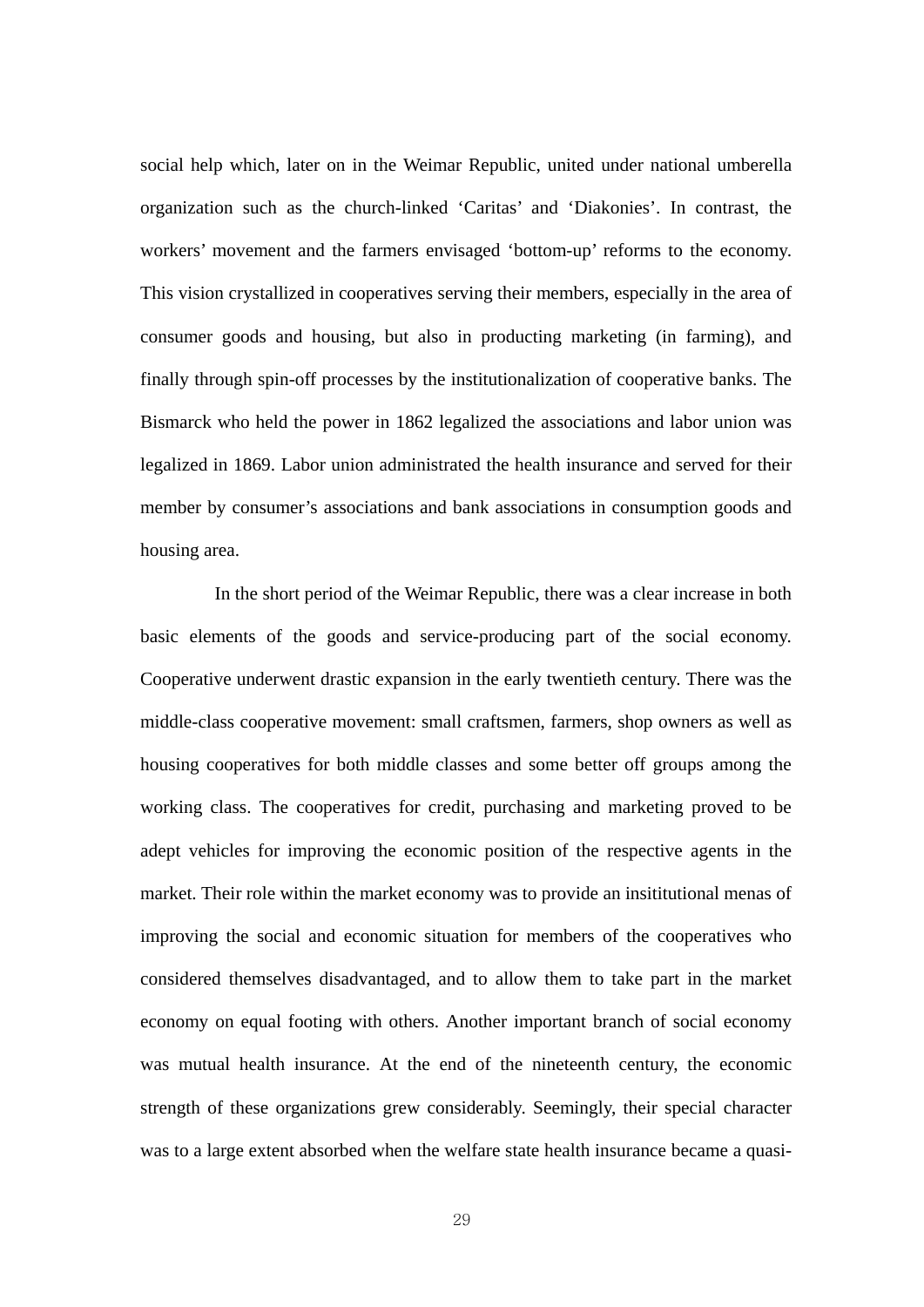social help which, later on in the Weimar Republic, united under national umberella organization such as the church-linked 'Caritas' and 'Diakonies'. In contrast, the workers' movement and the farmers envisaged 'bottom-up' reforms to the economy. This vision crystallized in cooperatives serving their members, especially in the area of consumer goods and housing, but also in producting marketing (in farming), and finally through spin-off processes by the institutionalization of cooperative banks. The Bismarck who held the power in 1862 legalized the associations and labor union was legalized in 1869. Labor union administrated the health insurance and served for their member by consumer's associations and bank associations in consumption goods and housing area.

In the short period of the Weimar Republic, there was a clear increase in both basic elements of the goods and service-producing part of the social economy. Cooperative underwent drastic expansion in the early twentieth century. There was the middle-class cooperative movement: small craftsmen, farmers, shop owners as well as housing cooperatives for both middle classes and some better off groups among the working class. The cooperatives for credit, purchasing and marketing proved to be adept vehicles for improving the economic position of the respective agents in the market. Their role within the market economy was to provide an insititutional menas of improving the social and economic situation for members of the cooperatives who considered themselves disadvantaged, and to allow them to take part in the market economy on equal footing with others. Another important branch of social economy was mutual health insurance. At the end of the nineteenth century, the economic strength of these organizations grew considerably. Seemingly, their special character was to a large extent absorbed when the welfare state health insurance became a quasi-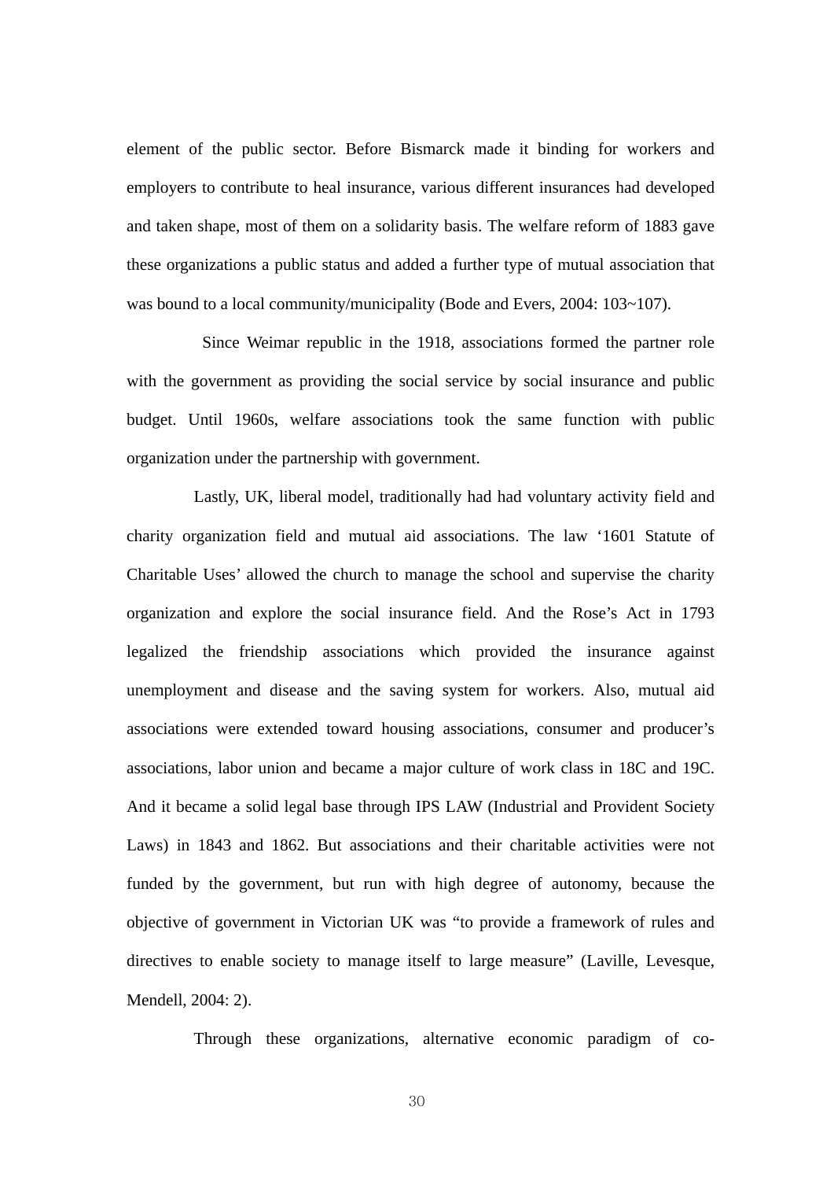element of the public sector. Before Bismarck made it binding for workers and employers to contribute to heal insurance, various different insurances had developed and taken shape, most of them on a solidarity basis. The welfare reform of 1883 gave these organizations a public status and added a further type of mutual association that was bound to a local community/municipality (Bode and Evers, 2004: 103~107).

Since Weimar republic in the 1918, associations formed the partner role with the government as providing the social service by social insurance and public budget. Until 1960s, welfare associations took the same function with public organization under the partnership with government.

Lastly, UK, liberal model, traditionally had had voluntary activity field and charity organization field and mutual aid associations. The law '1601 Statute of Charitable Uses' allowed the church to manage the school and supervise the charity organization and explore the social insurance field. And the Rose's Act in 1793 legalized the friendship associations which provided the insurance against unemployment and disease and the saving system for workers. Also, mutual aid associations were extended toward housing associations, consumer and producer's associations, labor union and became a major culture of work class in 18C and 19C. And it became a solid legal base through IPS LAW (Industrial and Provident Society Laws) in 1843 and 1862. But associations and their charitable activities were not funded by the government, but run with high degree of autonomy, because the objective of government in Victorian UK was "to provide a framework of rules and directives to enable society to manage itself to large measure" (Laville, Levesque, Mendell, 2004: 2).

Through these organizations, alternative economic paradigm of co-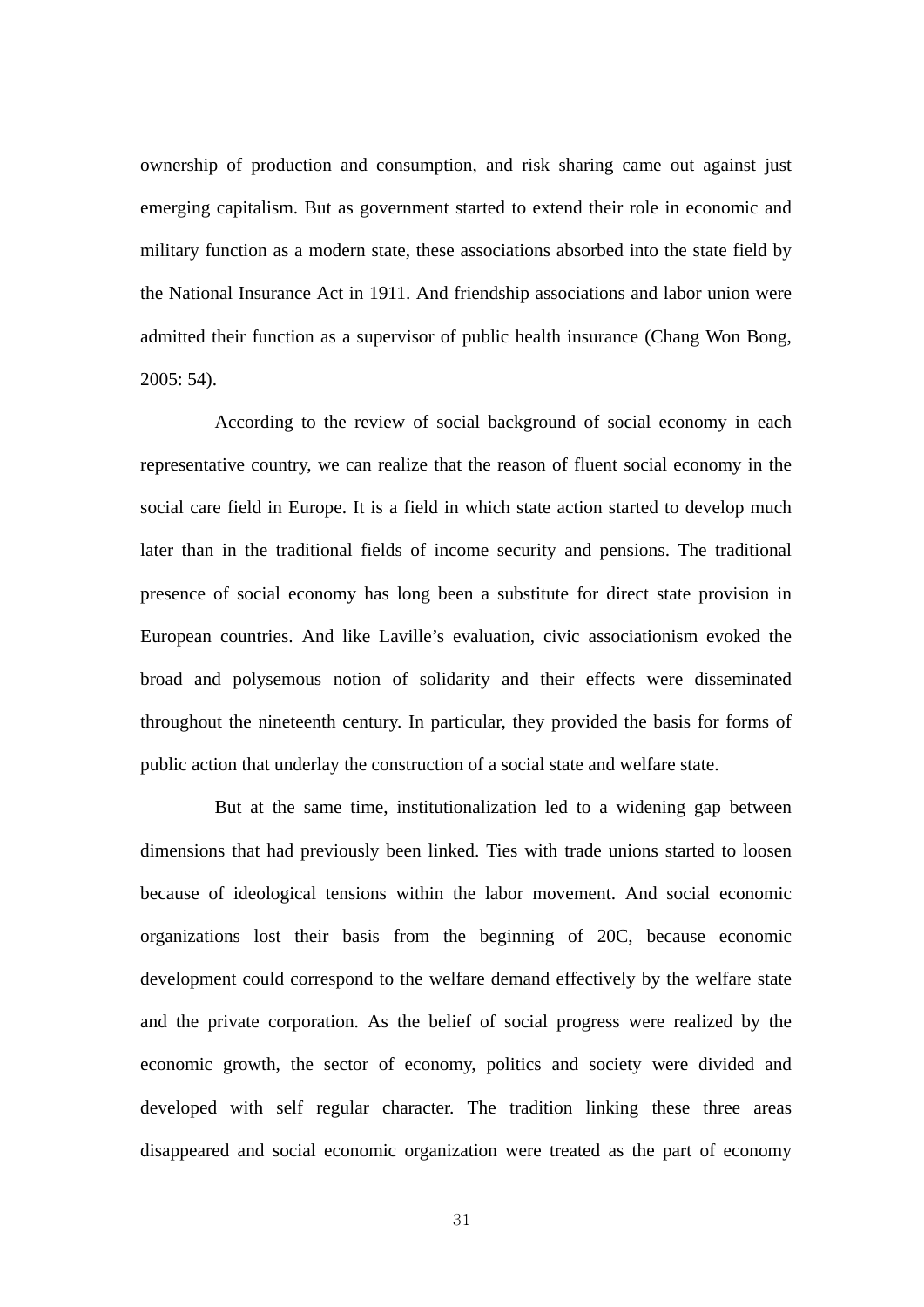ownership of production and consumption, and risk sharing came out against just emerging capitalism. But as government started to extend their role in economic and military function as a modern state, these associations absorbed into the state field by the National Insurance Act in 1911. And friendship associations and labor union were admitted their function as a supervisor of public health insurance (Chang Won Bong, 2005: 54).

According to the review of social background of social economy in each representative country, we can realize that the reason of fluent social economy in the social care field in Europe. It is a field in which state action started to develop much later than in the traditional fields of income security and pensions. The traditional presence of social economy has long been a substitute for direct state provision in European countries. And like Laville's evaluation, civic associationism evoked the broad and polysemous notion of solidarity and their effects were disseminated throughout the nineteenth century. In particular, they provided the basis for forms of public action that underlay the construction of a social state and welfare state.

But at the same time, institutionalization led to a widening gap between dimensions that had previously been linked. Ties with trade unions started to loosen because of ideological tensions within the labor movement. And social economic organizations lost their basis from the beginning of 20C, because economic development could correspond to the welfare demand effectively by the welfare state and the private corporation. As the belief of social progress were realized by the economic growth, the sector of economy, politics and society were divided and developed with self regular character. The tradition linking these three areas disappeared and social economic organization were treated as the part of economy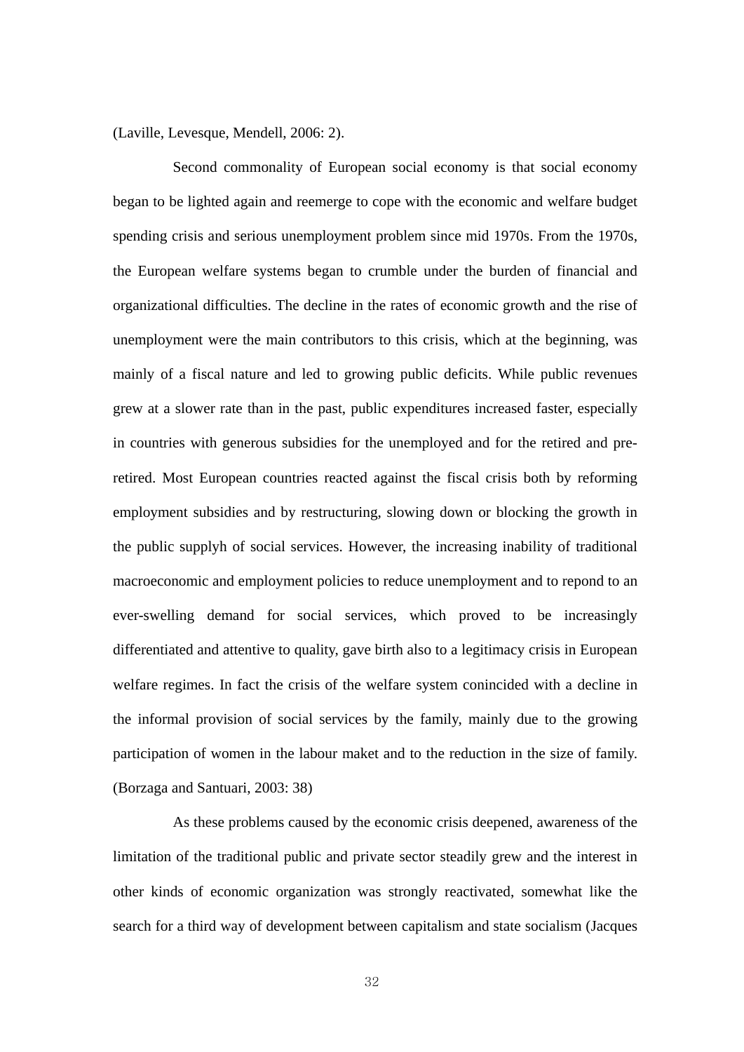(Laville, Levesque, Mendell, 2006: 2).

Second commonality of European social economy is that social economy began to be lighted again and reemerge to cope with the economic and welfare budget spending crisis and serious unemployment problem since mid 1970s. From the 1970s, the European welfare systems began to crumble under the burden of financial and organizational difficulties. The decline in the rates of economic growth and the rise of unemployment were the main contributors to this crisis, which at the beginning, was mainly of a fiscal nature and led to growing public deficits. While public revenues grew at a slower rate than in the past, public expenditures increased faster, especially in countries with generous subsidies for the unemployed and for the retired and pre-retired. Most European countries reacted against the fiscal crisis both by reforming employment subsidies and by restructuring, slowing down or blocking the growth in the public supplyh of social services. However, the increasing inability of traditional macroeconomic and employment policies to reduce unemployment and to repond to an ever-swelling demand for social services, which proved to be increasingly differentiated and attentive to quality, gave birth also to a legitimacy crisis in European welfare regimes. In fact the crisis of the welfare system conincided with a decline in the informal provision of social services by the family, mainly due to the growing participation of women in the labour maket and to the reduction in the size of family. (Borzaga and Santuari, 2003: 38)

As these problems caused by the economic crisis deepened, awareness of the limitation of the traditional public and private sector steadily grew and the interest in other kinds of economic organization was strongly reactivated, somewhat like the search for a third way of development between capitalism and state socialism (Jacques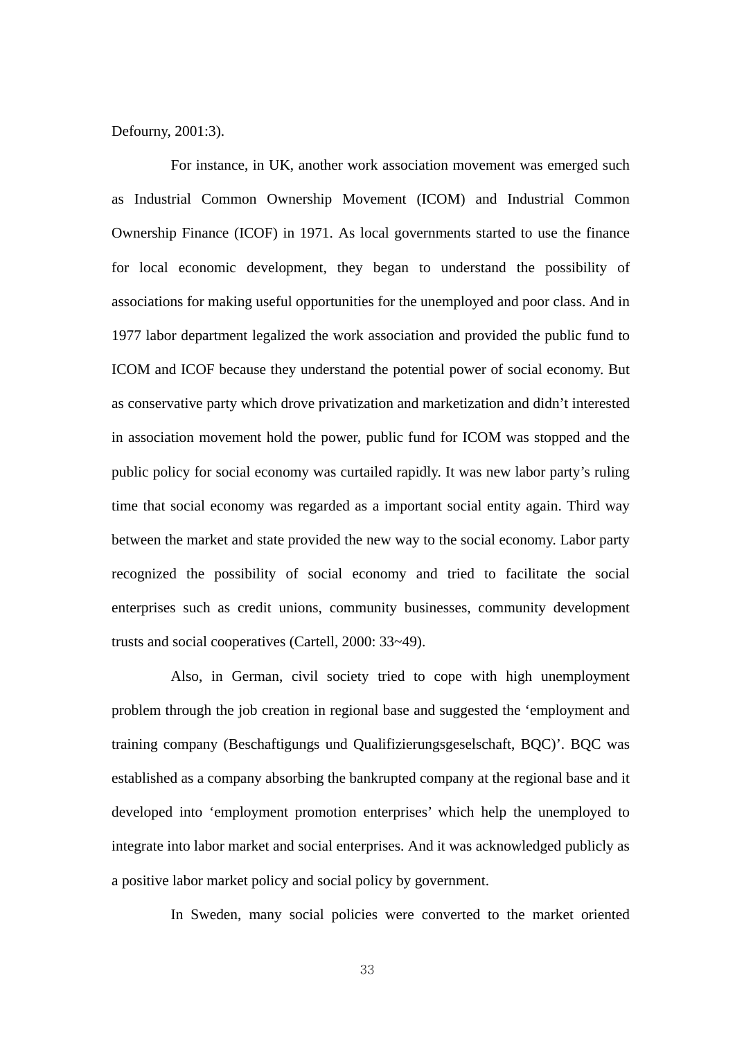Defourny, 2001:3).

For instance, in UK, another work association movement was emerged such as Industrial Common Ownership Movement (ICOM) and Industrial Common Ownership Finance (ICOF) in 1971. As local governments started to use the finance for local economic development, they began to understand the possibility of associations for making useful opportunities for the unemployed and poor class. And in 1977 labor department legalized the work association and provided the public fund to ICOM and ICOF because they understand the potential power of social economy. But as conservative party which drove privatization and marketization and didn't interested in association movement hold the power, public fund for ICOM was stopped and the public policy for social economy was curtailed rapidly. It was new labor party's ruling time that social economy was regarded as a important social entity again. Third way between the market and state provided the new way to the social economy. Labor party recognized the possibility of social economy and tried to facilitate the social enterprises such as credit unions, community businesses, community development trusts and social cooperatives (Cartell, 2000: 33~49).

Also, in German, civil society tried to cope with high unemployment problem through the job creation in regional base and suggested the 'employment and training company (Beschaftigungs und Qualifizierungsgeselschaft, BQC)'. BQC was established as a company absorbing the bankrupted company at the regional base and it developed into 'employment promotion enterprises' which help the unemployed to integrate into labor market and social enterprises. And it was acknowledged publicly as a positive labor market policy and social policy by government.

In Sweden, many social policies were converted to the market oriented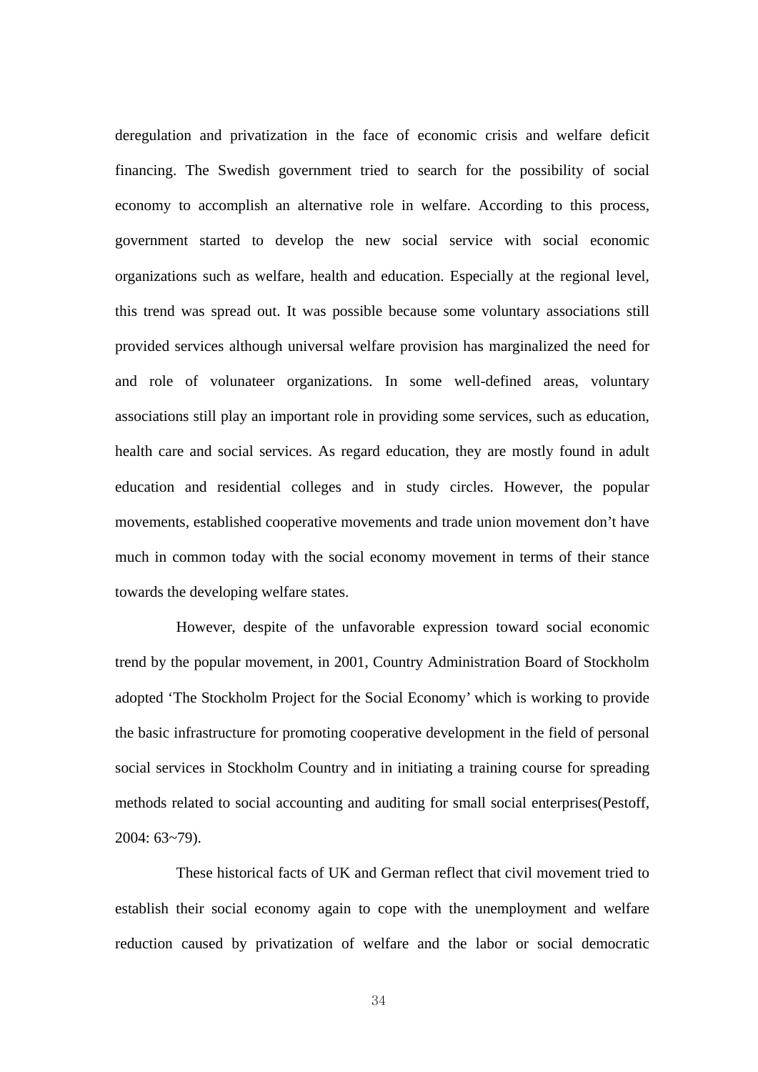deregulation and privatization in the face of economic crisis and welfare deficit financing. The Swedish government tried to search for the possibility of social economy to accomplish an alternative role in welfare. According to this process, government started to develop the new social service with social economic organizations such as welfare, health and education. Especially at the regional level, this trend was spread out. It was possible because some voluntary associations still provided services although universal welfare provision has marginalized the need for and role of volunateer organizations. In some well-defined areas, voluntary associations still play an important role in providing some services, such as education, health care and social services. As regard education, they are mostly found in adult education and residential colleges and in study circles. However, the popular movements, established cooperative movements and trade union movement don't have much in common today with the social economy movement in terms of their stance towards the developing welfare states.

However, despite of the unfavorable expression toward social economic trend by the popular movement, in 2001, Country Administration Board of Stockholm adopted 'The Stockholm Project for the Social Economy' which is working to provide the basic infrastructure for promoting cooperative development in the field of personal social services in Stockholm Country and in initiating a training course for spreading methods related to social accounting and auditing for small social enterprises(Pestoff, 2004: 63~79).

These historical facts of UK and German reflect that civil movement tried to establish their social economy again to cope with the unemployment and welfare reduction caused by privatization of welfare and the labor or social democratic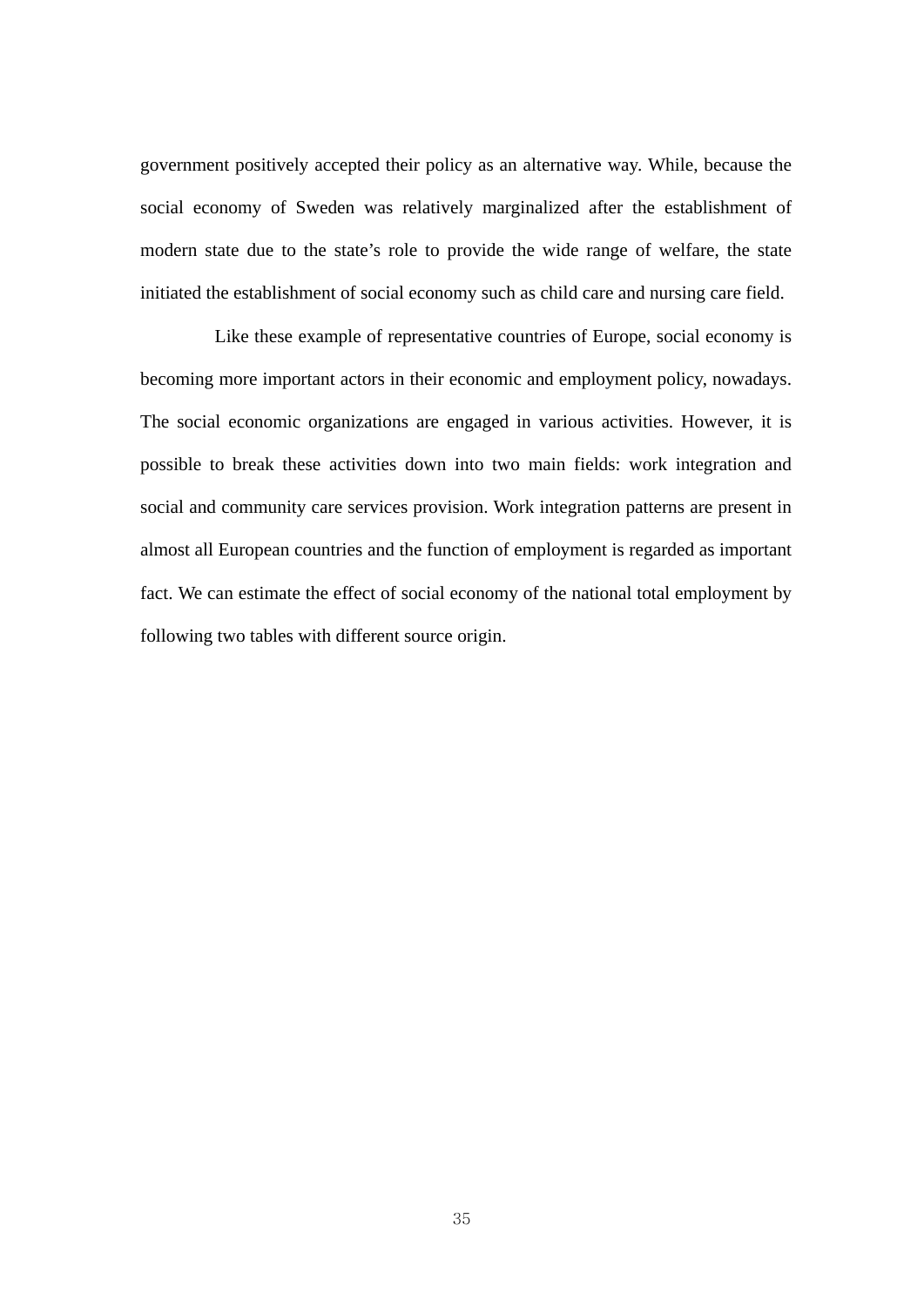government positively accepted their policy as an alternative way. While, because the social economy of Sweden was relatively marginalized after the establishment of modern state due to the state's role to provide the wide range of welfare, the state initiated the establishment of social economy such as child care and nursing care field.

Like these example of representative countries of Europe, social economy is becoming more important actors in their economic and employment policy, nowadays. The social economic organizations are engaged in various activities. However, it is possible to break these activities down into two main fields: work integration and social and community care services provision. Work integration patterns are present in almost all European countries and the function of employment is regarded as important fact. We can estimate the effect of social economy of the national total employment by following two tables with different source origin.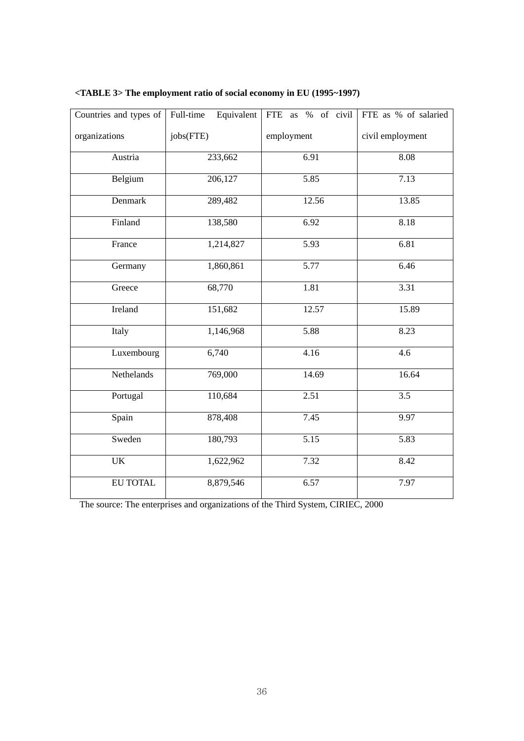**<TABLE 3> The employment ratio of social economy in EU (1995~1997)**

| Countries and types of organizations | Full-time Equivalent jobs(FTE) | FTE as % of civil employment | FTE as % of salaried civil employment |
|---|---|---|---|
| Austria | 233,662 | 6.91 | 8.08 |
| Belgium | 206,127 | 5.85 | 7.13 |
| Denmark | 289,482 | 12.56 | 13.85 |
| Finland | 138,580 | 6.92 | 8.18 |
| France | 1,214,827 | 5.93 | 6.81 |
| Germany | 1,860,861 | 5.77 | 6.46 |
| Greece | 68,770 | 1.81 | 3.31 |
| Ireland | 151,682 | 12.57 | 15.89 |
| Italy | 1,146,968 | 5.88 | 8.23 |
| Luxembourg | 6,740 | 4.16 | 4.6 |
| Nethelands | 769,000 | 14.69 | 16.64 |
| Portugal | 110,684 | 2.51 | 3.5 |
| Spain | 878,408 | 7.45 | 9.97 |
| Sweden | 180,793 | 5.15 | 5.83 |
| UK | 1,622,962 | 7.32 | 8.42 |
| EU TOTAL | 8,879,546 | 6.57 | 7.97 |

The source: The enterprises and organizations of the Third System, CIRIEC, 2000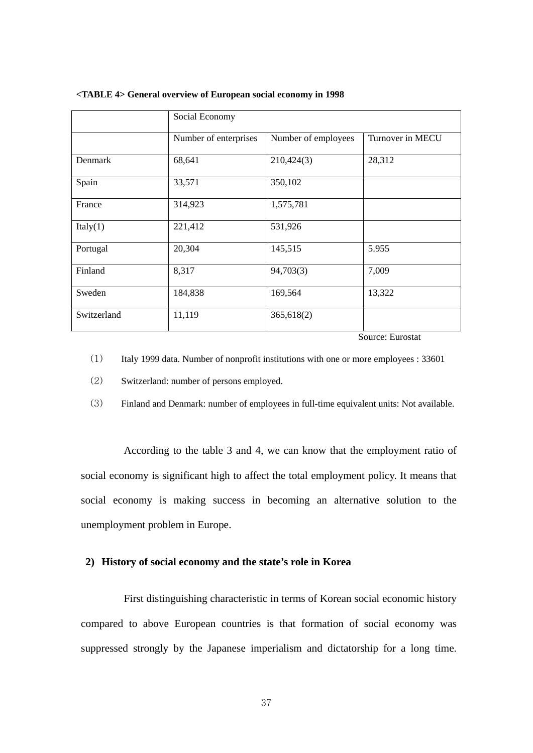**<TABLE 4> General overview of European social economy in 1998**

| | Social Economy | | |
|---|---|---|---|
| | Number of enterprises | Number of employees | Turnover in MECU |
| Denmark | 68,641 | 210,424(3) | 28,312 |
| Spain | 33,571 | 350,102 | |
| France | 314,923 | 1,575,781 | |
| Italy(1) | 221,412 | 531,926 | |
| Portugal | 20,304 | 145,515 | 5.955 |
| Finland | 8,317 | 94,703(3) | 7,009 |
| Sweden | 184,838 | 169,564 | 13,322 |
| Switzerland | 11,119 | 365,618(2) | |

Source: Eurostat

(1) Italy 1999 data. Number of nonprofit institutions with one or more employees : 33601

(2) Switzerland: number of persons employed.

(3) Finland and Denmark: number of employees in full-time equivalent units: Not available.

According to the table 3 and 4, we can know that the employment ratio of social economy is significant high to affect the total employment policy. It means that social economy is making success in becoming an alternative solution to the unemployment problem in Europe.

### 2) History of social economy and the state's role in Korea

First distinguishing characteristic in terms of Korean social economic history compared to above European countries is that formation of social economy was suppressed strongly by the Japanese imperialism and dictatorship for a long time.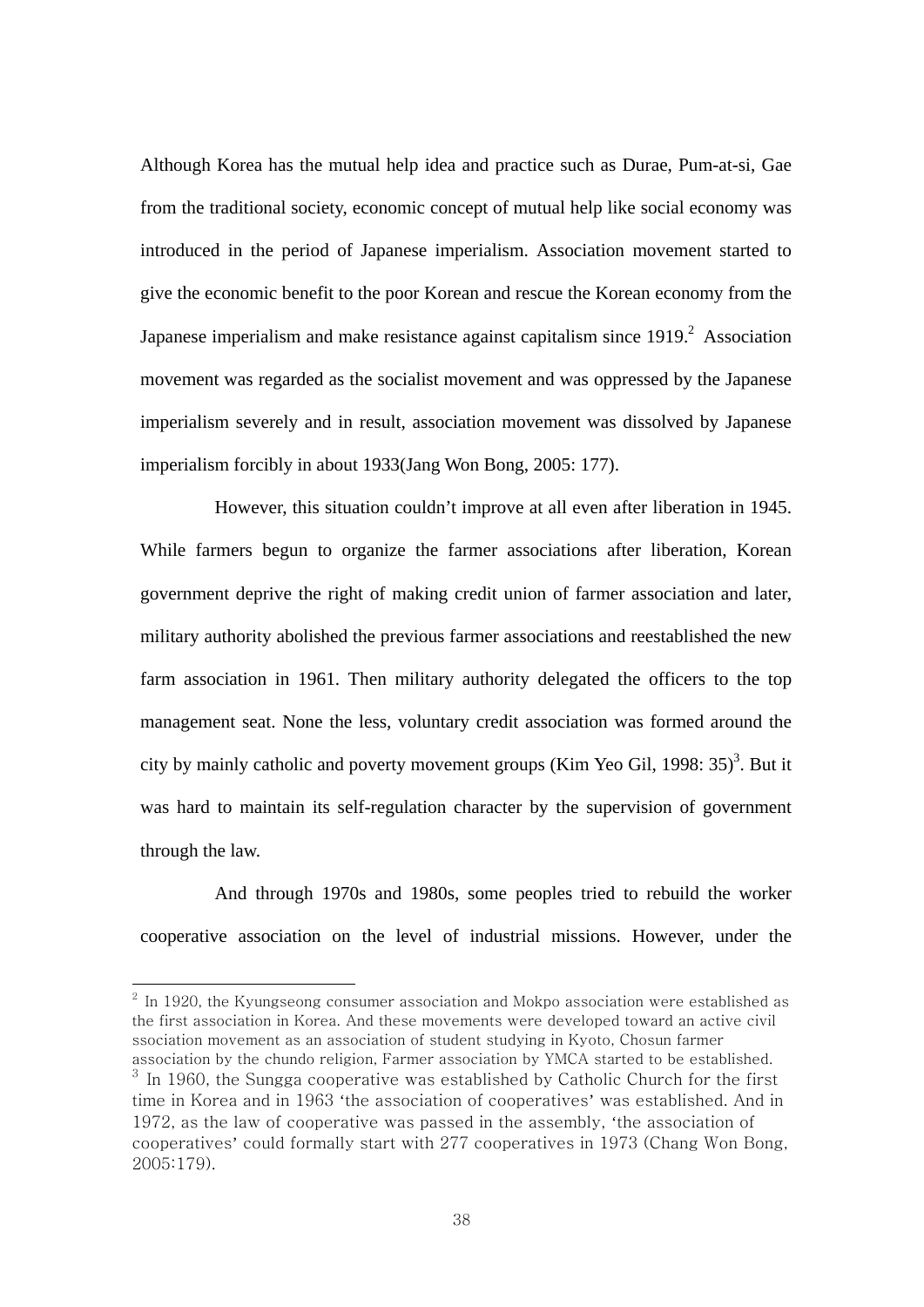Although Korea has the mutual help idea and practice such as Durae, Pum-at-si, Gae from the traditional society, economic concept of mutual help like social economy was introduced in the period of Japanese imperialism. Association movement started to give the economic benefit to the poor Korean and rescue the Korean economy from the Japanese imperialism and make resistance against capitalism since 1919.[2] Association movement was regarded as the socialist movement and was oppressed by the Japanese imperialism severely and in result, association movement was dissolved by Japanese imperialism forcibly in about 1933(Jang Won Bong, 2005: 177).

However, this situation couldn't improve at all even after liberation in 1945. While farmers begun to organize the farmer associations after liberation, Korean government deprive the right of making credit union of farmer association and later, military authority abolished the previous farmer associations and reestablished the new farm association in 1961. Then military authority delegated the officers to the top management seat. None the less, voluntary credit association was formed around the city by mainly catholic and poverty movement groups (Kim Yeo Gil, 1998: 35)[3]. But it was hard to maintain its self-regulation character by the supervision of government through the law.

And through 1970s and 1980s, some peoples tried to rebuild the worker cooperative association on the level of industrial missions. However, under the

---

[2] In 1920, the Kyungseong consumer association and Mokpo association were established as the first association in Korea. And these movements were developed toward an active civil ssociation movement as an association of student studying in Kyoto, Chosun farmer association by the chundo religion, Farmer association by YMCA started to be established.

[3] In 1960, the Sungga cooperative was established by Catholic Church for the first time in Korea and in 1963 'the association of cooperatives' was established. And in 1972, as the law of cooperative was passed in the assembly, 'the association of cooperatives' could formally start with 277 cooperatives in 1973 (Chang Won Bong, 2005:179).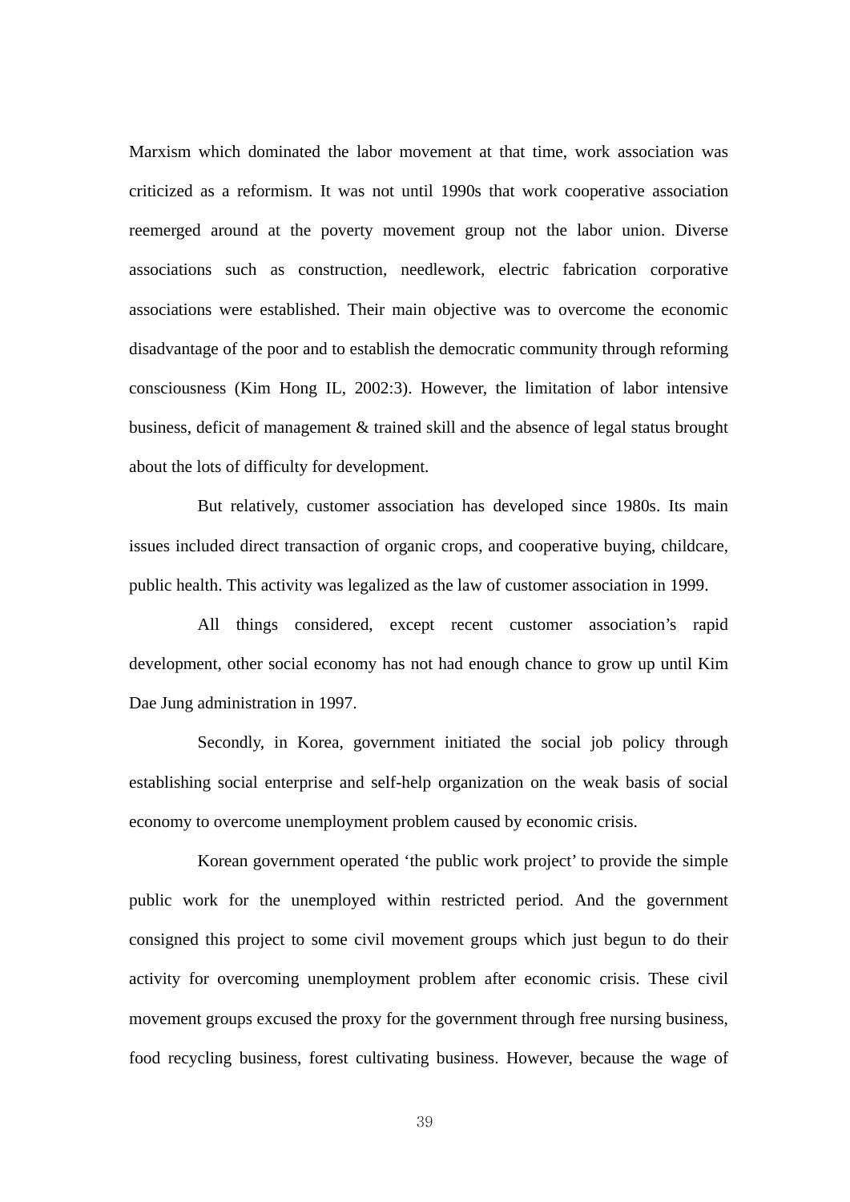Marxism which dominated the labor movement at that time, work association was criticized as a reformism. It was not until 1990s that work cooperative association reemerged around at the poverty movement group not the labor union. Diverse associations such as construction, needlework, electric fabrication corporative associations were established. Their main objective was to overcome the economic disadvantage of the poor and to establish the democratic community through reforming consciousness (Kim Hong IL, 2002:3). However, the limitation of labor intensive business, deficit of management & trained skill and the absence of legal status brought about the lots of difficulty for development.

But relatively, customer association has developed since 1980s. Its main issues included direct transaction of organic crops, and cooperative buying, childcare, public health. This activity was legalized as the law of customer association in 1999.

All things considered, except recent customer association's rapid development, other social economy has not had enough chance to grow up until Kim Dae Jung administration in 1997.

Secondly, in Korea, government initiated the social job policy through establishing social enterprise and self-help organization on the weak basis of social economy to overcome unemployment problem caused by economic crisis.

Korean government operated 'the public work project' to provide the simple public work for the unemployed within restricted period. And the government consigned this project to some civil movement groups which just begun to do their activity for overcoming unemployment problem after economic crisis. These civil movement groups excused the proxy for the government through free nursing business, food recycling business, forest cultivating business. However, because the wage of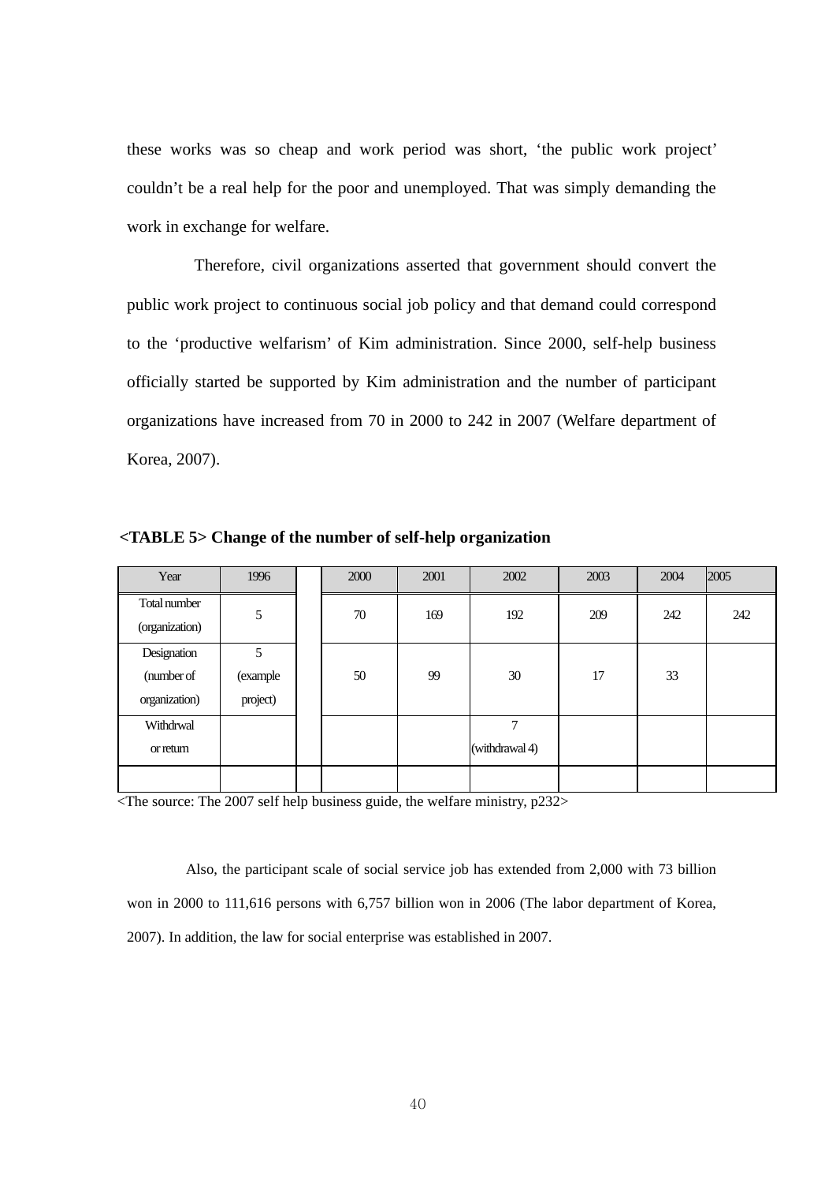these works was so cheap and work period was short, 'the public work project' couldn't be a real help for the poor and unemployed. That was simply demanding the work in exchange for welfare.

Therefore, civil organizations asserted that government should convert the public work project to continuous social job policy and that demand could correspond to the 'productive welfarism' of Kim administration. Since 2000, self-help business officially started be supported by Kim administration and the number of participant organizations have increased from 70 in 2000 to 242 in 2007 (Welfare department of Korea, 2007).

**<TABLE 5> Change of the number of self-help organization**

| Year | 1996 | | 2000 | 2001 | 2002 | 2003 | 2004 | 2005 |
|---|---|---|---|---|---|---|---|---|
| Total number (organization) | 5 | | 70 | 169 | 192 | 209 | 242 | 242 |
| Designation (number of organization) | 5 (example project) | | 50 | 99 | 30 | 17 | 33 | |
| Withdrwal or return | | | | | 7 (withdrawal 4) | | | |
| | | | | | | | | |

<The source: The 2007 self help business guide, the welfare ministry, p232>

Also, the participant scale of social service job has extended from 2,000 with 73 billion won in 2000 to 111,616 persons with 6,757 billion won in 2006 (The labor department of Korea, 2007). In addition, the law for social enterprise was established in 2007.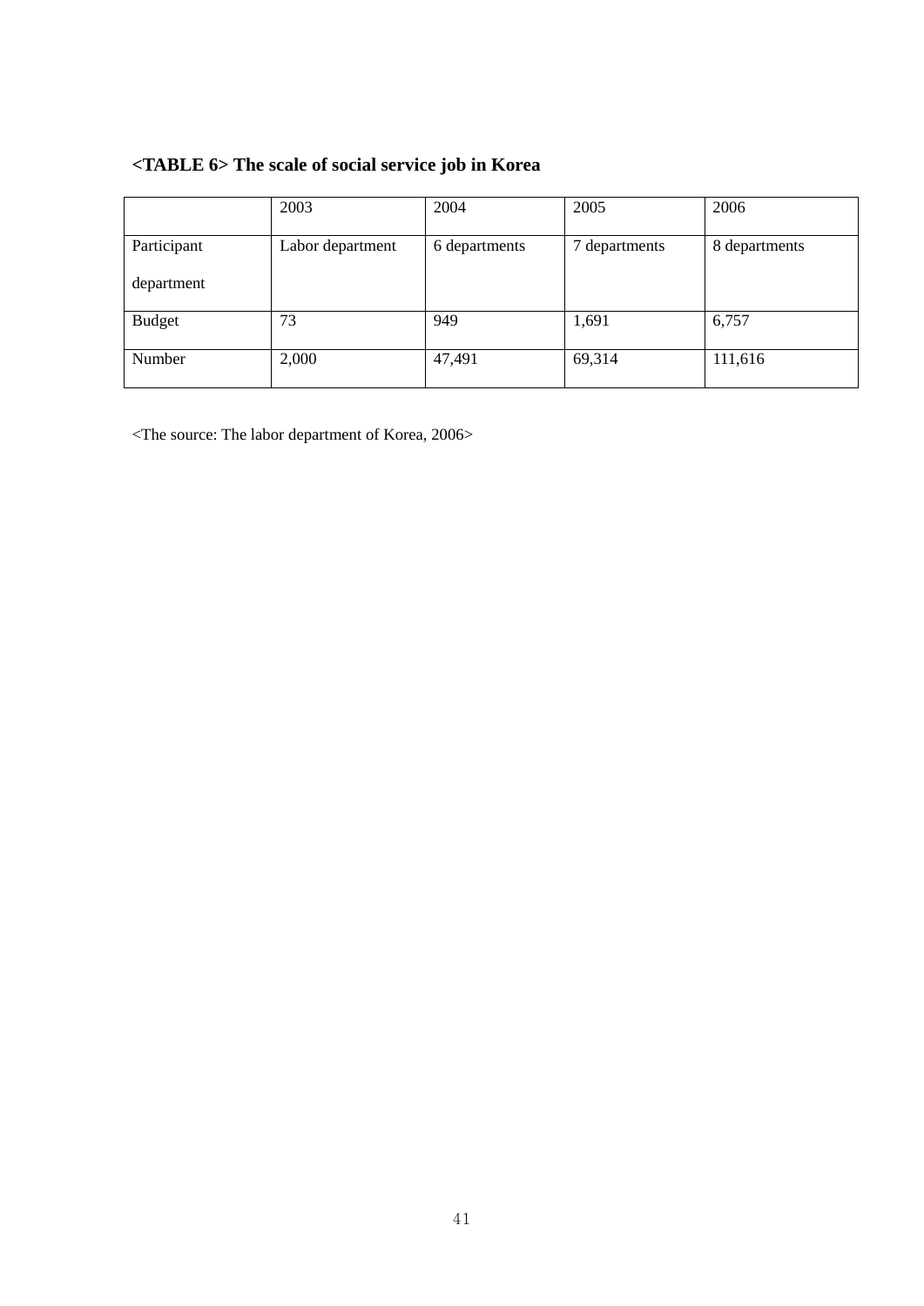**<TABLE 6> The scale of social service job in Korea**

| | 2003 | 2004 | 2005 | 2006 |
|---|---|---|---|---|
| Participant department | Labor department | 6 departments | 7 departments | 8 departments |
| Budget | 73 | 949 | 1,691 | 6,757 |
| Number | 2,000 | 47,491 | 69,314 | 111,616 |

<The source: The labor department of Korea, 2006>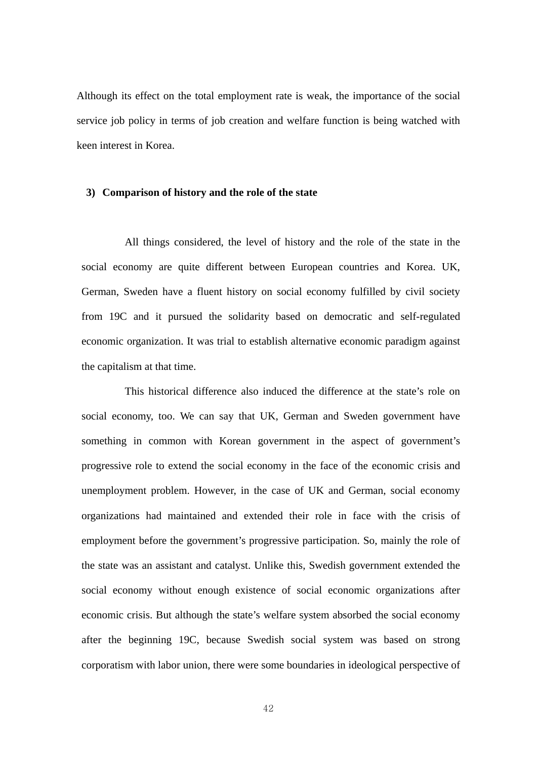Although its effect on the total employment rate is weak, the importance of the social service job policy in terms of job creation and welfare function is being watched with keen interest in Korea.

### 3) Comparison of history and the role of the state

All things considered, the level of history and the role of the state in the social economy are quite different between European countries and Korea. UK, German, Sweden have a fluent history on social economy fulfilled by civil society from 19C and it pursued the solidarity based on democratic and self-regulated economic organization. It was trial to establish alternative economic paradigm against the capitalism at that time.

This historical difference also induced the difference at the state's role on social economy, too. We can say that UK, German and Sweden government have something in common with Korean government in the aspect of government's progressive role to extend the social economy in the face of the economic crisis and unemployment problem. However, in the case of UK and German, social economy organizations had maintained and extended their role in face with the crisis of employment before the government's progressive participation. So, mainly the role of the state was an assistant and catalyst. Unlike this, Swedish government extended the social economy without enough existence of social economic organizations after economic crisis. But although the state's welfare system absorbed the social economy after the beginning 19C, because Swedish social system was based on strong corporatism with labor union, there were some boundaries in ideological perspective of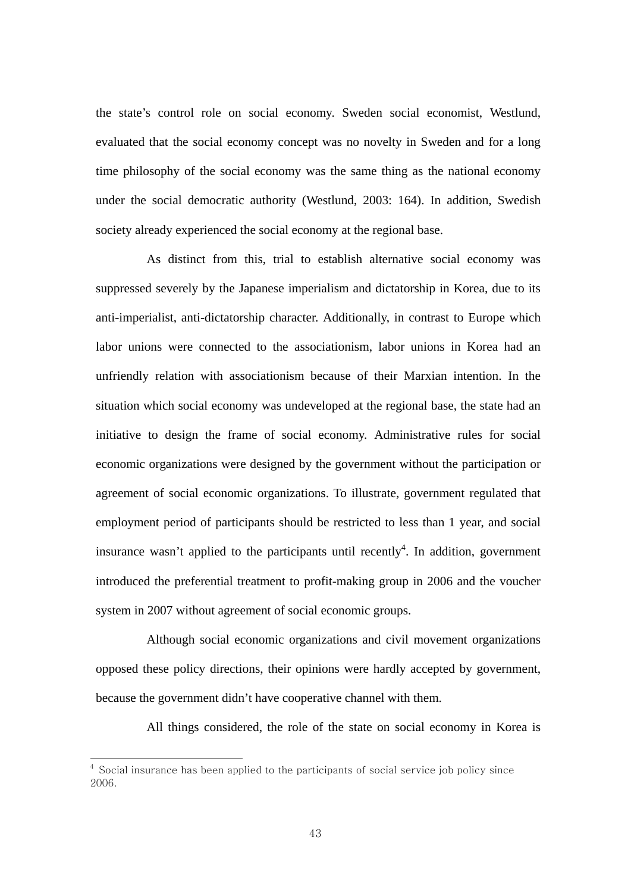the state's control role on social economy. Sweden social economist, Westlund, evaluated that the social economy concept was no novelty in Sweden and for a long time philosophy of the social economy was the same thing as the national economy under the social democratic authority (Westlund, 2003: 164). In addition, Swedish society already experienced the social economy at the regional base.

As distinct from this, trial to establish alternative social economy was suppressed severely by the Japanese imperialism and dictatorship in Korea, due to its anti-imperialist, anti-dictatorship character. Additionally, in contrast to Europe which labor unions were connected to the associationism, labor unions in Korea had an unfriendly relation with associationism because of their Marxian intention. In the situation which social economy was undeveloped at the regional base, the state had an initiative to design the frame of social economy. Administrative rules for social economic organizations were designed by the government without the participation or agreement of social economic organizations. To illustrate, government regulated that employment period of participants should be restricted to less than 1 year, and social insurance wasn't applied to the participants until recently[4]. In addition, government introduced the preferential treatment to profit-making group in 2006 and the voucher system in 2007 without agreement of social economic groups.

Although social economic organizations and civil movement organizations opposed these policy directions, their opinions were hardly accepted by government, because the government didn't have cooperative channel with them.

All things considered, the role of the state on social economy in Korea is

[4] Social insurance has been applied to the participants of social service job policy since 2006.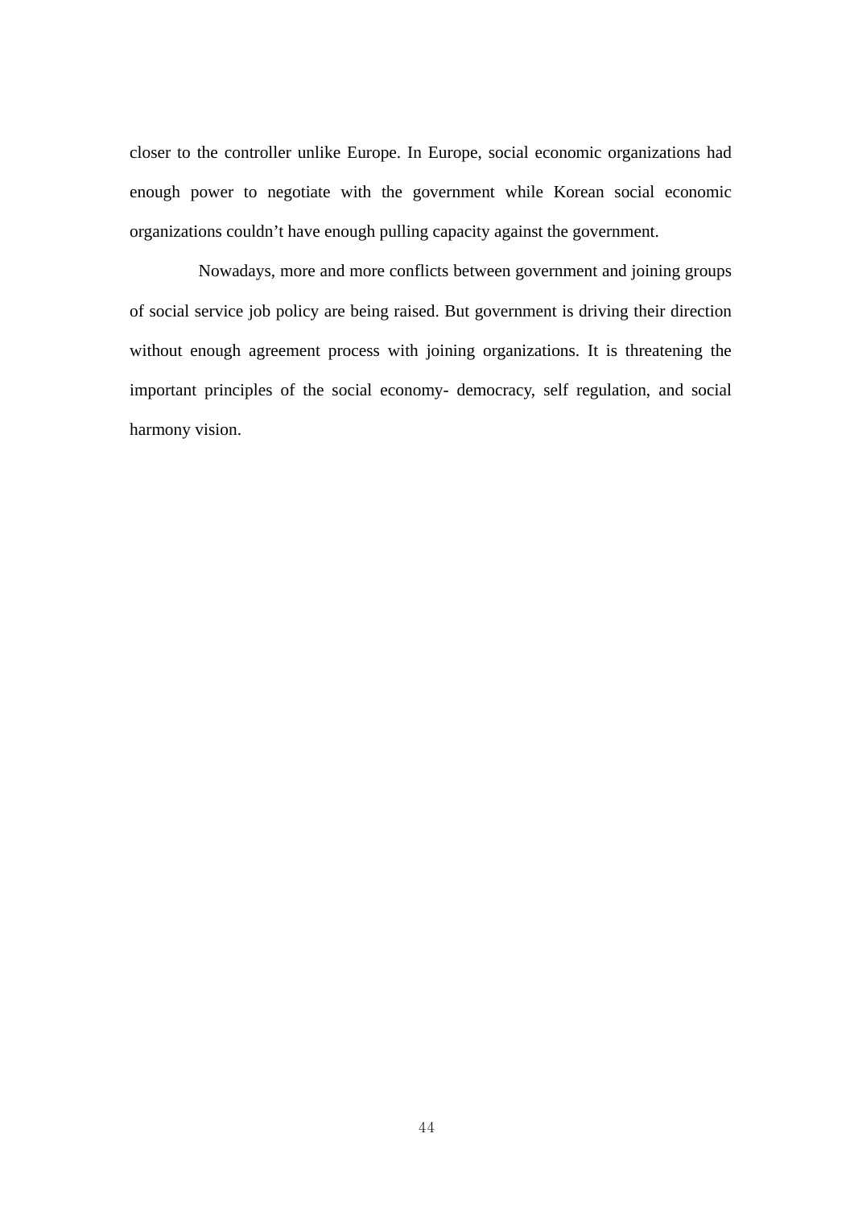closer to the controller unlike Europe. In Europe, social economic organizations had enough power to negotiate with the government while Korean social economic organizations couldn't have enough pulling capacity against the government.

Nowadays, more and more conflicts between government and joining groups of social service job policy are being raised. But government is driving their direction without enough agreement process with joining organizations. It is threatening the important principles of the social economy- democracy, self regulation, and social harmony vision.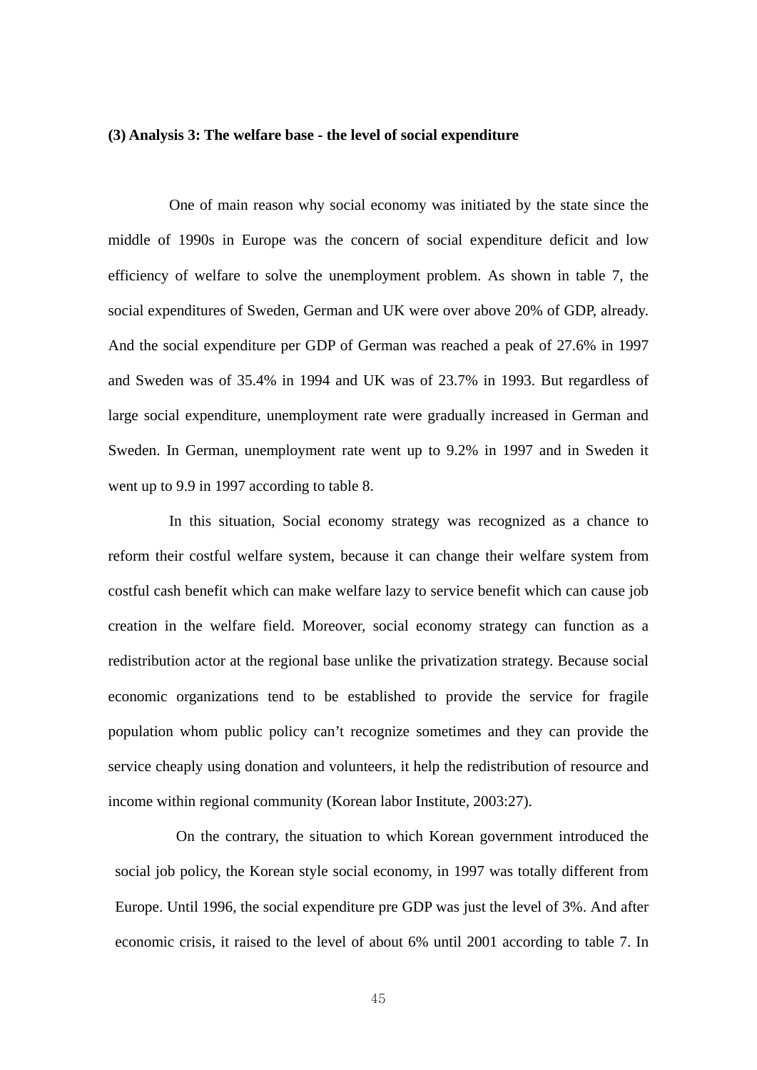**(3) Analysis 3: The welfare base - the level of social expenditure**

One of main reason why social economy was initiated by the state since the middle of 1990s in Europe was the concern of social expenditure deficit and low efficiency of welfare to solve the unemployment problem. As shown in table 7, the social expenditures of Sweden, German and UK were over above 20% of GDP, already. And the social expenditure per GDP of German was reached a peak of 27.6% in 1997 and Sweden was of 35.4% in 1994 and UK was of 23.7% in 1993. But regardless of large social expenditure, unemployment rate were gradually increased in German and Sweden. In German, unemployment rate went up to 9.2% in 1997 and in Sweden it went up to 9.9 in 1997 according to table 8.

In this situation, Social economy strategy was recognized as a chance to reform their costful welfare system, because it can change their welfare system from costful cash benefit which can make welfare lazy to service benefit which can cause job creation in the welfare field. Moreover, social economy strategy can function as a redistribution actor at the regional base unlike the privatization strategy. Because social economic organizations tend to be established to provide the service for fragile population whom public policy can't recognize sometimes and they can provide the service cheaply using donation and volunteers, it help the redistribution of resource and income within regional community (Korean labor Institute, 2003:27).

On the contrary, the situation to which Korean government introduced the social job policy, the Korean style social economy, in 1997 was totally different from Europe. Until 1996, the social expenditure pre GDP was just the level of 3%. And after economic crisis, it raised to the level of about 6% until 2001 according to table 7. In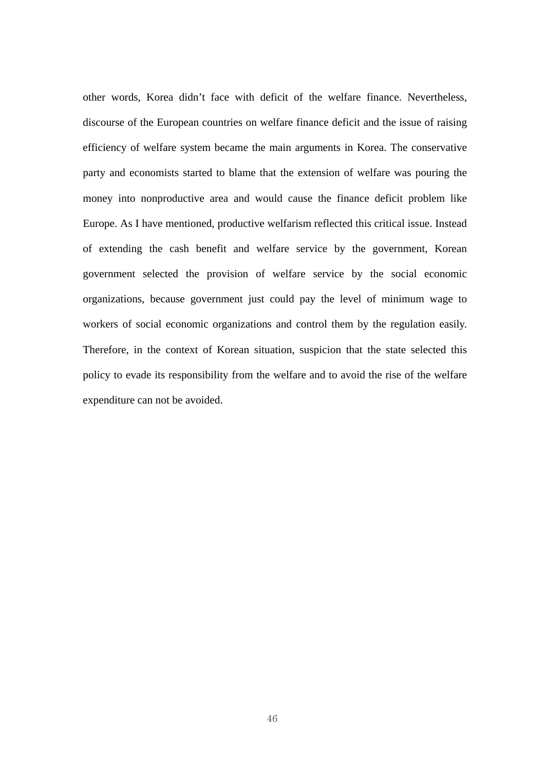other words, Korea didn't face with deficit of the welfare finance. Nevertheless, discourse of the European countries on welfare finance deficit and the issue of raising efficiency of welfare system became the main arguments in Korea. The conservative party and economists started to blame that the extension of welfare was pouring the money into nonproductive area and would cause the finance deficit problem like Europe. As I have mentioned, productive welfarism reflected this critical issue. Instead of extending the cash benefit and welfare service by the government, Korean government selected the provision of welfare service by the social economic organizations, because government just could pay the level of minimum wage to workers of social economic organizations and control them by the regulation easily. Therefore, in the context of Korean situation, suspicion that the state selected this policy to evade its responsibility from the welfare and to avoid the rise of the welfare expenditure can not be avoided.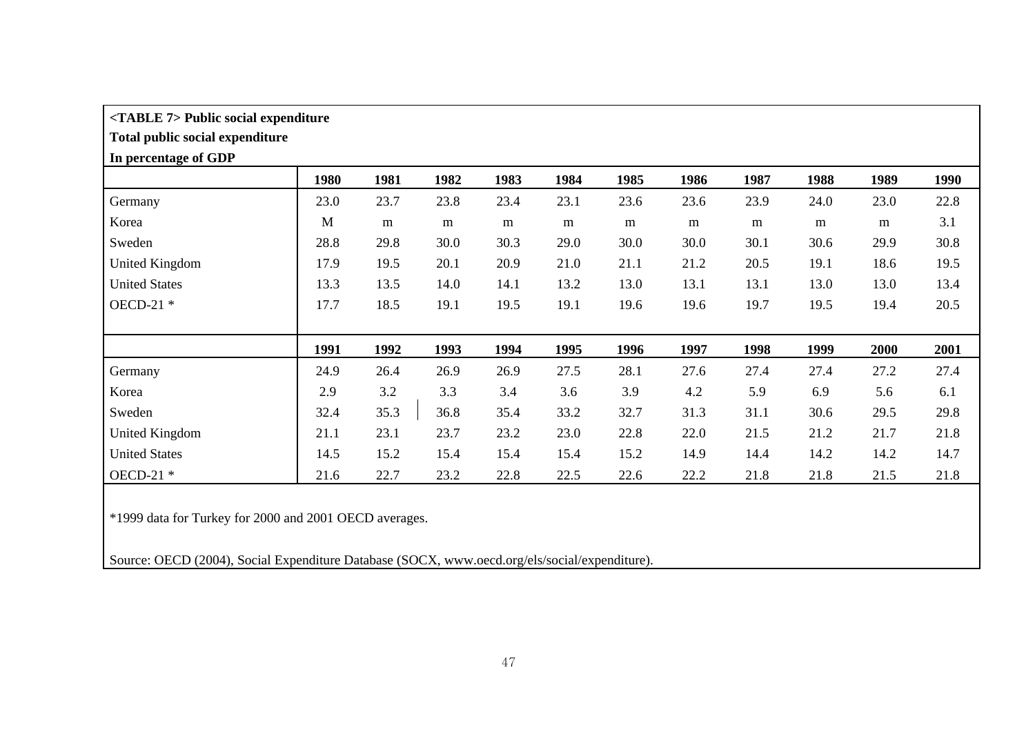**<TABLE 7> Public social expenditure**
**Total public social expenditure**
**In percentage of GDP**

| | 1980 | 1981 | 1982 | 1983 | 1984 | 1985 | 1986 | 1987 | 1988 | 1989 | 1990 |
|---|---|---|---|---|---|---|---|---|---|---|---|
| Germany | 23.0 | 23.7 | 23.8 | 23.4 | 23.1 | 23.6 | 23.6 | 23.9 | 24.0 | 23.0 | 22.8 |
| Korea | M | m | m | m | m | m | m | m | m | m | 3.1 |
| Sweden | 28.8 | 29.8 | 30.0 | 30.3 | 29.0 | 30.0 | 30.0 | 30.1 | 30.6 | 29.9 | 30.8 |
| United Kingdom | 17.9 | 19.5 | 20.1 | 20.9 | 21.0 | 21.1 | 21.2 | 20.5 | 19.1 | 18.6 | 19.5 |
| United States | 13.3 | 13.5 | 14.0 | 14.1 | 13.2 | 13.0 | 13.1 | 13.1 | 13.0 | 13.0 | 13.4 |
| OECD-21 * | 17.7 | 18.5 | 19.1 | 19.5 | 19.1 | 19.6 | 19.6 | 19.7 | 19.5 | 19.4 | 20.5 |
| | **1991** | **1992** | **1993** | **1994** | **1995** | **1996** | **1997** | **1998** | **1999** | **2000** | **2001** |
| Germany | 24.9 | 26.4 | 26.9 | 26.9 | 27.5 | 28.1 | 27.6 | 27.4 | 27.4 | 27.2 | 27.4 |
| Korea | 2.9 | 3.2 | 3.3 | 3.4 | 3.6 | 3.9 | 4.2 | 5.9 | 6.9 | 5.6 | 6.1 |
| Sweden | 32.4 | 35.3 | 36.8 | 35.4 | 33.2 | 32.7 | 31.3 | 31.1 | 30.6 | 29.5 | 29.8 |
| United Kingdom | 21.1 | 23.1 | 23.7 | 23.2 | 23.0 | 22.8 | 22.0 | 21.5 | 21.2 | 21.7 | 21.8 |
| United States | 14.5 | 15.2 | 15.4 | 15.4 | 15.4 | 15.2 | 14.9 | 14.4 | 14.2 | 14.2 | 14.7 |
| OECD-21 * | 21.6 | 22.7 | 23.2 | 22.8 | 22.5 | 22.6 | 22.2 | 21.8 | 21.8 | 21.5 | 21.8 |

*1999 data for Turkey for 2000 and 2001 OECD averages.

Source: OECD (2004), Social Expenditure Database (SOCX, www.oecd.org/els/social/expenditure).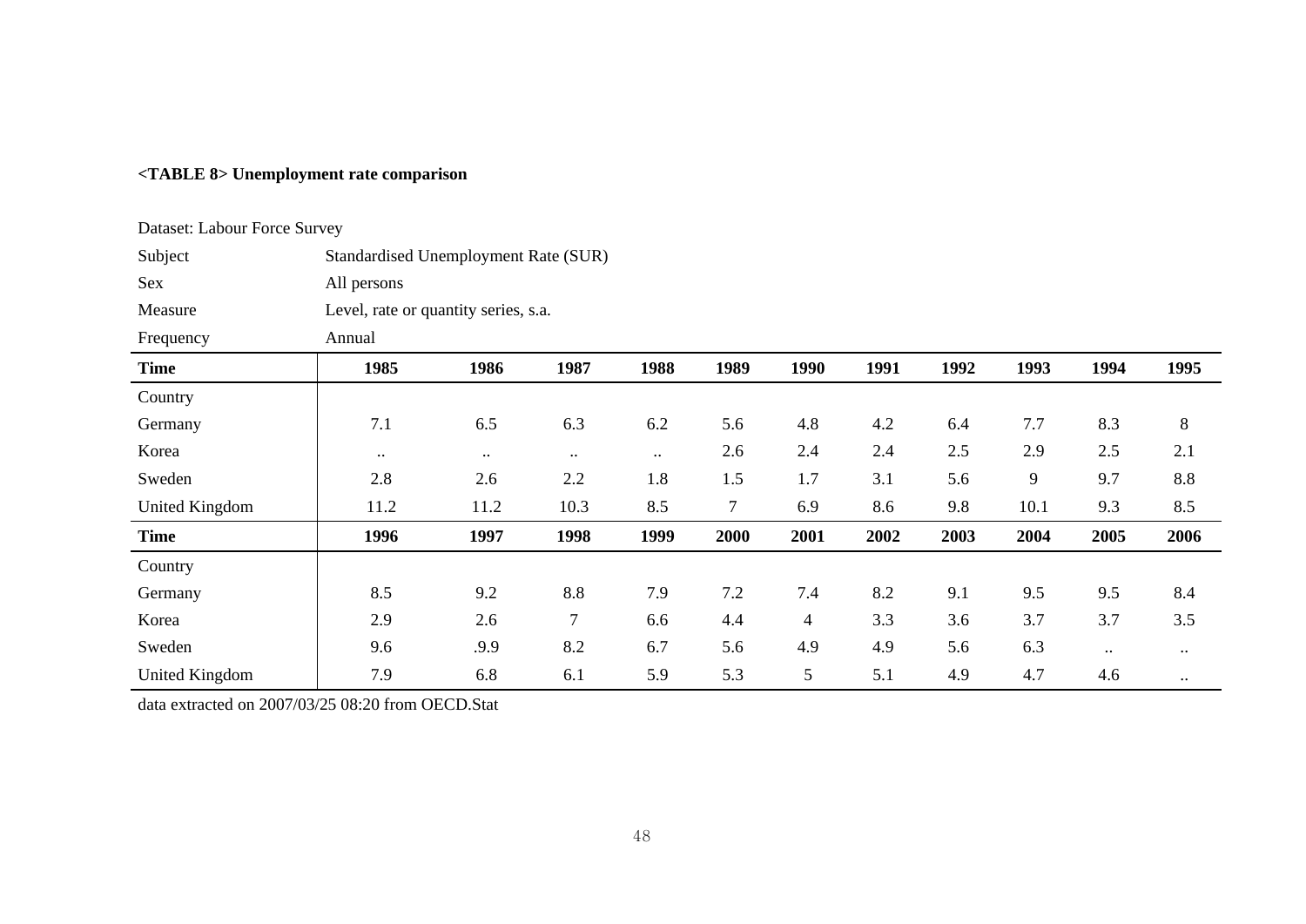**<TABLE 8> Unemployment rate comparison**

| Dataset: Labour Force Survey | | | | | | | | | | | |
|---|---|---|---|---|---|---|---|---|---|---|---|
| Subject | Standardised Unemployment Rate (SUR) | | | | | | | | | | |
| Sex | All persons | | | | | | | | | | |
| Measure | Level, rate or quantity series, s.a. | | | | | | | | | | |
| Frequency | Annual | | | | | | | | | | |
| **Time** | **1985** | **1986** | **1987** | **1988** | **1989** | **1990** | **1991** | **1992** | **1993** | **1994** | **1995** |
| Country | | | | | | | | | | | |
| Germany | 7.1 | 6.5 | 6.3 | 6.2 | 5.6 | 4.8 | 4.2 | 6.4 | 7.7 | 8.3 | 8 |
| Korea | .. | .. | .. | .. | 2.6 | 2.4 | 2.4 | 2.5 | 2.9 | 2.5 | 2.1 |
| Sweden | 2.8 | 2.6 | 2.2 | 1.8 | 1.5 | 1.7 | 3.1 | 5.6 | 9 | 9.7 | 8.8 |
| United Kingdom | 11.2 | 11.2 | 10.3 | 8.5 | 7 | 6.9 | 8.6 | 9.8 | 10.1 | 9.3 | 8.5 |
| **Time** | **1996** | **1997** | **1998** | **1999** | **2000** | **2001** | **2002** | **2003** | **2004** | **2005** | **2006** |
| Country | | | | | | | | | | | |
| Germany | 8.5 | 9.2 | 8.8 | 7.9 | 7.2 | 7.4 | 8.2 | 9.1 | 9.5 | 9.5 | 8.4 |
| Korea | 2.9 | 2.6 | 7 | 6.6 | 4.4 | 4 | 3.3 | 3.6 | 3.7 | 3.7 | 3.5 |
| Sweden | 9.6 | .9.9 | 8.2 | 6.7 | 5.6 | 4.9 | 4.9 | 5.6 | 6.3 | .. | .. |
| United Kingdom | 7.9 | 6.8 | 6.1 | 5.9 | 5.3 | 5 | 5.1 | 4.9 | 4.7 | 4.6 | .. |

data extracted on 2007/03/25 08:20 from OECD.Stat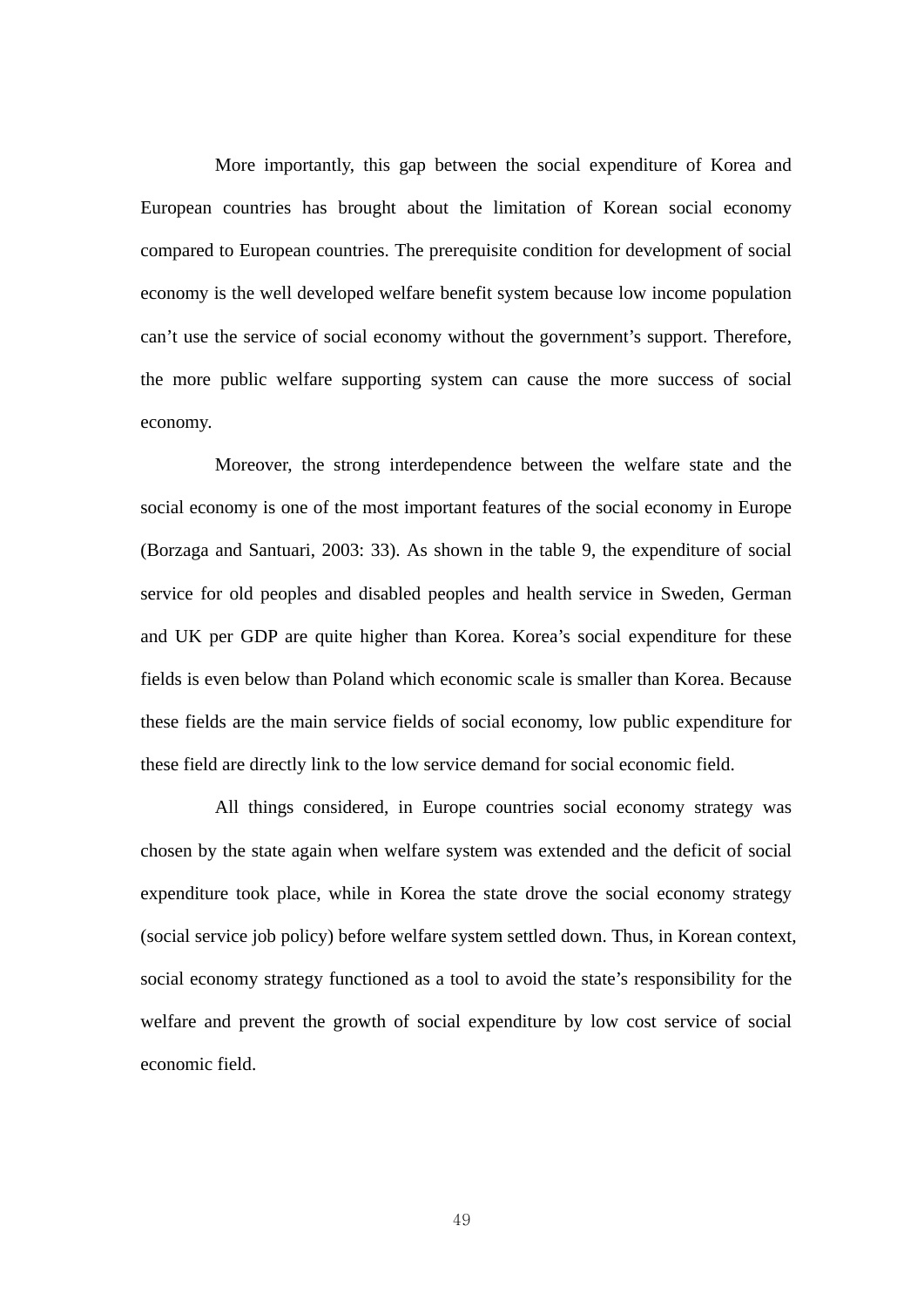More importantly, this gap between the social expenditure of Korea and European countries has brought about the limitation of Korean social economy compared to European countries. The prerequisite condition for development of social economy is the well developed welfare benefit system because low income population can't use the service of social economy without the government's support. Therefore, the more public welfare supporting system can cause the more success of social economy.

Moreover, the strong interdependence between the welfare state and the social economy is one of the most important features of the social economy in Europe (Borzaga and Santuari, 2003: 33). As shown in the table 9, the expenditure of social service for old peoples and disabled peoples and health service in Sweden, German and UK per GDP are quite higher than Korea. Korea's social expenditure for these fields is even below than Poland which economic scale is smaller than Korea. Because these fields are the main service fields of social economy, low public expenditure for these field are directly link to the low service demand for social economic field.

All things considered, in Europe countries social economy strategy was chosen by the state again when welfare system was extended and the deficit of social expenditure took place, while in Korea the state drove the social economy strategy (social service job policy) before welfare system settled down. Thus, in Korean context, social economy strategy functioned as a tool to avoid the state's responsibility for the welfare and prevent the growth of social expenditure by low cost service of social economic field.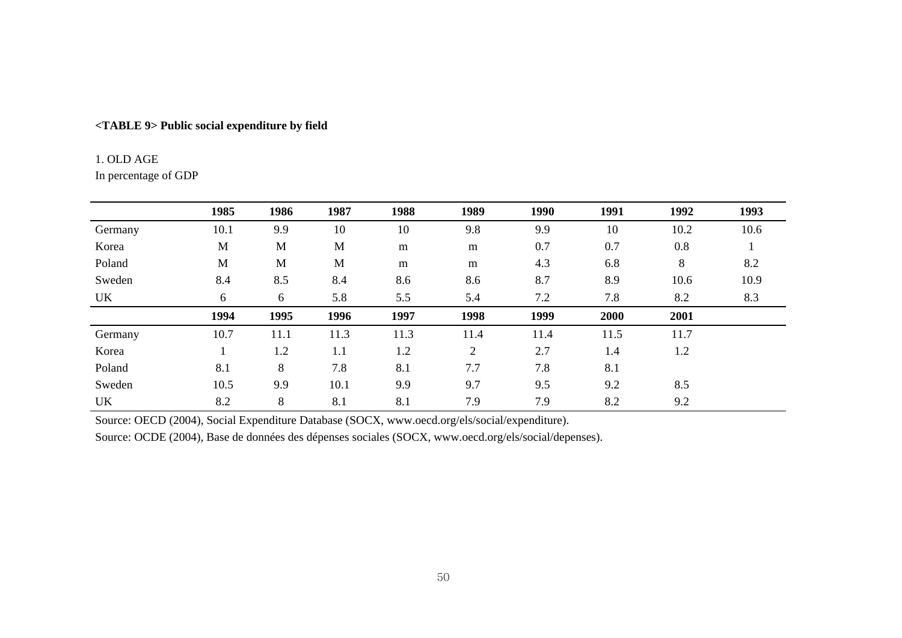**<TABLE 9> Public social expenditure by field**

1. OLD AGE

In percentage of GDP

| | 1985 | 1986 | 1987 | 1988 | 1989 | 1990 | 1991 | 1992 | 1993 |
|---|---|---|---|---|---|---|---|---|---|
| Germany | 10.1 | 9.9 | 10 | 10 | 9.8 | 9.9 | 10 | 10.2 | 10.6 |
| Korea | M | M | M | m | m | 0.7 | 0.7 | 0.8 | 1 |
| Poland | M | M | M | m | m | 4.3 | 6.8 | 8 | 8.2 |
| Sweden | 8.4 | 8.5 | 8.4 | 8.6 | 8.6 | 8.7 | 8.9 | 10.6 | 10.9 |
| UK | 6 | 6 | 5.8 | 5.5 | 5.4 | 7.2 | 7.8 | 8.2 | 8.3 |
| | **1994** | **1995** | **1996** | **1997** | **1998** | **1999** | **2000** | **2001** | |
| Germany | 10.7 | 11.1 | 11.3 | 11.3 | 11.4 | 11.4 | 11.5 | 11.7 | |
| Korea | 1 | 1.2 | 1.1 | 1.2 | 2 | 2.7 | 1.4 | 1.2 | |
| Poland | 8.1 | 8 | 7.8 | 8.1 | 7.7 | 7.8 | 8.1 | | |
| Sweden | 10.5 | 9.9 | 10.1 | 9.9 | 9.7 | 9.5 | 9.2 | 8.5 | |
| UK | 8.2 | 8 | 8.1 | 8.1 | 7.9 | 7.9 | 8.2 | 9.2 | |

Source: OECD (2004), Social Expenditure Database (SOCX, www.oecd.org/els/social/expenditure).

Source: OCDE (2004), Base de données des dépenses sociales (SOCX, www.oecd.org/els/social/depenses).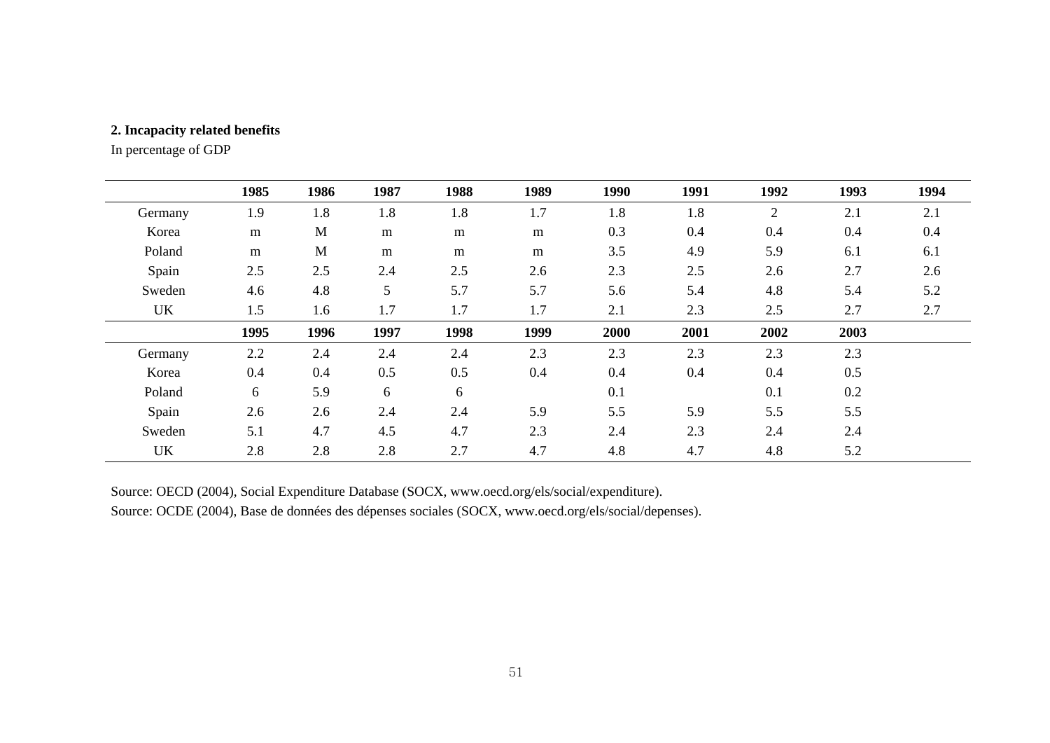**2. Incapacity related benefits**

In percentage of GDP

| | 1985 | 1986 | 1987 | 1988 | 1989 | 1990 | 1991 | 1992 | 1993 | 1994 |
|---|---|---|---|---|---|---|---|---|---|---|
| Germany | 1.9 | 1.8 | 1.8 | 1.8 | 1.7 | 1.8 | 1.8 | 2 | 2.1 | 2.1 |
| Korea | m | M | m | m | m | 0.3 | 0.4 | 0.4 | 0.4 | 0.4 |
| Poland | m | M | m | m | m | 3.5 | 4.9 | 5.9 | 6.1 | 6.1 |
| Spain | 2.5 | 2.5 | 2.4 | 2.5 | 2.6 | 2.3 | 2.5 | 2.6 | 2.7 | 2.6 |
| Sweden | 4.6 | 4.8 | 5 | 5.7 | 5.7 | 5.6 | 5.4 | 4.8 | 5.4 | 5.2 |
| UK | 1.5 | 1.6 | 1.7 | 1.7 | 1.7 | 2.1 | 2.3 | 2.5 | 2.7 | 2.7 |
| | **1995** | **1996** | **1997** | **1998** | **1999** | **2000** | **2001** | **2002** | **2003** | |
| Germany | 2.2 | 2.4 | 2.4 | 2.4 | 2.3 | 2.3 | 2.3 | 2.3 | 2.3 | |
| Korea | 0.4 | 0.4 | 0.5 | 0.5 | 0.4 | 0.4 | 0.4 | 0.4 | 0.5 | |
| Poland | 6 | 5.9 | 6 | 6 | | 0.1 | | 0.1 | 0.2 | |
| Spain | 2.6 | 2.6 | 2.4 | 2.4 | 5.9 | 5.5 | 5.9 | 5.5 | 5.5 | |
| Sweden | 5.1 | 4.7 | 4.5 | 4.7 | 2.3 | 2.4 | 2.3 | 2.4 | 2.4 | |
| UK | 2.8 | 2.8 | 2.8 | 2.7 | 4.7 | 4.8 | 4.7 | 4.8 | 5.2 | |

Source: OECD (2004), Social Expenditure Database (SOCX, www.oecd.org/els/social/expenditure).

Source: OCDE (2004), Base de données des dépenses sociales (SOCX, www.oecd.org/els/social/depenses).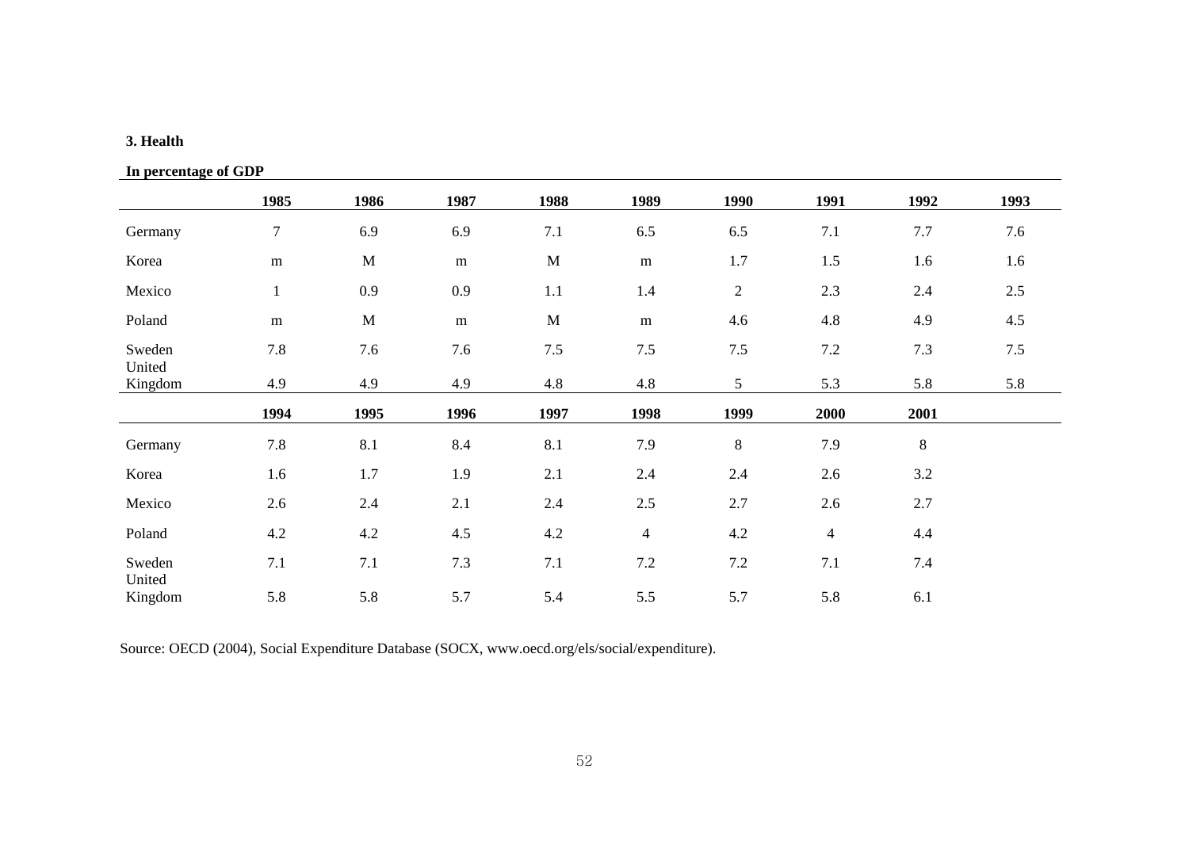**3. Health**

**In percentage of GDP**

| | 1985 | 1986 | 1987 | 1988 | 1989 | 1990 | 1991 | 1992 | 1993 |
|---|---|---|---|---|---|---|---|---|---|
| Germany | 7 | 6.9 | 6.9 | 7.1 | 6.5 | 6.5 | 7.1 | 7.7 | 7.6 |
| Korea | m | M | m | M | m | 1.7 | 1.5 | 1.6 | 1.6 |
| Mexico | 1 | 0.9 | 0.9 | 1.1 | 1.4 | 2 | 2.3 | 2.4 | 2.5 |
| Poland | m | M | m | M | m | 4.6 | 4.8 | 4.9 | 4.5 |
| Sweden | 7.8 | 7.6 | 7.6 | 7.5 | 7.5 | 7.5 | 7.2 | 7.3 | 7.5 |
| United Kingdom | 4.9 | 4.9 | 4.9 | 4.8 | 4.8 | 5 | 5.3 | 5.8 | 5.8 |

| | 1994 | 1995 | 1996 | 1997 | 1998 | 1999 | 2000 | 2001 |
|---|---|---|---|---|---|---|---|---|
| Germany | 7.8 | 8.1 | 8.4 | 8.1 | 7.9 | 8 | 7.9 | 8 |
| Korea | 1.6 | 1.7 | 1.9 | 2.1 | 2.4 | 2.4 | 2.6 | 3.2 |
| Mexico | 2.6 | 2.4 | 2.1 | 2.4 | 2.5 | 2.7 | 2.6 | 2.7 |
| Poland | 4.2 | 4.2 | 4.5 | 4.2 | 4 | 4.2 | 4 | 4.4 |
| Sweden | 7.1 | 7.1 | 7.3 | 7.1 | 7.2 | 7.2 | 7.1 | 7.4 |
| United Kingdom | 5.8 | 5.8 | 5.7 | 5.4 | 5.5 | 5.7 | 5.8 | 6.1 |

Source: OECD (2004), Social Expenditure Database (SOCX, www.oecd.org/els/social/expenditure).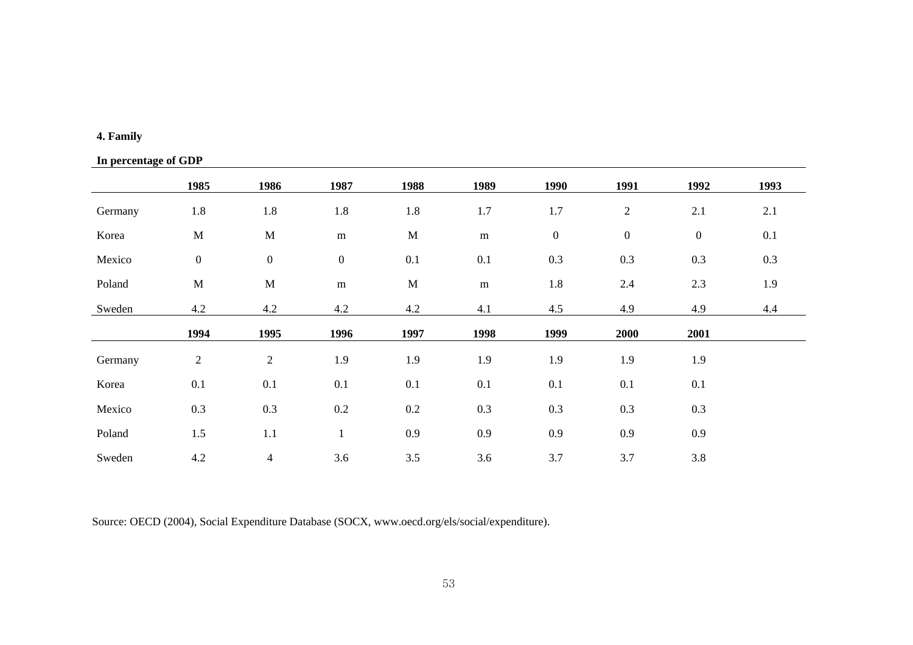**4. Family**

**In percentage of GDP**

| | 1985 | 1986 | 1987 | 1988 | 1989 | 1990 | 1991 | 1992 | 1993 |
|---|---|---|---|---|---|---|---|---|---|
| Germany | 1.8 | 1.8 | 1.8 | 1.8 | 1.7 | 1.7 | 2 | 2.1 | 2.1 |
| Korea | M | M | m | M | m | 0 | 0 | 0 | 0.1 |
| Mexico | 0 | 0 | 0 | 0.1 | 0.1 | 0.3 | 0.3 | 0.3 | 0.3 |
| Poland | M | M | m | M | m | 1.8 | 2.4 | 2.3 | 1.9 |
| Sweden | 4.2 | 4.2 | 4.2 | 4.2 | 4.1 | 4.5 | 4.9 | 4.9 | 4.4 |
| | **1994** | **1995** | **1996** | **1997** | **1998** | **1999** | **2000** | **2001** | |
| Germany | 2 | 2 | 1.9 | 1.9 | 1.9 | 1.9 | 1.9 | 1.9 | |
| Korea | 0.1 | 0.1 | 0.1 | 0.1 | 0.1 | 0.1 | 0.1 | 0.1 | |
| Mexico | 0.3 | 0.3 | 0.2 | 0.2 | 0.3 | 0.3 | 0.3 | 0.3 | |
| Poland | 1.5 | 1.1 | 1 | 0.9 | 0.9 | 0.9 | 0.9 | 0.9 | |
| Sweden | 4.2 | 4 | 3.6 | 3.5 | 3.6 | 3.7 | 3.7 | 3.8 | |

Source: OECD (2004), Social Expenditure Database (SOCX, www.oecd.org/els/social/expenditure).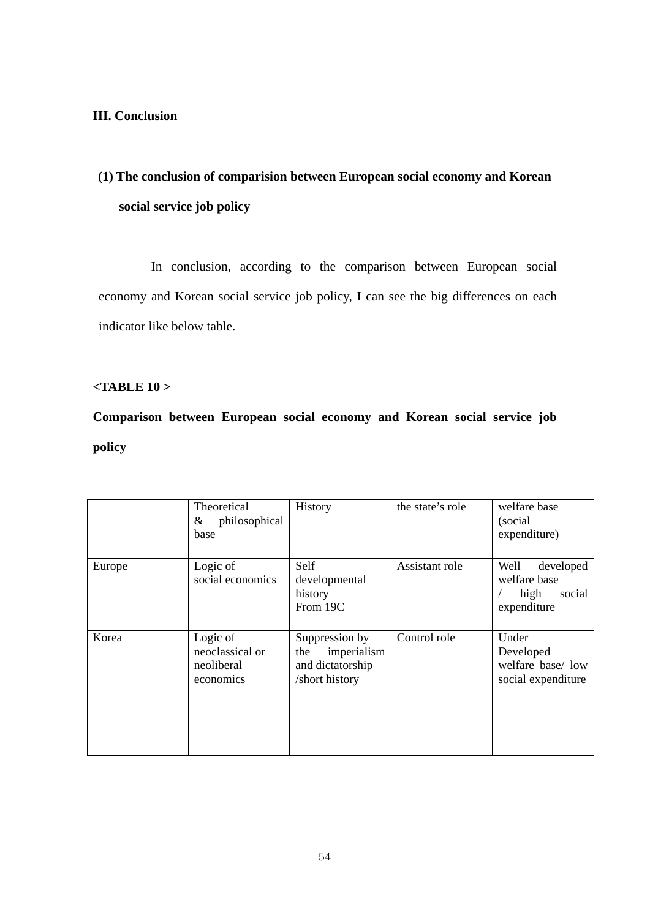## III. Conclusion

### (1) The conclusion of comparision between European social economy and Korean social service job policy

In conclusion, according to the comparison between European social economy and Korean social service job policy, I can see the big differences on each indicator like below table.

**<TABLE 10 >**

**Comparison between European social economy and Korean social service job policy**

| | Theoretical & philosophical base | History | the state's role | welfare base (social expenditure) |
|---|---|---|---|---|
| Europe | Logic of social economics | Self developmental history From 19C | Assistant role | Well developed welfare base / high social expenditure |
| Korea | Logic of neoclassical or neoliberal economics | Suppression by the imperialism and dictatorship /short history | Control role | Under Developed welfare base/ low social expenditure |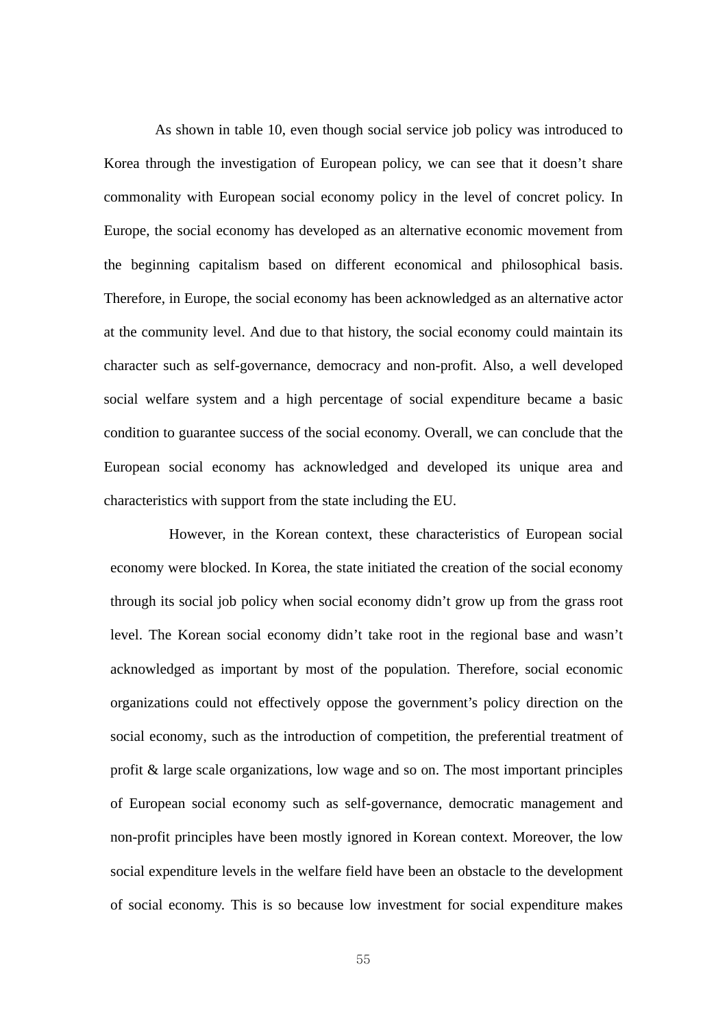As shown in table 10, even though social service job policy was introduced to Korea through the investigation of European policy, we can see that it doesn't share commonality with European social economy policy in the level of concrete policy. In Europe, the social economy has developed as an alternative economic movement from the beginning capitalism based on different economical and philosophical basis. Therefore, in Europe, the social economy has been acknowledged as an alternative actor at the community level. And due to that history, the social economy could maintain its character such as self-governance, democracy and non-profit. Also, a well developed social welfare system and a high percentage of social expenditure became a basic condition to guarantee success of the social economy. Overall, we can conclude that the European social economy has acknowledged and developed its unique area and characteristics with support from the state including the EU.

However, in the Korean context, these characteristics of European social economy were blocked. In Korea, the state initiated the creation of the social economy through its social job policy when social economy didn't grow up from the grass root level. The Korean social economy didn't take root in the regional base and wasn't acknowledged as important by most of the population. Therefore, social economic organizations could not effectively oppose the government's policy direction on the social economy, such as the introduction of competition, the preferential treatment of profit & large scale organizations, low wage and so on. The most important principles of European social economy such as self-governance, democratic management and non-profit principles have been mostly ignored in Korean context. Moreover, the low social expenditure levels in the welfare field have been an obstacle to the development of social economy. This is so because low investment for social expenditure makes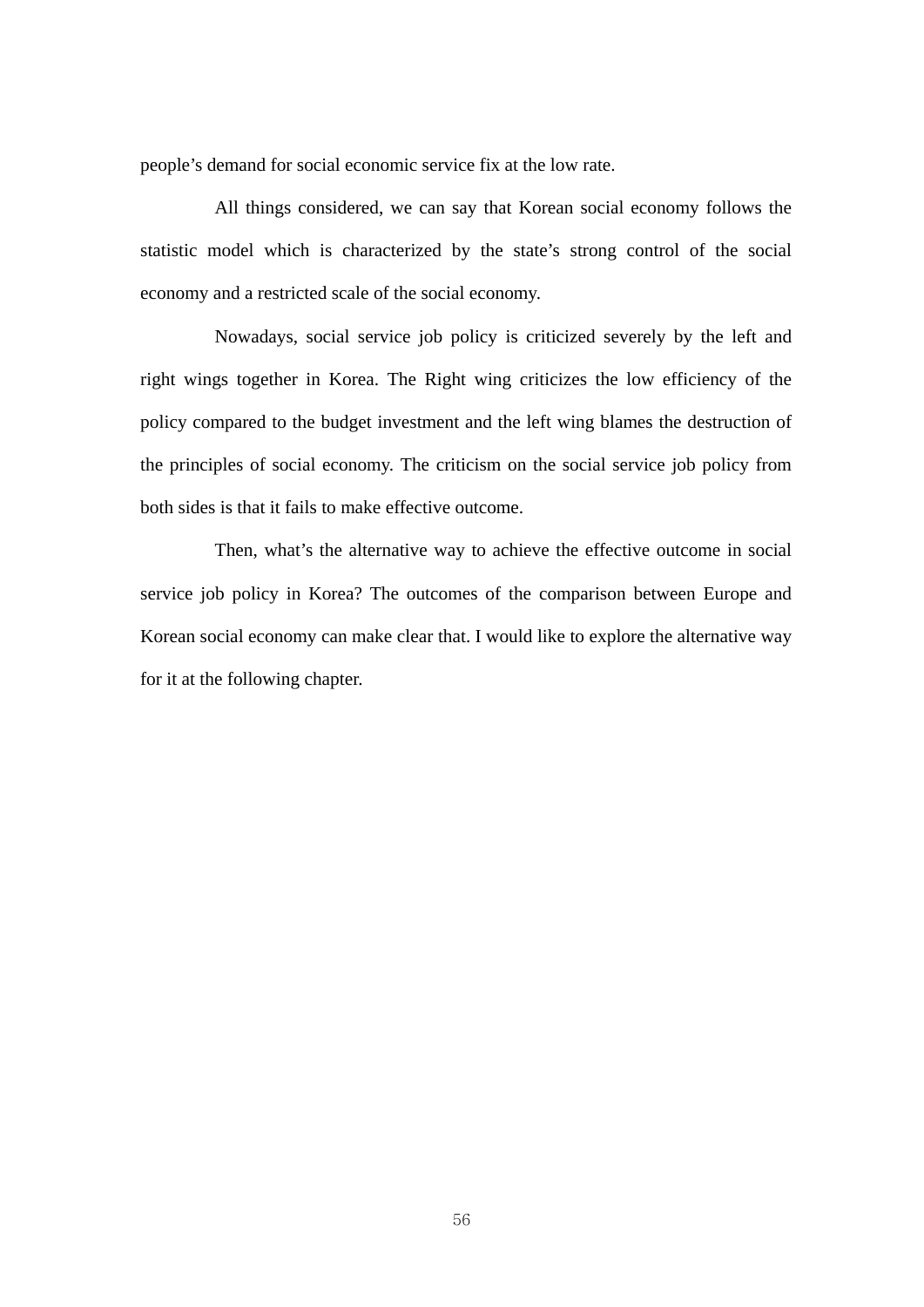people's demand for social economic service fix at the low rate.

All things considered, we can say that Korean social economy follows the statistic model which is characterized by the state's strong control of the social economy and a restricted scale of the social economy.

Nowadays, social service job policy is criticized severely by the left and right wings together in Korea. The Right wing criticizes the low efficiency of the policy compared to the budget investment and the left wing blames the destruction of the principles of social economy. The criticism on the social service job policy from both sides is that it fails to make effective outcome.

Then, what's the alternative way to achieve the effective outcome in social service job policy in Korea? The outcomes of the comparison between Europe and Korean social economy can make clear that. I would like to explore the alternative way for it at the following chapter.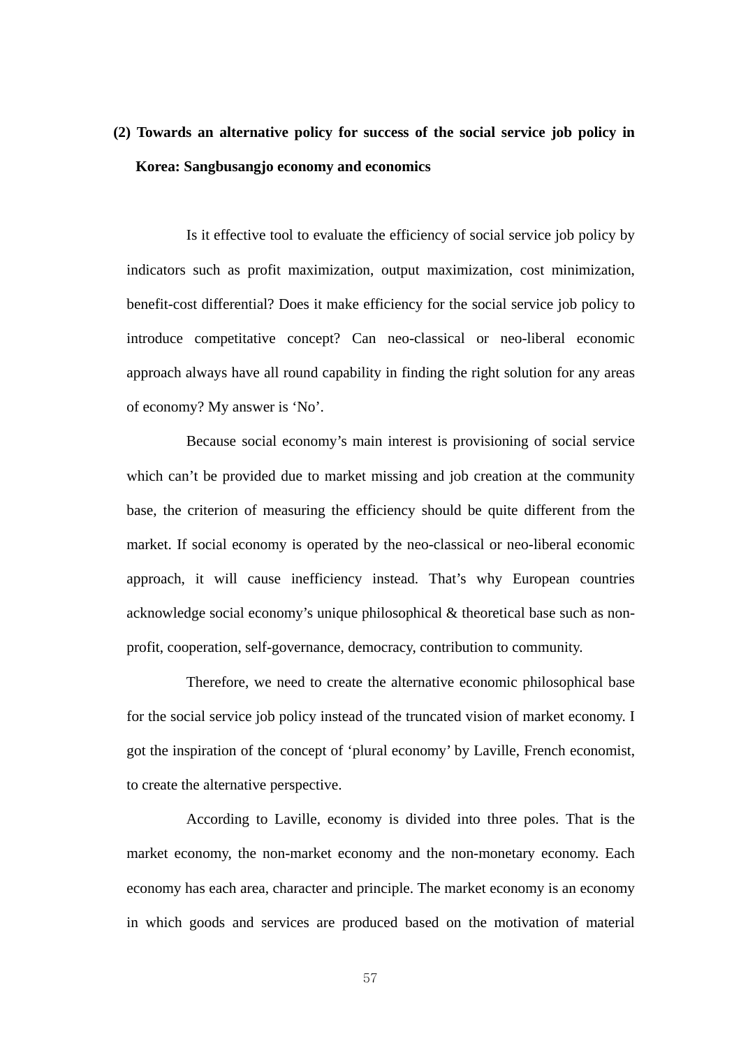### (2) Towards an alternative policy for success of the social service job policy in Korea: Sangbusangjo economy and economics

Is it effective tool to evaluate the efficiency of social service job policy by indicators such as profit maximization, output maximization, cost minimization, benefit-cost differential? Does it make efficiency for the social service job policy to introduce competitative concept? Can neo-classical or neo-liberal economic approach always have all round capability in finding the right solution for any areas of economy? My answer is 'No'.

Because social economy's main interest is provisioning of social service which can't be provided due to market missing and job creation at the community base, the criterion of measuring the efficiency should be quite different from the market. If social economy is operated by the neo-classical or neo-liberal economic approach, it will cause inefficiency instead. That's why European countries acknowledge social economy's unique philosophical & theoretical base such as non-profit, cooperation, self-governance, democracy, contribution to community.

Therefore, we need to create the alternative economic philosophical base for the social service job policy instead of the truncated vision of market economy. I got the inspiration of the concept of 'plural economy' by Laville, French economist, to create the alternative perspective.

According to Laville, economy is divided into three poles. That is the market economy, the non-market economy and the non-monetary economy. Each economy has each area, character and principle. The market economy is an economy in which goods and services are produced based on the motivation of material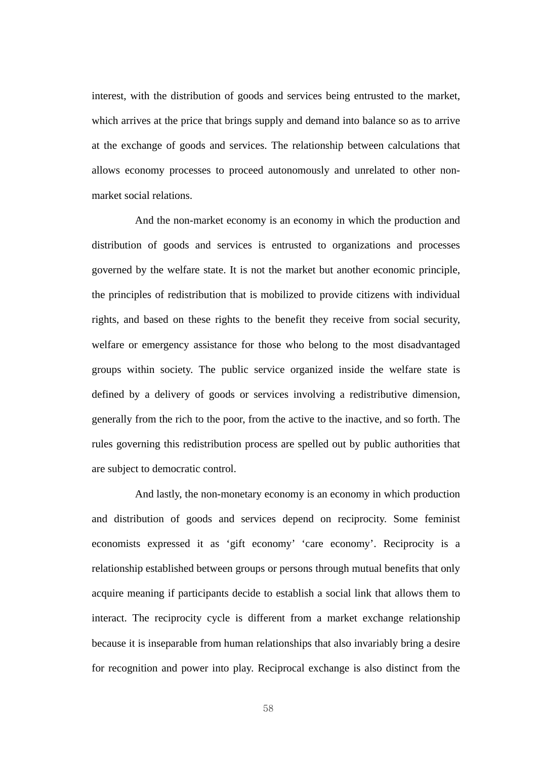interest, with the distribution of goods and services being entrusted to the market, which arrives at the price that brings supply and demand into balance so as to arrive at the exchange of goods and services. The relationship between calculations that allows economy processes to proceed autonomously and unrelated to other non-market social relations.

And the non-market economy is an economy in which the production and distribution of goods and services is entrusted to organizations and processes governed by the welfare state. It is not the market but another economic principle, the principles of redistribution that is mobilized to provide citizens with individual rights, and based on these rights to the benefit they receive from social security, welfare or emergency assistance for those who belong to the most disadvantaged groups within society. The public service organized inside the welfare state is defined by a delivery of goods or services involving a redistributive dimension, generally from the rich to the poor, from the active to the inactive, and so forth. The rules governing this redistribution process are spelled out by public authorities that are subject to democratic control.

And lastly, the non-monetary economy is an economy in which production and distribution of goods and services depend on reciprocity. Some feminist economists expressed it as 'gift economy' 'care economy'. Reciprocity is a relationship established between groups or persons through mutual benefits that only acquire meaning if participants decide to establish a social link that allows them to interact. The reciprocity cycle is different from a market exchange relationship because it is inseparable from human relationships that also invariably bring a desire for recognition and power into play. Reciprocal exchange is also distinct from the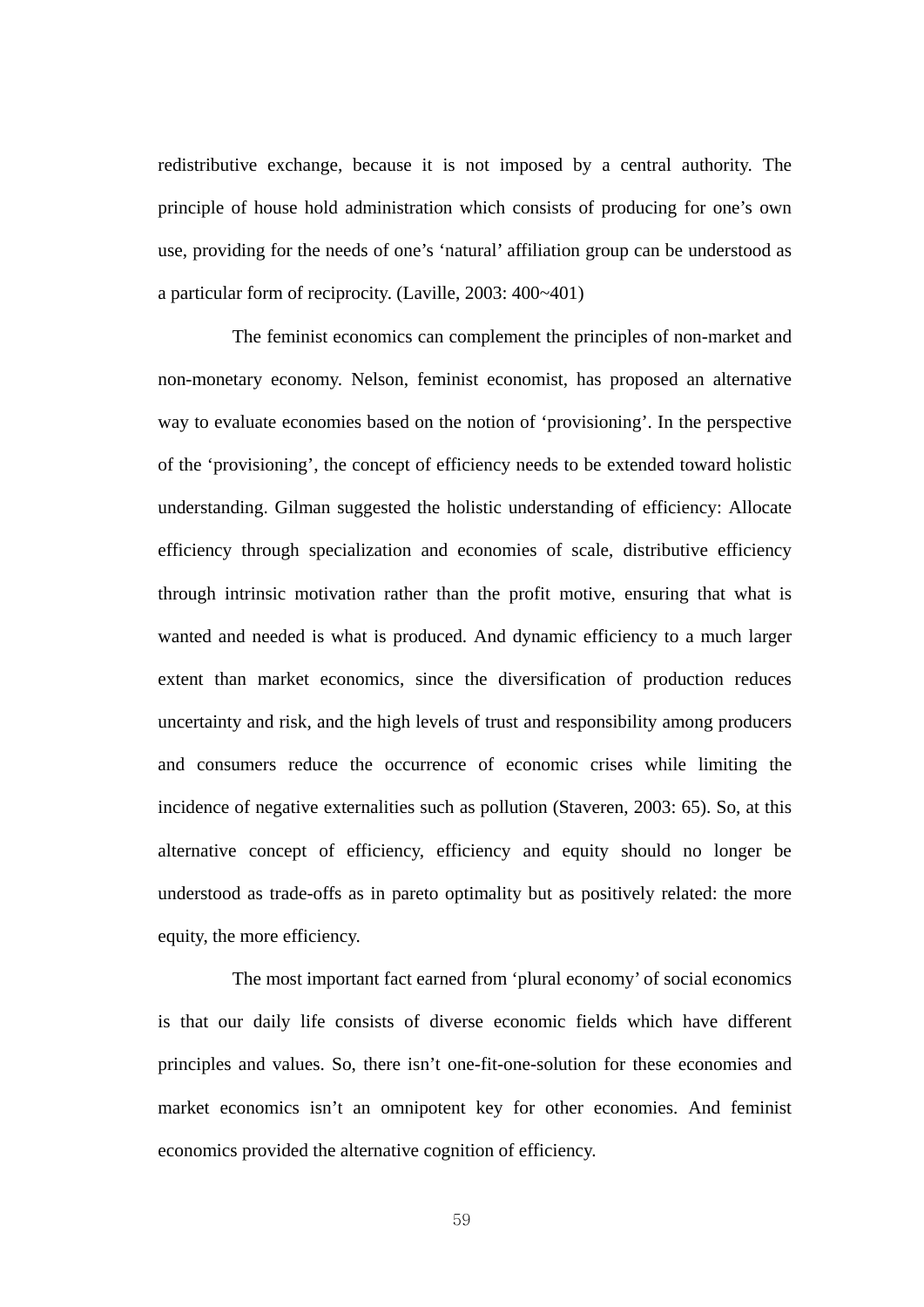redistributive exchange, because it is not imposed by a central authority. The principle of house hold administration which consists of producing for one's own use, providing for the needs of one's 'natural' affiliation group can be understood as a particular form of reciprocity. (Laville, 2003: 400~401)

The feminist economics can complement the principles of non-market and non-monetary economy. Nelson, feminist economist, has proposed an alternative way to evaluate economies based on the notion of 'provisioning'. In the perspective of the 'provisioning', the concept of efficiency needs to be extended toward holistic understanding. Gilman suggested the holistic understanding of efficiency: Allocate efficiency through specialization and economies of scale, distributive efficiency through intrinsic motivation rather than the profit motive, ensuring that what is wanted and needed is what is produced. And dynamic efficiency to a much larger extent than market economics, since the diversification of production reduces uncertainty and risk, and the high levels of trust and responsibility among producers and consumers reduce the occurrence of economic crises while limiting the incidence of negative externalities such as pollution (Staveren, 2003: 65). So, at this alternative concept of efficiency, efficiency and equity should no longer be understood as trade-offs as in pareto optimality but as positively related: the more equity, the more efficiency.

The most important fact earned from 'plural economy' of social economics is that our daily life consists of diverse economic fields which have different principles and values. So, there isn't one-fit-one-solution for these economies and market economics isn't an omnipotent key for other economies. And feminist economics provided the alternative cognition of efficiency.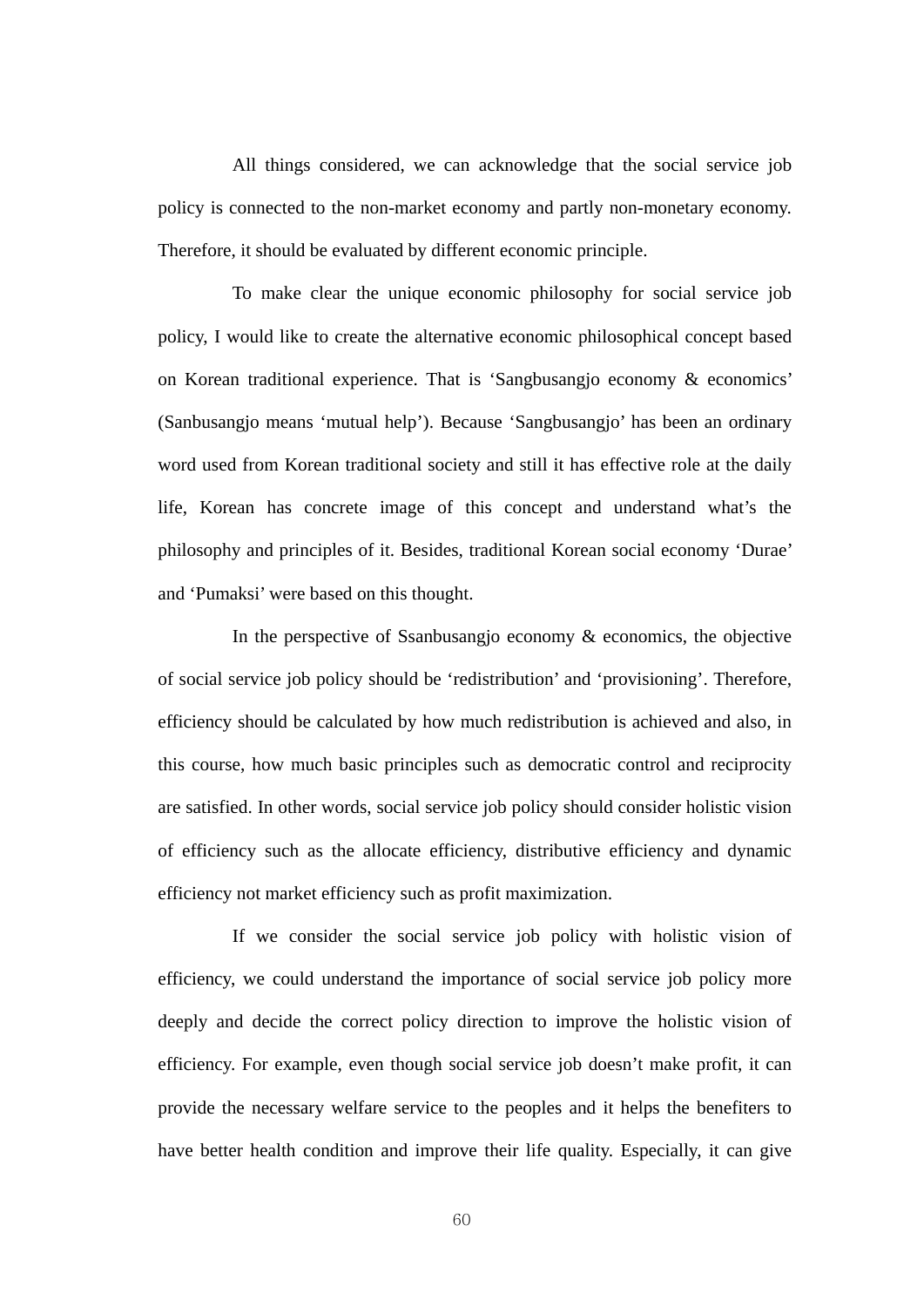All things considered, we can acknowledge that the social service job policy is connected to the non-market economy and partly non-monetary economy. Therefore, it should be evaluated by different economic principle.

To make clear the unique economic philosophy for social service job policy, I would like to create the alternative economic philosophical concept based on Korean traditional experience. That is 'Sangbusangjo economy & economics' (Sanbusangjo means 'mutual help'). Because 'Sangbusangjo' has been an ordinary word used from Korean traditional society and still it has effective role at the daily life, Korean has concrete image of this concept and understand what's the philosophy and principles of it. Besides, traditional Korean social economy 'Durae' and 'Pumaksi' were based on this thought.

In the perspective of Ssanbusangjo economy & economics, the objective of social service job policy should be 'redistribution' and 'provisioning'. Therefore, efficiency should be calculated by how much redistribution is achieved and also, in this course, how much basic principles such as democratic control and reciprocity are satisfied. In other words, social service job policy should consider holistic vision of efficiency such as the allocate efficiency, distributive efficiency and dynamic efficiency not market efficiency such as profit maximization.

If we consider the social service job policy with holistic vision of efficiency, we could understand the importance of social service job policy more deeply and decide the correct policy direction to improve the holistic vision of efficiency. For example, even though social service job doesn't make profit, it can provide the necessary welfare service to the peoples and it helps the benefiters to have better health condition and improve their life quality. Especially, it can give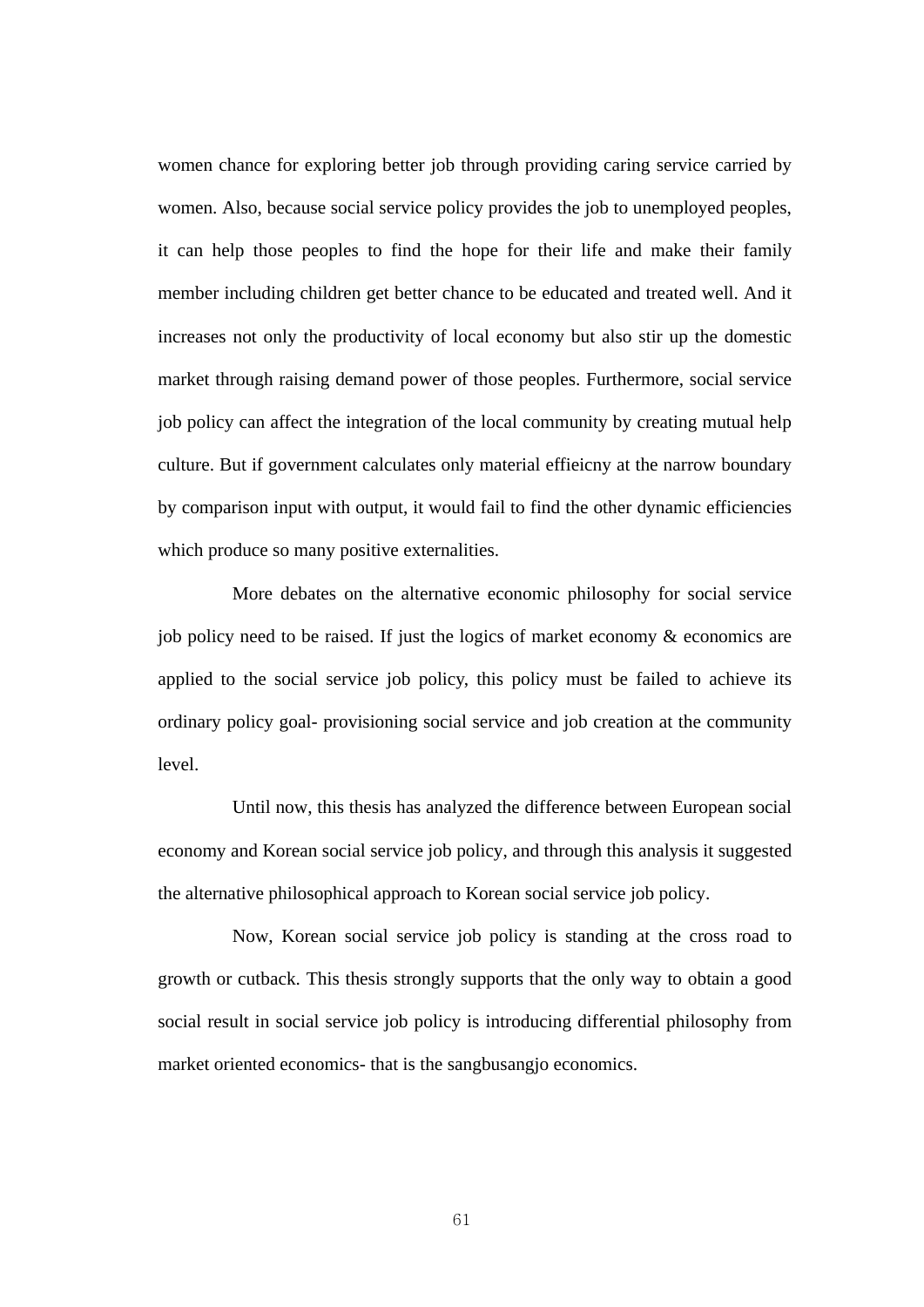women chance for exploring better job through providing caring service carried by women. Also, because social service policy provides the job to unemployed peoples, it can help those peoples to find the hope for their life and make their family member including children get better chance to be educated and treated well. And it increases not only the productivity of local economy but also stir up the domestic market through raising demand power of those peoples. Furthermore, social service job policy can affect the integration of the local community by creating mutual help culture. But if government calculates only material effieicny at the narrow boundary by comparison input with output, it would fail to find the other dynamic efficiencies which produce so many positive externalities.

More debates on the alternative economic philosophy for social service job policy need to be raised. If just the logics of market economy & economics are applied to the social service job policy, this policy must be failed to achieve its ordinary policy goal- provisioning social service and job creation at the community level.

Until now, this thesis has analyzed the difference between European social economy and Korean social service job policy, and through this analysis it suggested the alternative philosophical approach to Korean social service job policy.

Now, Korean social service job policy is standing at the cross road to growth or cutback. This thesis strongly supports that the only way to obtain a good social result in social service job policy is introducing differential philosophy from market oriented economics- that is the sangbusangjo economics.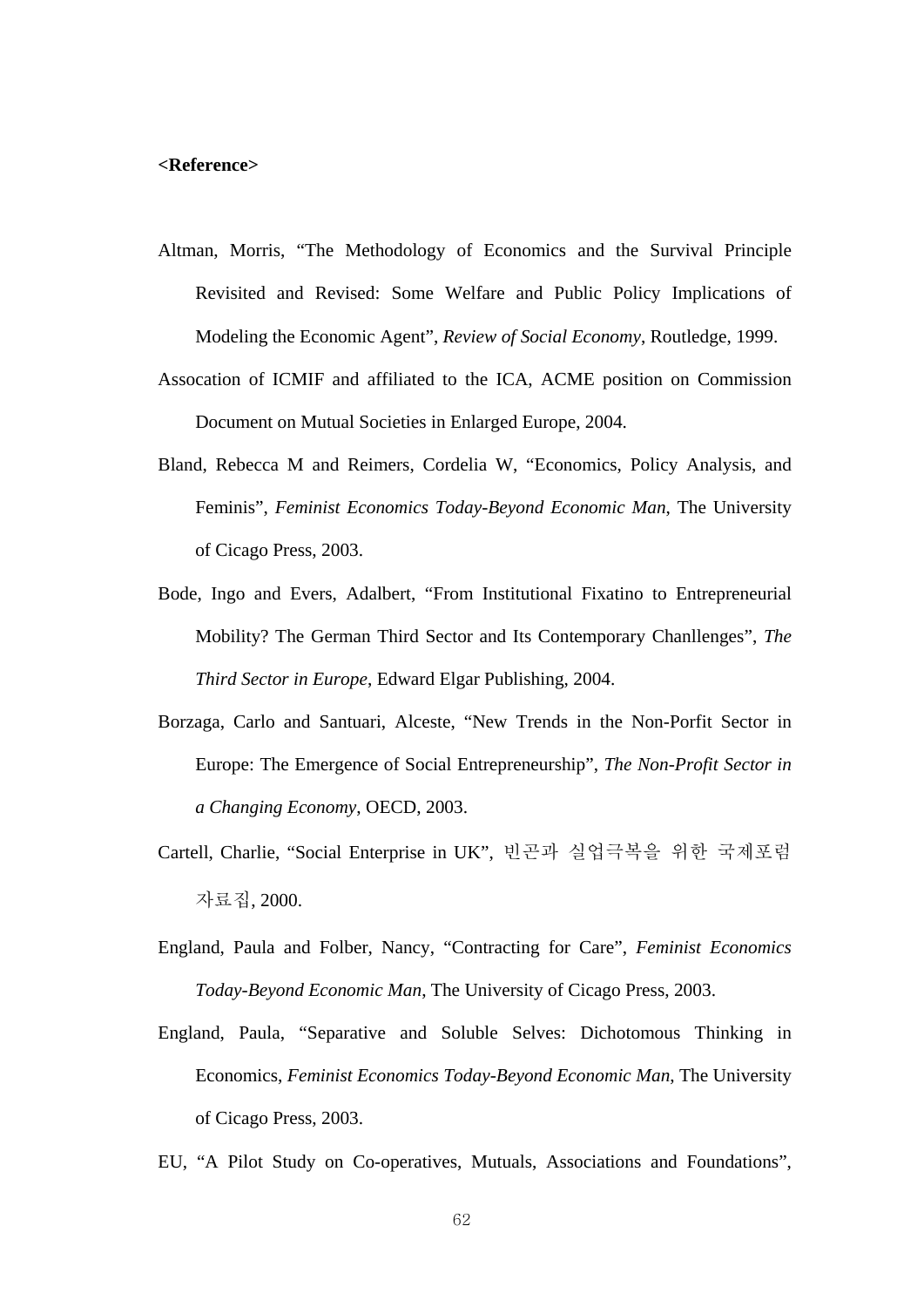**<Reference>**

Altman, Morris, “The Methodology of Economics and the Survival Principle Revisited and Revised: Some Welfare and Public Policy Implications of Modeling the Economic Agent”, *Review of Social Economy*, Routledge, 1999.

Assocation of ICMIF and affiliated to the ICA, ACME position on Commission Document on Mutual Societies in Enlarged Europe, 2004.

Bland, Rebecca M and Reimers, Cordelia W, “Economics, Policy Analysis, and Feminis”, *Feminist Economics Today-Beyond Economic Man*, The University of Cicago Press, 2003.

Bode, Ingo and Evers, Adalbert, “From Institutional Fixatino to Entrepreneurial Mobility? The German Third Sector and Its Contemporary Chanllenges”, *The Third Sector in Europe*, Edward Elgar Publishing, 2004.

Borzaga, Carlo and Santuari, Alceste, “New Trends in the Non-Porfit Sector in Europe: The Emergence of Social Entrepreneurship”, *The Non-Profit Sector in a Changing Economy*, OECD, 2003.

Cartell, Charlie, “Social Enterprise in UK”, 빈곤과 실업극복을 위한 국제포럼 자료집, 2000.

England, Paula and Folber, Nancy, “Contracting for Care”, *Feminist Economics Today-Beyond Economic Man*, The University of Cicago Press, 2003.

England, Paula, “Separative and Soluble Selves: Dichotomous Thinking in Economics, *Feminist Economics Today-Beyond Economic Man*, The University of Cicago Press, 2003.

EU, “A Pilot Study on Co-operatives, Mutuals, Associations and Foundations”,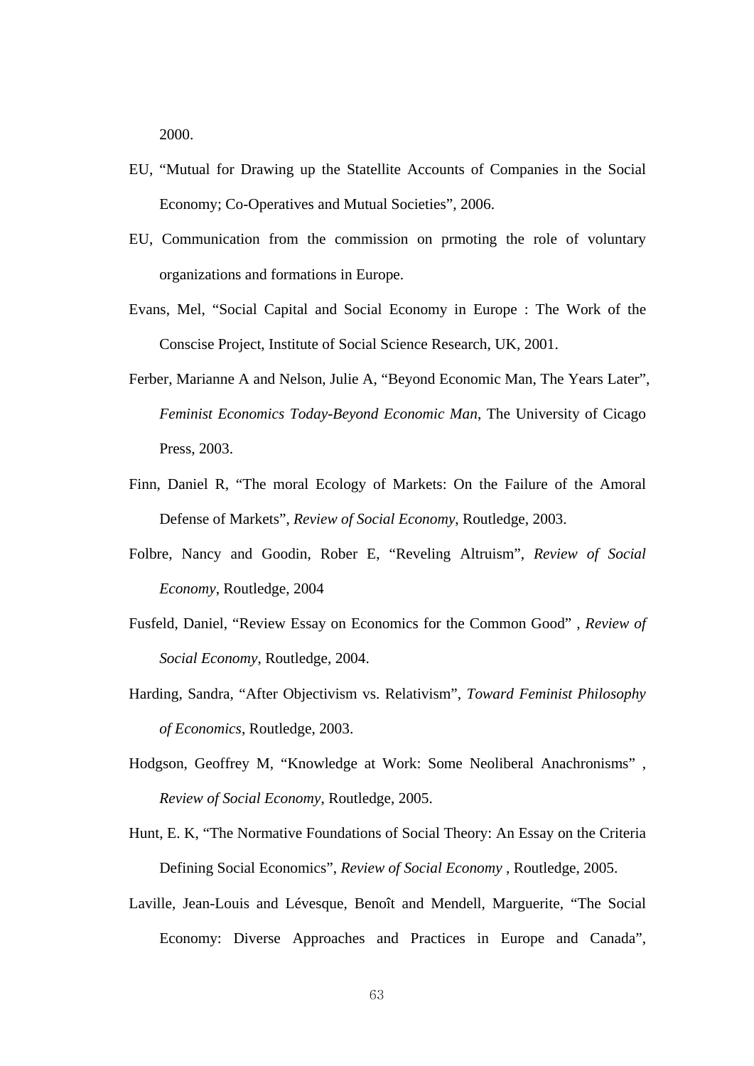2000.

EU, "Mutual for Drawing up the Statellite Accounts of Companies in the Social Economy; Co-Operatives and Mutual Societies", 2006.

EU, Communication from the commission on prmoting the role of voluntary organizations and formations in Europe.

Evans, Mel, "Social Capital and Social Economy in Europe : The Work of the Conscise Project, Institute of Social Science Research, UK, 2001.

Ferber, Marianne A and Nelson, Julie A, "Beyond Economic Man, The Years Later", *Feminist Economics Today-Beyond Economic Man*, The University of Cicago Press, 2003.

Finn, Daniel R, "The moral Ecology of Markets: On the Failure of the Amoral Defense of Markets", *Review of Social Economy*, Routledge, 2003.

Folbre, Nancy and Goodin, Rober E, "Reveling Altruism", *Review of Social Economy*, Routledge, 2004

Fusfeld, Daniel, "Review Essay on Economics for the Common Good" , *Review of Social Economy*, Routledge, 2004.

Harding, Sandra, "After Objectivism vs. Relativism", *Toward Feminist Philosophy of Economics*, Routledge, 2003.

Hodgson, Geoffrey M, "Knowledge at Work: Some Neoliberal Anachronisms" , *Review of Social Economy*, Routledge, 2005.

Hunt, E. K, "The Normative Foundations of Social Theory: An Essay on the Criteria Defining Social Economics", *Review of Social Economy* , Routledge, 2005.

Laville, Jean-Louis and Lévesque, Benoît and Mendell, Marguerite, "The Social Economy: Diverse Approaches and Practices in Europe and Canada",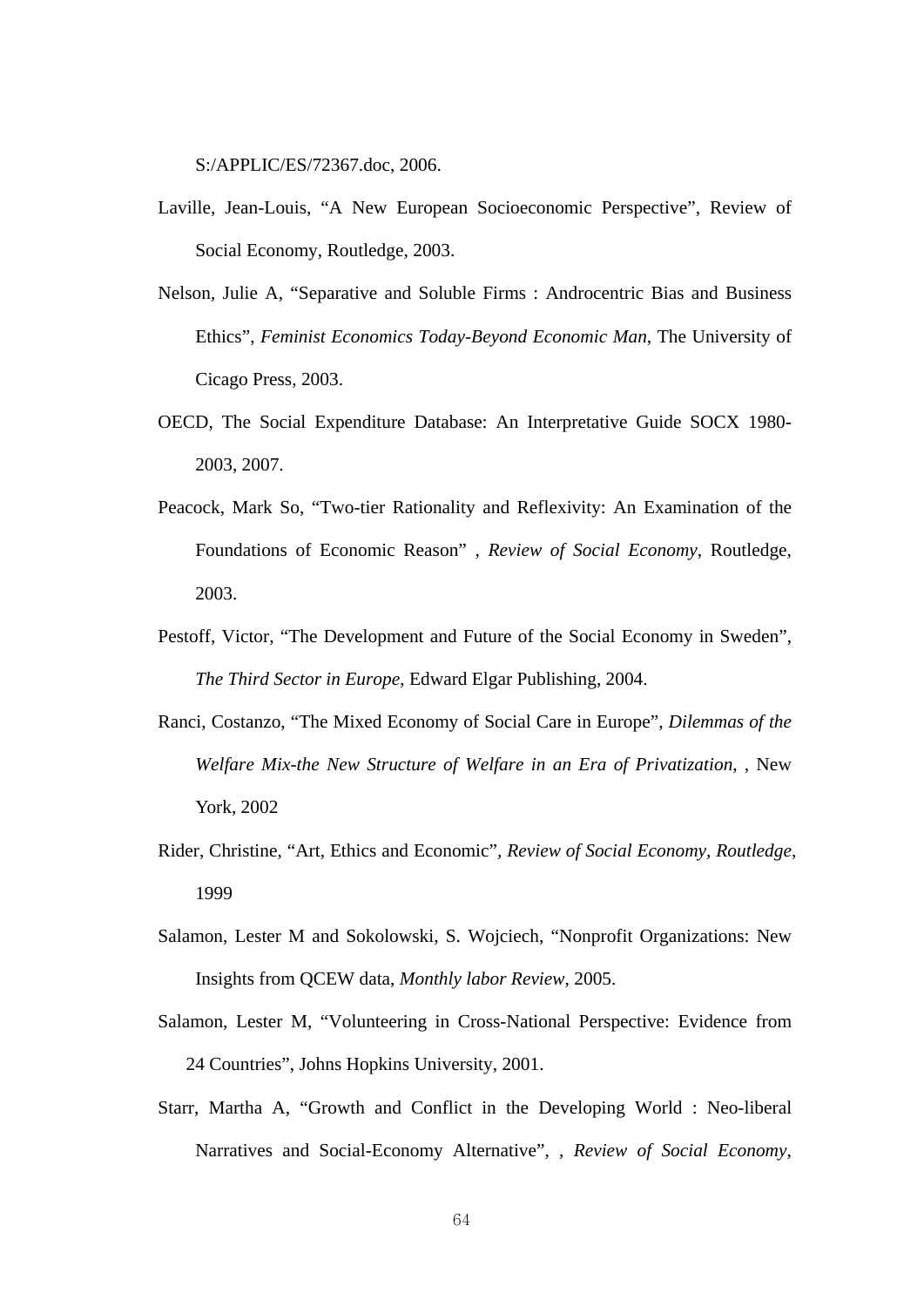S:/APPLIC/ES/72367.doc, 2006.

Laville, Jean-Louis, “A New European Socioeconomic Perspective”, Review of Social Economy, Routledge, 2003.

Nelson, Julie A, “Separative and Soluble Firms : Androcentric Bias and Business Ethics”, *Feminist Economics Today-Beyond Economic Man*, The University of Cicago Press, 2003.

OECD, The Social Expenditure Database: An Interpretative Guide SOCX 1980-2003, 2007.

Peacock, Mark So, “Two-tier Rationality and Reflexivity: An Examination of the Foundations of Economic Reason” , *Review of Social Economy*, Routledge, 2003.

Pestoff, Victor, “The Development and Future of the Social Economy in Sweden”, *The Third Sector in Europe*, Edward Elgar Publishing, 2004.

Ranci, Costanzo, “The Mixed Economy of Social Care in Europe”, *Dilemmas of the Welfare Mix-the New Structure of Welfare in an Era of Privatization*, , New York, 2002

Rider, Christine, “Art, Ethics and Economic”, *Review of Social Economy, Routledge*, 1999

Salamon, Lester M and Sokolowski, S. Wojciech, “Nonprofit Organizations: New Insights from QCEW data, *Monthly labor Review*, 2005.

Salamon, Lester M, “Volunteering in Cross-National Perspective: Evidence from 24 Countries”, Johns Hopkins University, 2001.

Starr, Martha A, “Growth and Conflict in the Developing World : Neo-liberal Narratives and Social-Economy Alternative”, , *Review of Social Economy*,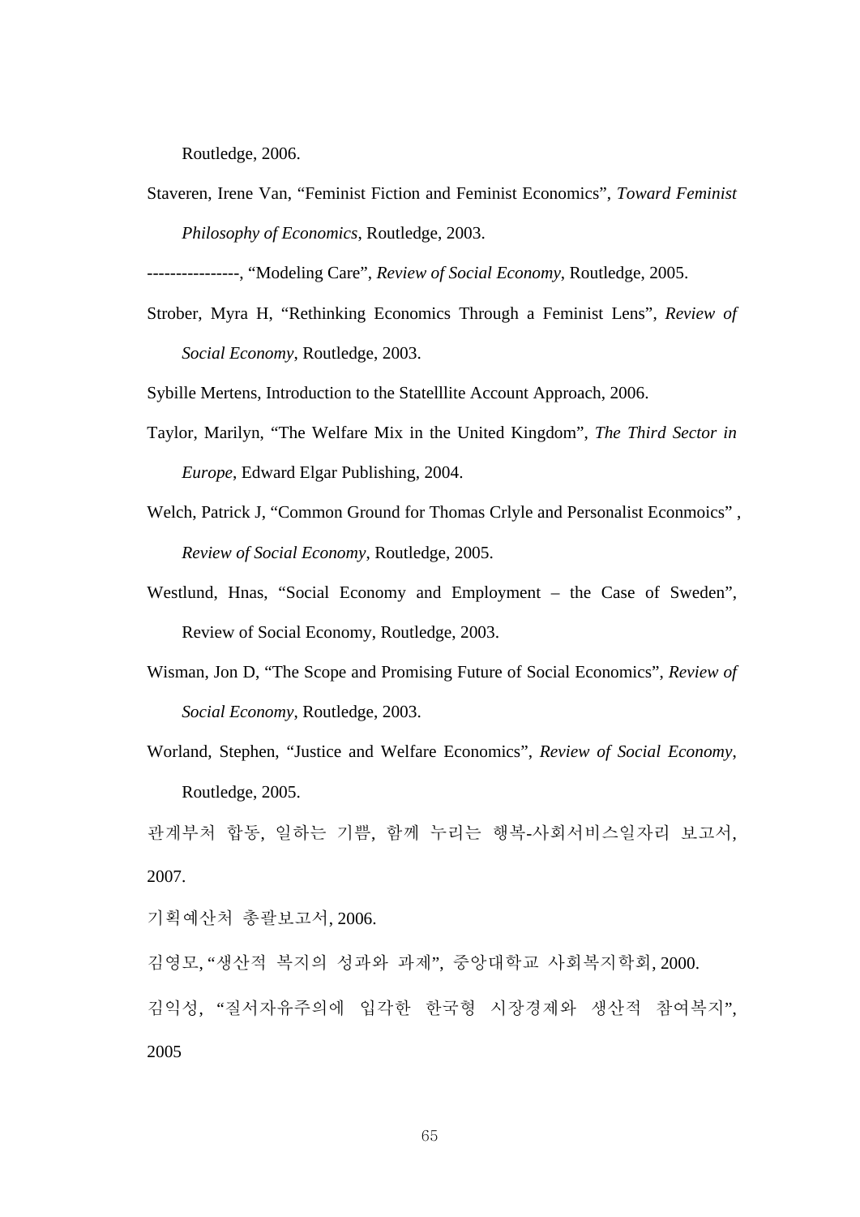Routledge, 2006.

Staveren, Irene Van, “Feminist Fiction and Feminist Economics”, *Toward Feminist Philosophy of Economics*, Routledge, 2003.

----------------, “Modeling Care”, *Review of Social Economy*, Routledge, 2005.

Strober, Myra H, “Rethinking Economics Through a Feminist Lens”, *Review of Social Economy*, Routledge, 2003.

Sybille Mertens, Introduction to the Statelllite Account Approach, 2006.

Taylor, Marilyn, “The Welfare Mix in the United Kingdom”, *The Third Sector in Europe*, Edward Elgar Publishing, 2004.

Welch, Patrick J, “Common Ground for Thomas Crlyle and Personalist Econmoics” , *Review of Social Economy*, Routledge, 2005.

Westlund, Hnas, “Social Economy and Employment – the Case of Sweden”, Review of Social Economy, Routledge, 2003.

Wisman, Jon D, “The Scope and Promising Future of Social Economics”, *Review of Social Economy*, Routledge, 2003.

Worland, Stephen, “Justice and Welfare Economics”, *Review of Social Economy*, Routledge, 2005.

관계부처 합동, 일하는 기쁨, 함께 누리는 행복-사회서비스일자리 보고서, 2007.

기획예산처 총괄보고서, 2006.

김영모, “생산적 복지의 성과와 과제”, 중앙대학교 사회복지학회, 2000.

김익성, “질서자유주의에 입각한 한국형 시장경제와 생산적 참여복지”, 2005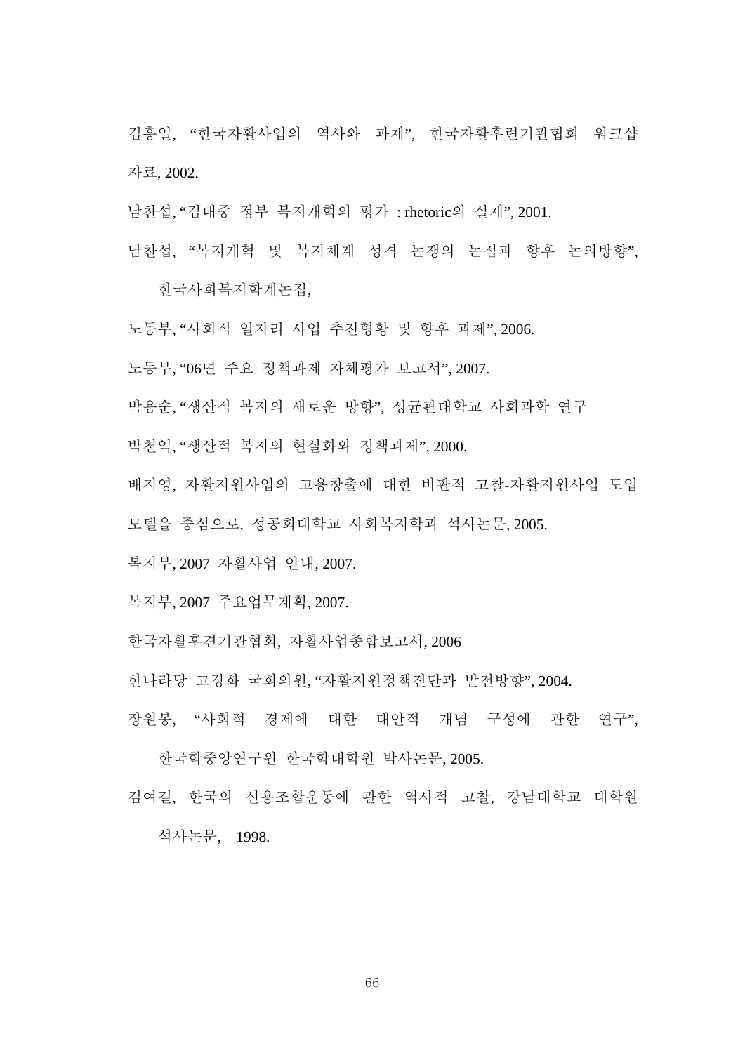김홍일, “한국자활사업의 역사와 과제”, 한국자활후련기관협회 워크샵 자료, 2002.

남찬섭, “김대중 정부 복지개혁의 평가 : rhetoric의 실제”, 2001.

남찬섭, “복지개혁 및 복지체계 성격 논쟁의 논점과 향후 논의방향”, 한국사회복지학계논집,

노동부, “사회적 일자리 사업 추진형황 및 향후 과제”, 2006.

노동부, “06년 주요 정책과제 자체평가 보고서”, 2007.

박용순, “생산적 복지의 새로운 방향”, 성균관대학교 사회과학 연구

박천익, “생산적 복지의 현실화와 정책과제”, 2000.

배지영, 자활지원사업의 고용창출에 대한 비판적 고찰-자활지원사업 도입 모델을 중심으로, 성공회대학교 사회복지학과 석사논문, 2005.

복지부, 2007 자활사업 안내, 2007.

복지부, 2007 주요업무계획, 2007.

한국자활후견기관협회, 자활사업종합보고서, 2006

한나라당 고경화 국회의원, “자활지원정책진단과 발전방향”, 2004.

장원봉, “사회적 경제에 대한 대안적 개념 구성에 관한 연구”, 한국학중앙연구원 한국학대학원 박사논문, 2005.

김여길, 한국의 신용조합운동에 관한 역사적 고찰, 강남대학교 대학원 석사논문, 1998.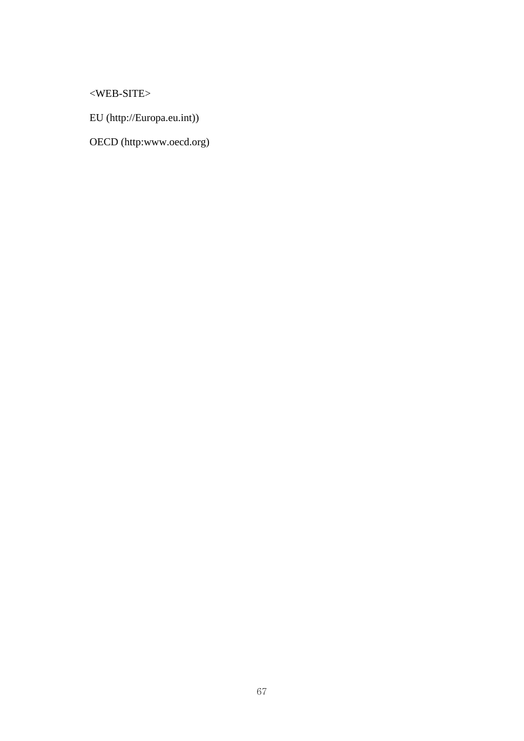<WEB-SITE>

EU (http://Europa.eu.int))

OECD (http:www.oecd.org)